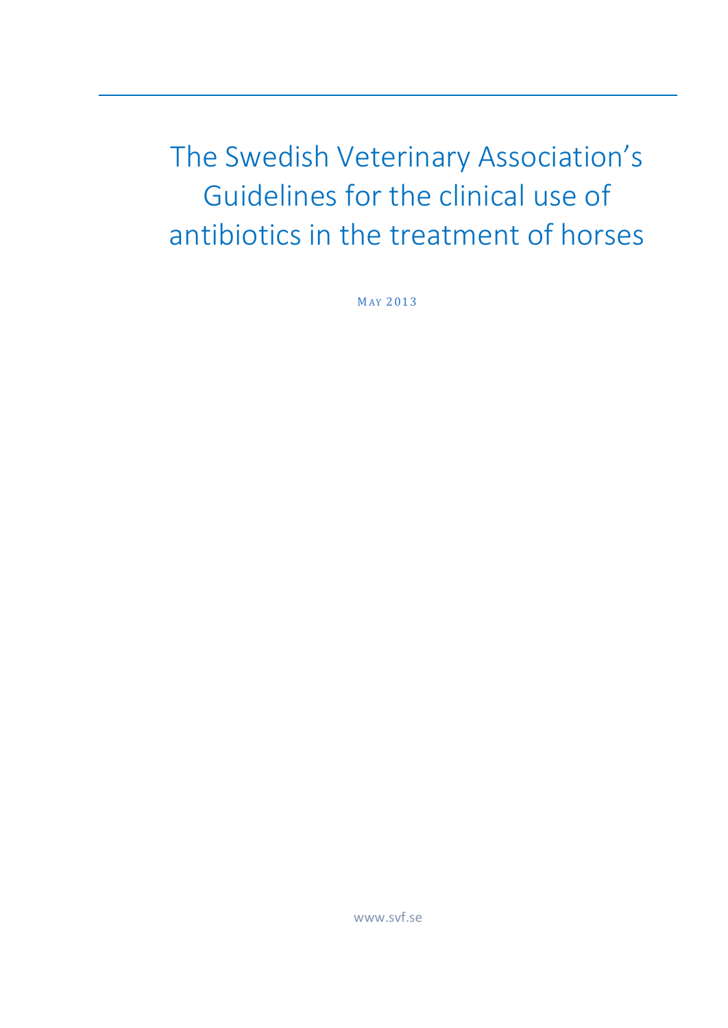# The Swedish Veterinary Association's Guidelines for the clinical use of antibiotics in the treatment of horses

MAY 2013

www.svf.se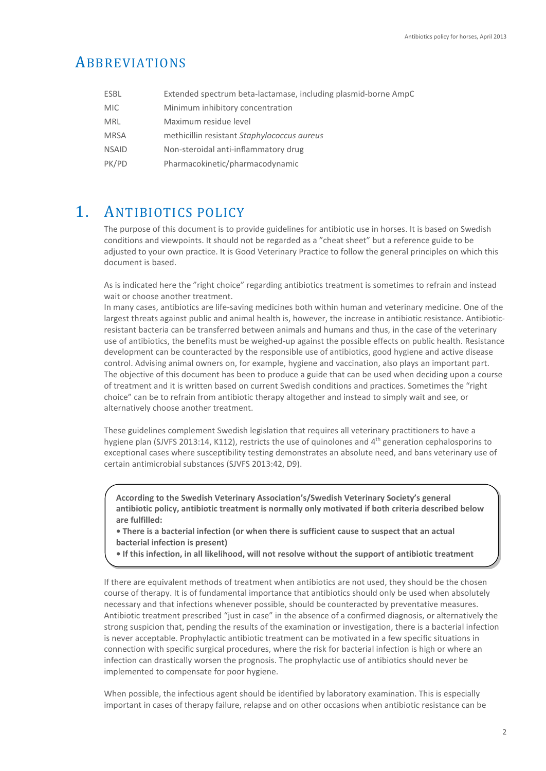# Abbreviations

| | |
|---|---|
| ESBL | Extended spectrum beta-lactamase, including plasmid-borne AmpC |
| MIC | Minimum inhibitory concentration |
| MRL | Maximum residue level |
| MRSA | methicillin resistant *Staphylococcus aureus* |
| NSAID | Non-steroidal anti-inflammatory drug |
| PK/PD | Pharmacokinetic/pharmacodynamic |

# 1. Antibiotics policy

The purpose of this document is to provide guidelines for antibiotic use in horses. It is based on Swedish conditions and viewpoints. It should not be regarded as a ”cheat sheet" but a reference guide to be adjusted to your own practice. It is Good Veterinary Practice to follow the general principles on which this document is based.

As is indicated here the ”right choice” regarding antibiotics treatment is sometimes to refrain and instead wait or choose another treatment.
In many cases, antibiotics are life-saving medicines both within human and veterinary medicine. One of the largest threats against public and animal health is, however, the increase in antibiotic resistance. Antibiotic-resistant bacteria can be transferred between animals and humans and thus, in the case of the veterinary use of antibiotics, the benefits must be weighed-up against the possible effects on public health. Resistance development can be counteracted by the responsible use of antibiotics, good hygiene and active disease control. Advising animal owners on, for example, hygiene and vaccination, also plays an important part. The objective of this document has been to produce a guide that can be used when deciding upon a course of treatment and it is written based on current Swedish conditions and practices. Sometimes the “right choice” can be to refrain from antibiotic therapy altogether and instead to simply wait and see, or alternatively choose another treatment.

These guidelines complement Swedish legislation that requires all veterinary practitioners to have a hygiene plan (SJVFS 2013:14, K112), restricts the use of quinolones and 4th generation cephalosporins to exceptional cases where susceptibility testing demonstrates an absolute need, and bans veterinary use of certain antimicrobial substances (SJVFS 2013:42, D9).

**According to the Swedish Veterinary Association's/Swedish Veterinary Society's general antibiotic policy, antibiotic treatment is normally only motivated if both criteria described below are fulfilled:**

- **There is a bacterial infection (or when there is sufficient cause to suspect that an actual bacterial infection is present)**
- **If this infection, in all likelihood, will not resolve without the support of antibiotic treatment**

If there are equivalent methods of treatment when antibiotics are not used, they should be the chosen course of therapy. It is of fundamental importance that antibiotics should only be used when absolutely necessary and that infections whenever possible, should be counteracted by preventative measures. Antibiotic treatment prescribed “just in case” in the absence of a confirmed diagnosis, or alternatively the strong suspicion that, pending the results of the examination or investigation, there is a bacterial infection is never acceptable. Prophylactic antibiotic treatment can be motivated in a few specific situations in connection with specific surgical procedures, where the risk for bacterial infection is high or where an infection can drastically worsen the prognosis. The prophylactic use of antibiotics should never be implemented to compensate for poor hygiene.

When possible, the infectious agent should be identified by laboratory examination. This is especially important in cases of therapy failure, relapse and on other occasions when antibiotic resistance can be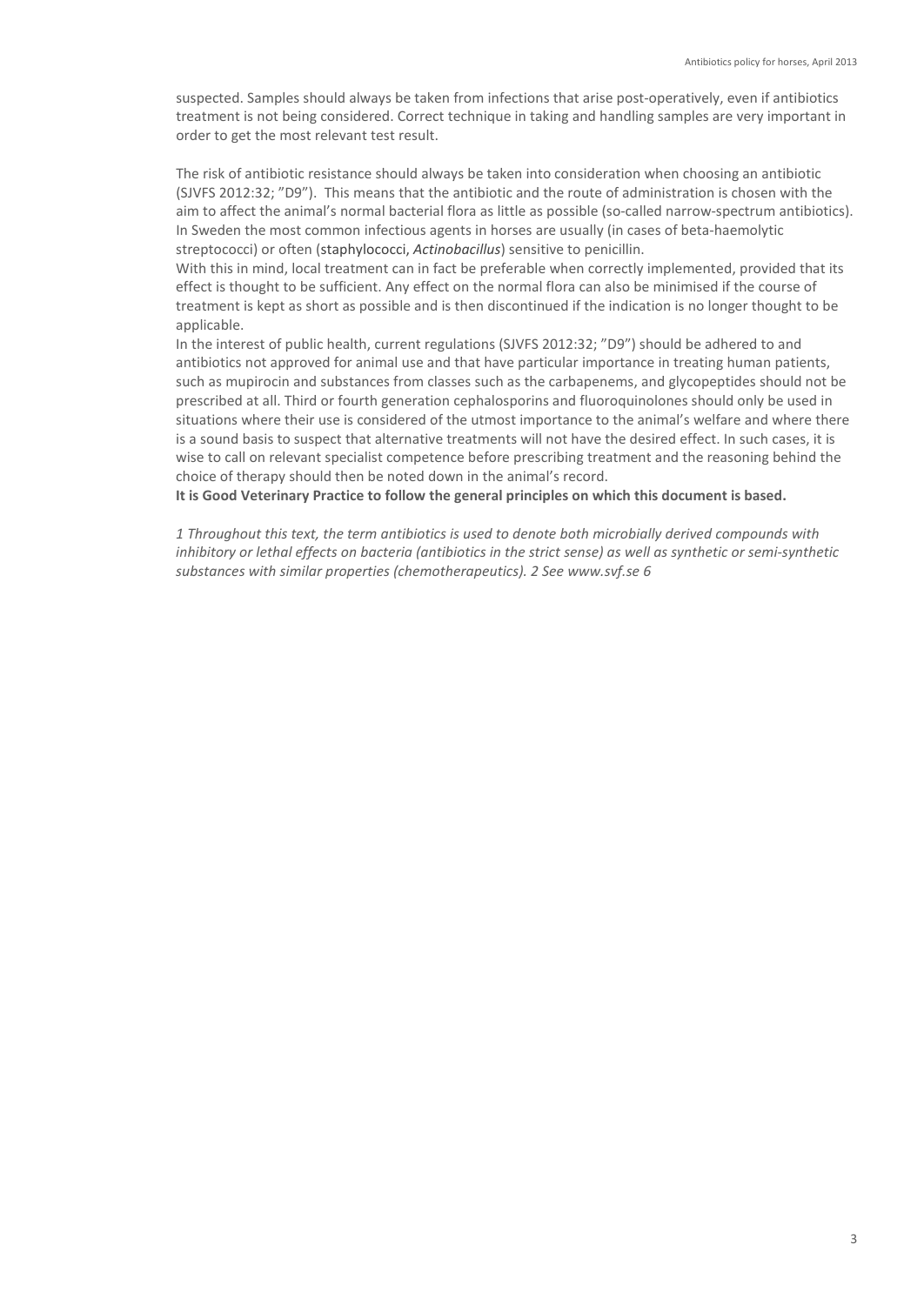suspected. Samples should always be taken from infections that arise post-operatively, even if antibiotics treatment is not being considered. Correct technique in taking and handling samples are very important in order to get the most relevant test result.

The risk of antibiotic resistance should always be taken into consideration when choosing an antibiotic (SJVFS 2012:32; ”D9”). This means that the antibiotic and the route of administration is chosen with the aim to affect the animal's normal bacterial flora as little as possible (so-called narrow-spectrum antibiotics). In Sweden the most common infectious agents in horses are usually (in cases of beta-haemolytic streptococci) or often (staphylococci, *Actinobacillus*) sensitive to penicillin.

With this in mind, local treatment can in fact be preferable when correctly implemented, provided that its effect is thought to be sufficient. Any effect on the normal flora can also be minimised if the course of treatment is kept as short as possible and is then discontinued if the indication is no longer thought to be applicable.

In the interest of public health, current regulations (SJVFS 2012:32; ”D9”) should be adhered to and antibiotics not approved for animal use and that have particular importance in treating human patients, such as mupirocin and substances from classes such as the carbapenems, and glycopeptides should not be prescribed at all. Third or fourth generation cephalosporins and fluoroquinolones should only be used in situations where their use is considered of the utmost importance to the animal's welfare and where there is a sound basis to suspect that alternative treatments will not have the desired effect. In such cases, it is wise to call on relevant specialist competence before prescribing treatment and the reasoning behind the choice of therapy should then be noted down in the animal's record.

**It is Good Veterinary Practice to follow the general principles on which this document is based.**

*1 Throughout this text, the term antibiotics is used to denote both microbially derived compounds with inhibitory or lethal effects on bacteria (antibiotics in the strict sense) as well as synthetic or semi-synthetic substances with similar properties (chemotherapeutics). 2 See www.svf.se 6*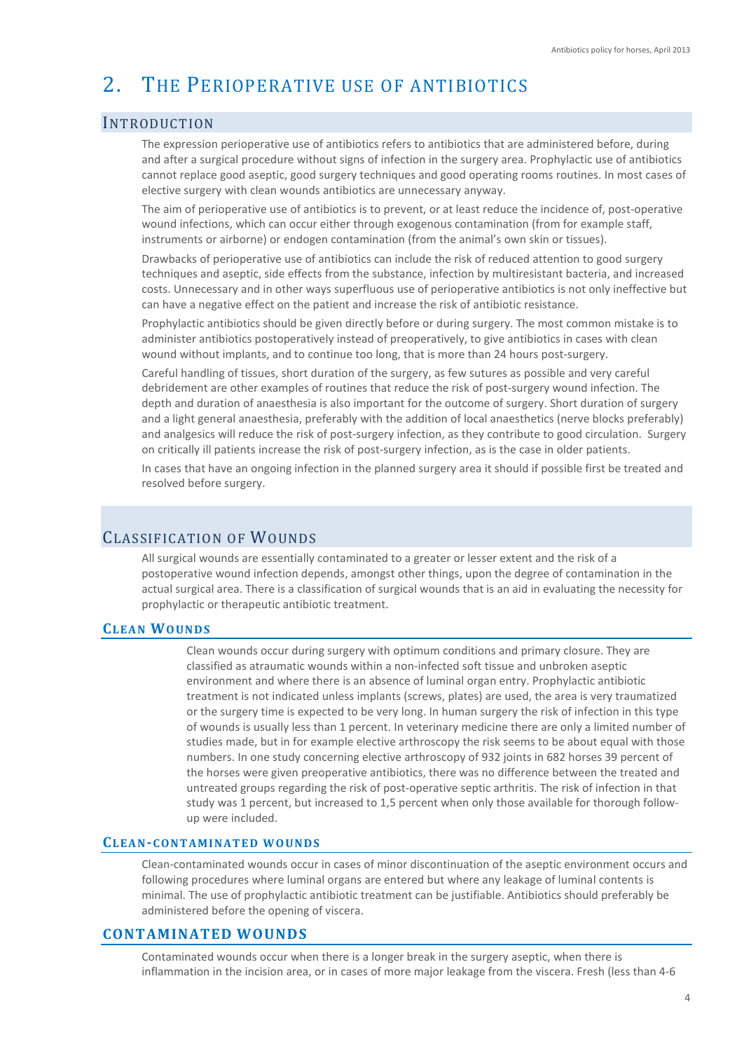# 2. THE PERIOPERATIVE USE OF ANTIBIOTICS

## INTRODUCTION

The expression perioperative use of antibiotics refers to antibiotics that are administered before, during and after a surgical procedure without signs of infection in the surgery area. Prophylactic use of antibiotics cannot replace good aseptic, good surgery techniques and good operating rooms routines. In most cases of elective surgery with clean wounds antibiotics are unnecessary anyway.

The aim of perioperative use of antibiotics is to prevent, or at least reduce the incidence of, post-operative wound infections, which can occur either through exogenous contamination (from for example staff, instruments or airborne) or endogen contamination (from the animal's own skin or tissues).

Drawbacks of perioperative use of antibiotics can include the risk of reduced attention to good surgery techniques and aseptic, side effects from the substance, infection by multiresistant bacteria, and increased costs. Unnecessary and in other ways superfluous use of perioperative antibiotics is not only ineffective but can have a negative effect on the patient and increase the risk of antibiotic resistance.

Prophylactic antibiotics should be given directly before or during surgery. The most common mistake is to administer antibiotics postoperatively instead of preoperatively, to give antibiotics in cases with clean wound without implants, and to continue too long, that is more than 24 hours post-surgery.

Careful handling of tissues, short duration of the surgery, as few sutures as possible and very careful debridement are other examples of routines that reduce the risk of post-surgery wound infection. The depth and duration of anaesthesia is also important for the outcome of surgery. Short duration of surgery and a light general anaesthesia, preferably with the addition of local anaesthetics (nerve blocks preferably) and analgesics will reduce the risk of post-surgery infection, as they contribute to good circulation. Surgery on critically ill patients increase the risk of post-surgery infection, as is the case in older patients.

In cases that have an ongoing infection in the planned surgery area it should if possible first be treated and resolved before surgery.

## CLASSIFICATION OF WOUNDS

All surgical wounds are essentially contaminated to a greater or lesser extent and the risk of a postoperative wound infection depends, amongst other things, upon the degree of contamination in the actual surgical area. There is a classification of surgical wounds that is an aid in evaluating the necessity for prophylactic or therapeutic antibiotic treatment.

### CLEAN WOUNDS

Clean wounds occur during surgery with optimum conditions and primary closure. They are classified as atraumatic wounds within a non-infected soft tissue and unbroken aseptic environment and where there is an absence of luminal organ entry. Prophylactic antibiotic treatment is not indicated unless implants (screws, plates) are used, the area is very traumatized or the surgery time is expected to be very long. In human surgery the risk of infection in this type of wounds is usually less than 1 percent. In veterinary medicine there are only a limited number of studies made, but in for example elective arthroscopy the risk seems to be about equal with those numbers. In one study concerning elective arthroscopy of 932 joints in 682 horses 39 percent of the horses were given preoperative antibiotics, there was no difference between the treated and untreated groups regarding the risk of post-operative septic arthritis. The risk of infection in that study was 1 percent, but increased to 1,5 percent when only those available for thorough follow-up were included.

### CLEAN-CONTAMINATED WOUNDS

Clean-contaminated wounds occur in cases of minor discontinuation of the aseptic environment occurs and following procedures where luminal organs are entered but where any leakage of luminal contents is minimal. The use of prophylactic antibiotic treatment can be justifiable. Antibiotics should preferably be administered before the opening of viscera.

### CONTAMINATED WOUNDS

Contaminated wounds occur when there is a longer break in the surgery aseptic, when there is inflammation in the incision area, or in cases of more major leakage from the viscera. Fresh (less than 4-6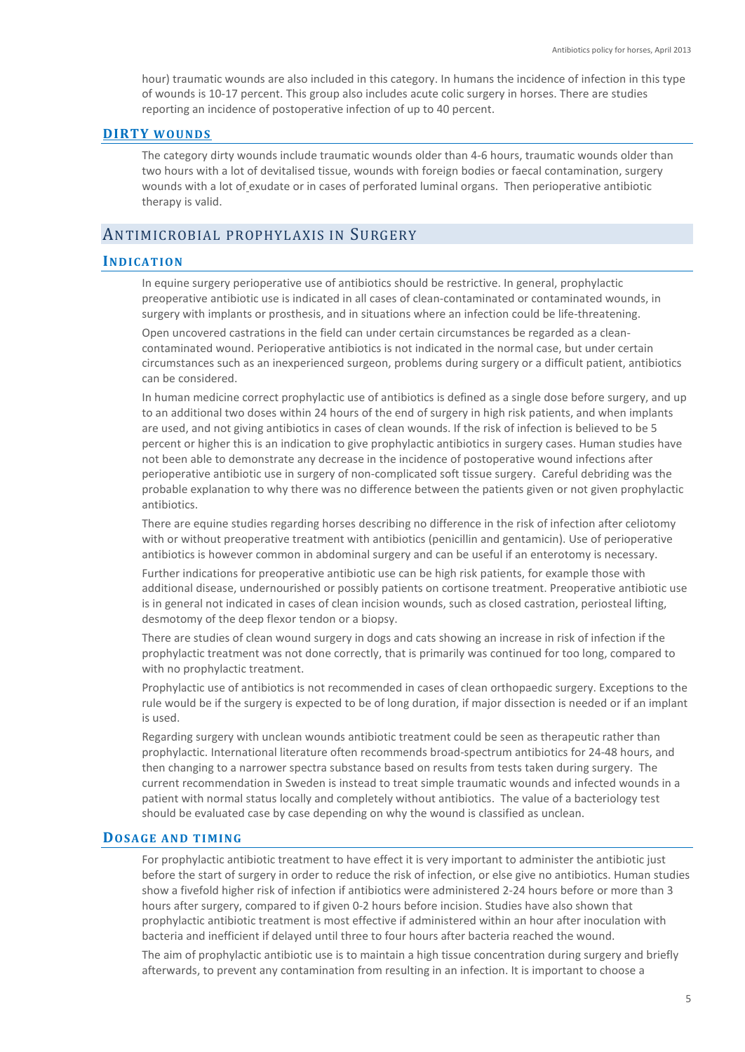hour) traumatic wounds are also included in this category. In humans the incidence of infection in this type of wounds is 10-17 percent. This group also includes acute colic surgery in horses. There are studies reporting an incidence of postoperative infection of up to 40 percent.

### DIRTY WOUNDS

The category dirty wounds include traumatic wounds older than 4-6 hours, traumatic wounds older than two hours with a lot of devitalised tissue, wounds with foreign bodies or faecal contamination, surgery wounds with a lot of exudate or in cases of perforated luminal organs. Then perioperative antibiotic therapy is valid.

## ANTIMICROBIAL PROPHYLAXIS IN SURGERY

### INDICATION

In equine surgery perioperative use of antibiotics should be restrictive. In general, prophylactic preoperative antibiotic use is indicated in all cases of clean-contaminated or contaminated wounds, in surgery with implants or prosthesis, and in situations where an infection could be life-threatening.

Open uncovered castrations in the field can under certain circumstances be regarded as a clean-contaminated wound. Perioperative antibiotics is not indicated in the normal case, but under certain circumstances such as an inexperienced surgeon, problems during surgery or a difficult patient, antibiotics can be considered.

In human medicine correct prophylactic use of antibiotics is defined as a single dose before surgery, and up to an additional two doses within 24 hours of the end of surgery in high risk patients, and when implants are used, and not giving antibiotics in cases of clean wounds. If the risk of infection is believed to be 5 percent or higher this is an indication to give prophylactic antibiotics in surgery cases. Human studies have not been able to demonstrate any decrease in the incidence of postoperative wound infections after perioperative antibiotic use in surgery of non-complicated soft tissue surgery. Careful debriding was the probable explanation to why there was no difference between the patients given or not given prophylactic antibiotics.

There are equine studies regarding horses describing no difference in the risk of infection after celiotomy with or without preoperative treatment with antibiotics (penicillin and gentamicin). Use of perioperative antibiotics is however common in abdominal surgery and can be useful if an enterotomy is necessary.

Further indications for preoperative antibiotic use can be high risk patients, for example those with additional disease, undernourished or possibly patients on cortisone treatment. Preoperative antibiotic use is in general not indicated in cases of clean incision wounds, such as closed castration, periosteal lifting, desmotomy of the deep flexor tendon or a biopsy.

There are studies of clean wound surgery in dogs and cats showing an increase in risk of infection if the prophylactic treatment was not done correctly, that is primarily was continued for too long, compared to with no prophylactic treatment.

Prophylactic use of antibiotics is not recommended in cases of clean orthopaedic surgery. Exceptions to the rule would be if the surgery is expected to be of long duration, if major dissection is needed or if an implant is used.

Regarding surgery with unclean wounds antibiotic treatment could be seen as therapeutic rather than prophylactic. International literature often recommends broad-spectrum antibiotics for 24-48 hours, and then changing to a narrower spectra substance based on results from tests taken during surgery. The current recommendation in Sweden is instead to treat simple traumatic wounds and infected wounds in a patient with normal status locally and completely without antibiotics. The value of a bacteriology test should be evaluated case by case depending on why the wound is classified as unclean.

### DOSAGE AND TIMING

For prophylactic antibiotic treatment to have effect it is very important to administer the antibiotic just before the start of surgery in order to reduce the risk of infection, or else give no antibiotics. Human studies show a fivefold higher risk of infection if antibiotics were administered 2-24 hours before or more than 3 hours after surgery, compared to if given 0-2 hours before incision. Studies have also shown that prophylactic antibiotic treatment is most effective if administered within an hour after inoculation with bacteria and inefficient if delayed until three to four hours after bacteria reached the wound.

The aim of prophylactic antibiotic use is to maintain a high tissue concentration during surgery and briefly afterwards, to prevent any contamination from resulting in an infection. It is important to choose a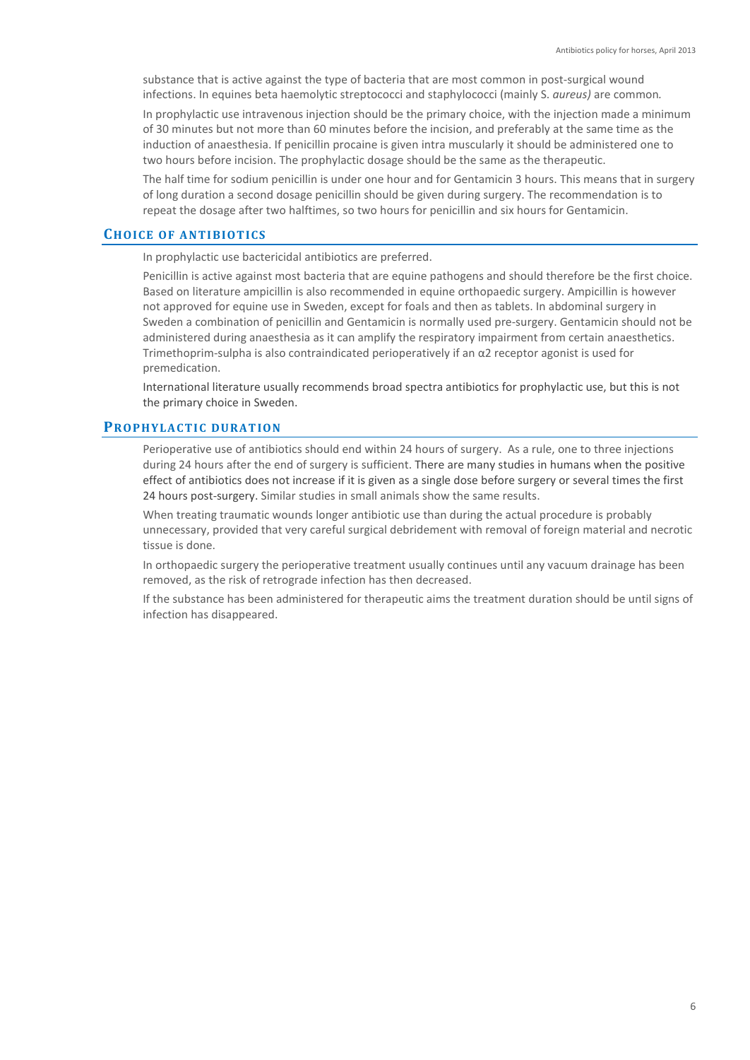substance that is active against the type of bacteria that are most common in post-surgical wound infections. In equines beta haemolytic streptococci and staphylococci (mainly S. *aureus)* are common.

In prophylactic use intravenous injection should be the primary choice, with the injection made a minimum of 30 minutes but not more than 60 minutes before the incision, and preferably at the same time as the induction of anaesthesia. If penicillin procaine is given intra muscularly it should be administered one to two hours before incision. The prophylactic dosage should be the same as the therapeutic.

The half time for sodium penicillin is under one hour and for Gentamicin 3 hours. This means that in surgery of long duration a second dosage penicillin should be given during surgery. The recommendation is to repeat the dosage after two halftimes, so two hours for penicillin and six hours for Gentamicin.

## Choice of antibiotics

In prophylactic use bactericidal antibiotics are preferred.

Penicillin is active against most bacteria that are equine pathogens and should therefore be the first choice. Based on literature ampicillin is also recommended in equine orthopaedic surgery. Ampicillin is however not approved for equine use in Sweden, except for foals and then as tablets. In abdominal surgery in Sweden a combination of penicillin and Gentamicin is normally used pre-surgery. Gentamicin should not be administered during anaesthesia as it can amplify the respiratory impairment from certain anaesthetics. Trimethoprim-sulpha is also contraindicated perioperatively if an α2 receptor agonist is used for premedication.

International literature usually recommends broad spectra antibiotics for prophylactic use, but this is not the primary choice in Sweden.

## Prophylactic duration

Perioperative use of antibiotics should end within 24 hours of surgery. As a rule, one to three injections during 24 hours after the end of surgery is sufficient. There are many studies in humans when the positive effect of antibiotics does not increase if it is given as a single dose before surgery or several times the first 24 hours post-surgery. Similar studies in small animals show the same results.

When treating traumatic wounds longer antibiotic use than during the actual procedure is probably unnecessary, provided that very careful surgical debridement with removal of foreign material and necrotic tissue is done.

In orthopaedic surgery the perioperative treatment usually continues until any vacuum drainage has been removed, as the risk of retrograde infection has then decreased.

If the substance has been administered for therapeutic aims the treatment duration should be until signs of infection has disappeared.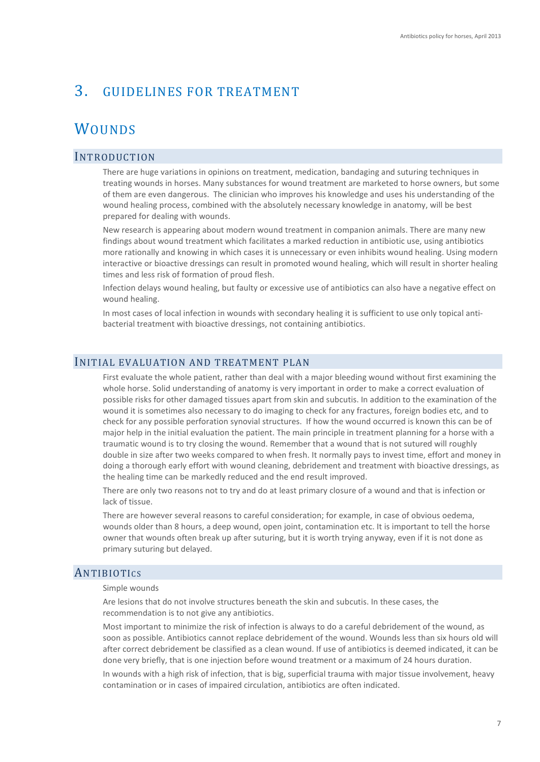# 3. GUIDELINES FOR TREATMENT

## WOUNDS

### INTRODUCTION

There are huge variations in opinions on treatment, medication, bandaging and suturing techniques in treating wounds in horses. Many substances for wound treatment are marketed to horse owners, but some of them are even dangerous. The clinician who improves his knowledge and uses his understanding of the wound healing process, combined with the absolutely necessary knowledge in anatomy, will be best prepared for dealing with wounds.

New research is appearing about modern wound treatment in companion animals. There are many new findings about wound treatment which facilitates a marked reduction in antibiotic use, using antibiotics more rationally and knowing in which cases it is unnecessary or even inhibits wound healing. Using modern interactive or bioactive dressings can result in promoted wound healing, which will result in shorter healing times and less risk of formation of proud flesh.

Infection delays wound healing, but faulty or excessive use of antibiotics can also have a negative effect on wound healing.

In most cases of local infection in wounds with secondary healing it is sufficient to use only topical anti-bacterial treatment with bioactive dressings, not containing antibiotics.

### INITIAL EVALUATION AND TREATMENT PLAN

First evaluate the whole patient, rather than deal with a major bleeding wound without first examining the whole horse. Solid understanding of anatomy is very important in order to make a correct evaluation of possible risks for other damaged tissues apart from skin and subcutis. In addition to the examination of the wound it is sometimes also necessary to do imaging to check for any fractures, foreign bodies etc, and to check for any possible perforation synovial structures. If how the wound occurred is known this can be of major help in the initial evaluation the patient. The main principle in treatment planning for a horse with a traumatic wound is to try closing the wound. Remember that a wound that is not sutured will roughly double in size after two weeks compared to when fresh. It normally pays to invest time, effort and money in doing a thorough early effort with wound cleaning, debridement and treatment with bioactive dressings, as the healing time can be markedly reduced and the end result improved.

There are only two reasons not to try and do at least primary closure of a wound and that is infection or lack of tissue.

There are however several reasons to careful consideration; for example, in case of obvious oedema, wounds older than 8 hours, a deep wound, open joint, contamination etc. It is important to tell the horse owner that wounds often break up after suturing, but it is worth trying anyway, even if it is not done as primary suturing but delayed.

### ANTIBIOTICS

Simple wounds

Are lesions that do not involve structures beneath the skin and subcutis. In these cases, the recommendation is to not give any antibiotics.

Most important to minimize the risk of infection is always to do a careful debridement of the wound, as soon as possible. Antibiotics cannot replace debridement of the wound. Wounds less than six hours old will after correct debridement be classified as a clean wound. If use of antibiotics is deemed indicated, it can be done very briefly, that is one injection before wound treatment or a maximum of 24 hours duration.

In wounds with a high risk of infection, that is big, superficial trauma with major tissue involvement, heavy contamination or in cases of impaired circulation, antibiotics are often indicated.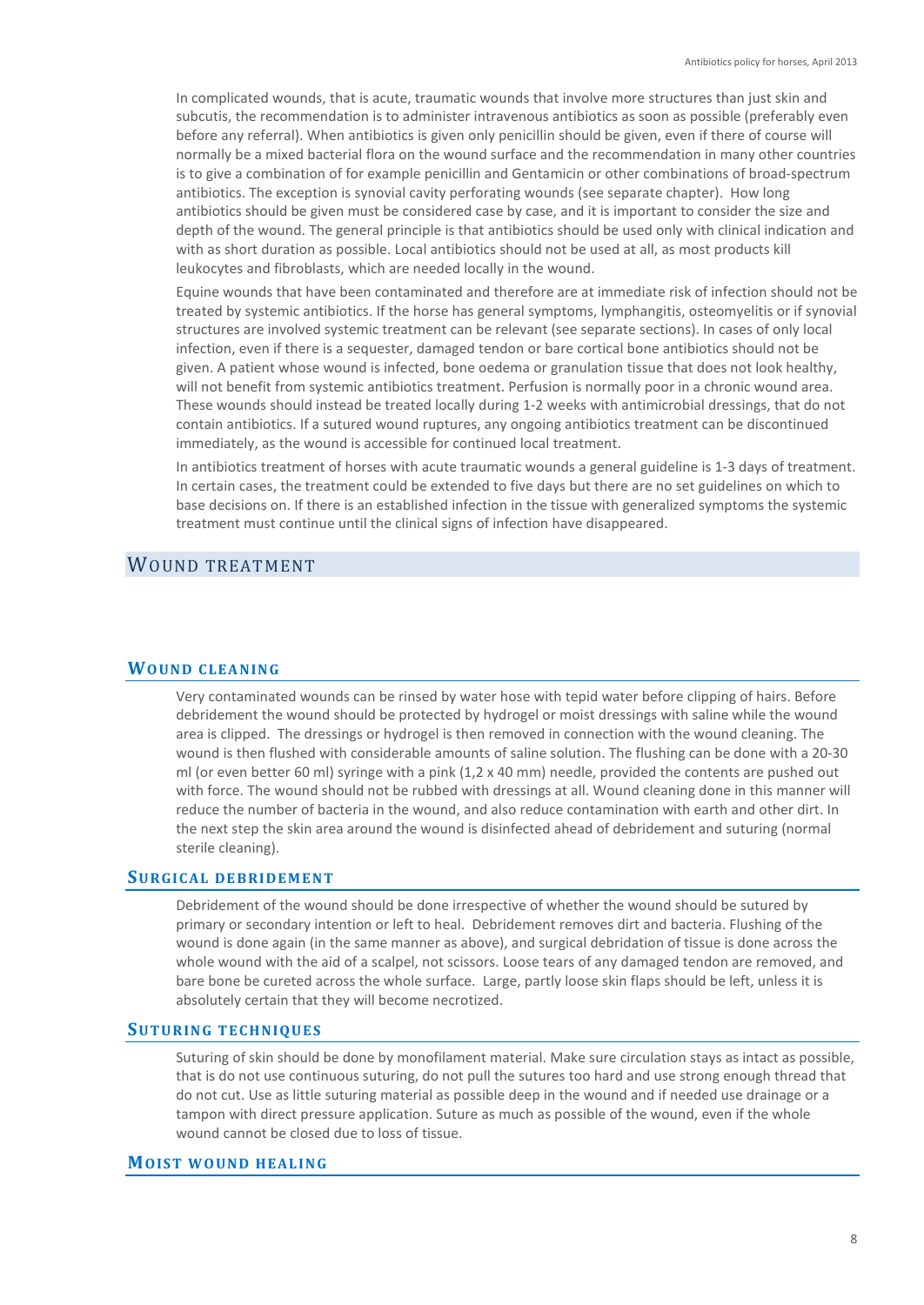In complicated wounds, that is acute, traumatic wounds that involve more structures than just skin and subcutis, the recommendation is to administer intravenous antibiotics as soon as possible (preferably even before any referral). When antibiotics is given only penicillin should be given, even if there of course will normally be a mixed bacterial flora on the wound surface and the recommendation in many other countries is to give a combination of for example penicillin and Gentamicin or other combinations of broad-spectrum antibiotics. The exception is synovial cavity perforating wounds (see separate chapter). How long antibiotics should be given must be considered case by case, and it is important to consider the size and depth of the wound. The general principle is that antibiotics should be used only with clinical indication and with as short duration as possible. Local antibiotics should not be used at all, as most products kill leukocytes and fibroblasts, which are needed locally in the wound.

Equine wounds that have been contaminated and therefore are at immediate risk of infection should not be treated by systemic antibiotics. If the horse has general symptoms, lymphangitis, osteomyelitis or if synovial structures are involved systemic treatment can be relevant (see separate sections). In cases of only local infection, even if there is a sequester, damaged tendon or bare cortical bone antibiotics should not be given. A patient whose wound is infected, bone oedema or granulation tissue that does not look healthy, will not benefit from systemic antibiotics treatment. Perfusion is normally poor in a chronic wound area. These wounds should instead be treated locally during 1-2 weeks with antimicrobial dressings, that do not contain antibiotics. If a sutured wound ruptures, any ongoing antibiotics treatment can be discontinued immediately, as the wound is accessible for continued local treatment.

In antibiotics treatment of horses with acute traumatic wounds a general guideline is 1-3 days of treatment. In certain cases, the treatment could be extended to five days but there are no set guidelines on which to base decisions on. If there is an established infection in the tissue with generalized symptoms the systemic treatment must continue until the clinical signs of infection have disappeared.

## Wound treatment

### Wound cleaning

Very contaminated wounds can be rinsed by water hose with tepid water before clipping of hairs. Before debridement the wound should be protected by hydrogel or moist dressings with saline while the wound area is clipped. The dressings or hydrogel is then removed in connection with the wound cleaning. The wound is then flushed with considerable amounts of saline solution. The flushing can be done with a 20-30 ml (or even better 60 ml) syringe with a pink (1,2 x 40 mm) needle, provided the contents are pushed out with force. The wound should not be rubbed with dressings at all. Wound cleaning done in this manner will reduce the number of bacteria in the wound, and also reduce contamination with earth and other dirt. In the next step the skin area around the wound is disinfected ahead of debridement and suturing (normal sterile cleaning).

### Surgical debridement

Debridement of the wound should be done irrespective of whether the wound should be sutured by primary or secondary intention or left to heal. Debridement removes dirt and bacteria. Flushing of the wound is done again (in the same manner as above), and surgical debridation of tissue is done across the whole wound with the aid of a scalpel, not scissors. Loose tears of any damaged tendon are removed, and bare bone be cureted across the whole surface. Large, partly loose skin flaps should be left, unless it is absolutely certain that they will become necrotized.

### Suturing techniques

Suturing of skin should be done by monofilament material. Make sure circulation stays as intact as possible, that is do not use continuous suturing, do not pull the sutures too hard and use strong enough thread that do not cut. Use as little suturing material as possible deep in the wound and if needed use drainage or a tampon with direct pressure application. Suture as much as possible of the wound, even if the whole wound cannot be closed due to loss of tissue.

### Moist wound healing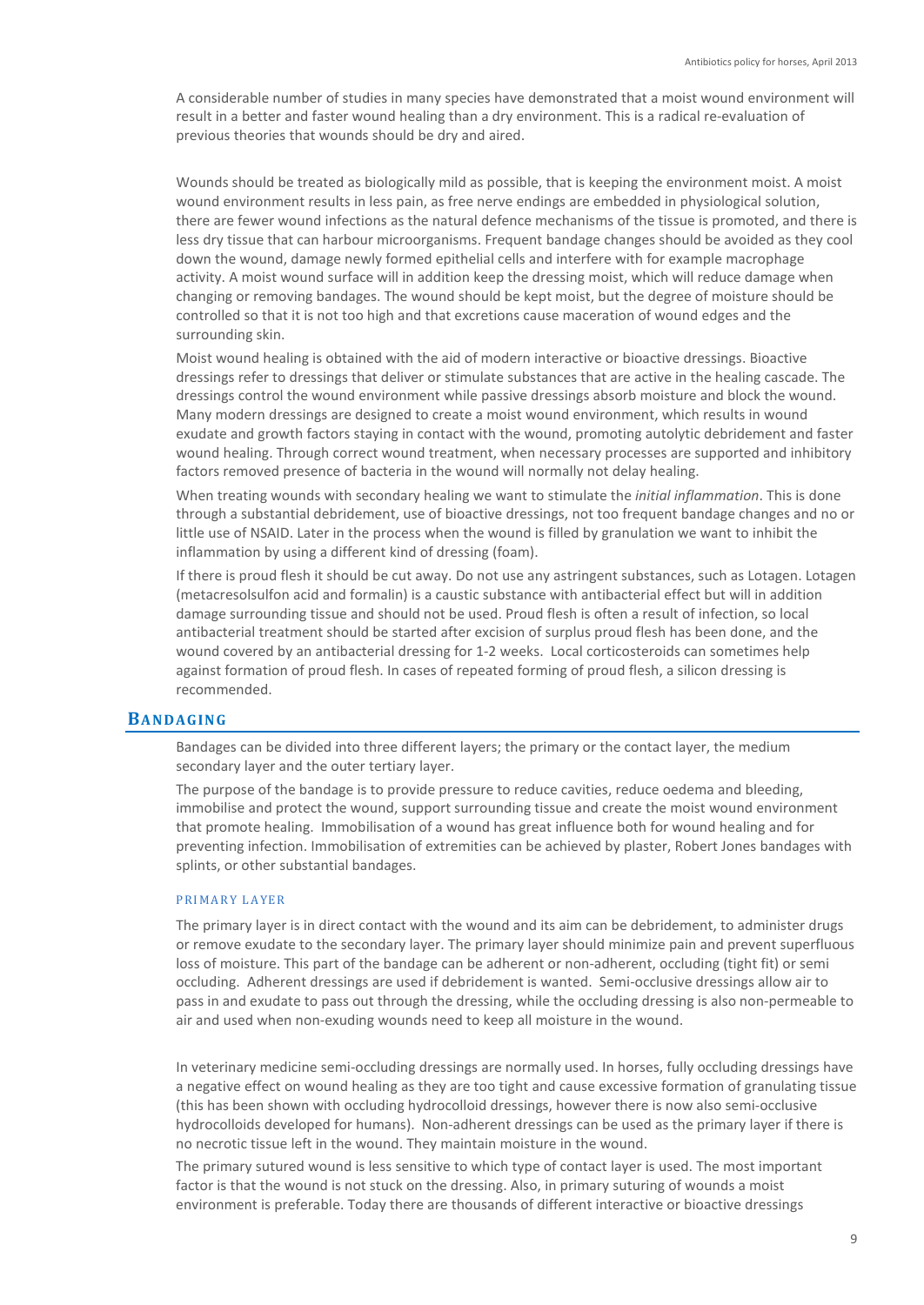A considerable number of studies in many species have demonstrated that a moist wound environment will result in a better and faster wound healing than a dry environment. This is a radical re-evaluation of previous theories that wounds should be dry and aired.

Wounds should be treated as biologically mild as possible, that is keeping the environment moist. A moist wound environment results in less pain, as free nerve endings are embedded in physiological solution, there are fewer wound infections as the natural defence mechanisms of the tissue is promoted, and there is less dry tissue that can harbour microorganisms. Frequent bandage changes should be avoided as they cool down the wound, damage newly formed epithelial cells and interfere with for example macrophage activity. A moist wound surface will in addition keep the dressing moist, which will reduce damage when changing or removing bandages. The wound should be kept moist, but the degree of moisture should be controlled so that it is not too high and that excretions cause maceration of wound edges and the surrounding skin.

Moist wound healing is obtained with the aid of modern interactive or bioactive dressings. Bioactive dressings refer to dressings that deliver or stimulate substances that are active in the healing cascade. The dressings control the wound environment while passive dressings absorb moisture and block the wound. Many modern dressings are designed to create a moist wound environment, which results in wound exudate and growth factors staying in contact with the wound, promoting autolytic debridement and faster wound healing. Through correct wound treatment, when necessary processes are supported and inhibitory factors removed presence of bacteria in the wound will normally not delay healing.

When treating wounds with secondary healing we want to stimulate the *initial inflammation*. This is done through a substantial debridement, use of bioactive dressings, not too frequent bandage changes and no or little use of NSAID. Later in the process when the wound is filled by granulation we want to inhibit the inflammation by using a different kind of dressing (foam).

If there is proud flesh it should be cut away. Do not use any astringent substances, such as Lotagen. Lotagen (metacresolsulfon acid and formalin) is a caustic substance with antibacterial effect but will in addition damage surrounding tissue and should not be used. Proud flesh is often a result of infection, so local antibacterial treatment should be started after excision of surplus proud flesh has been done, and the wound covered by an antibacterial dressing for 1-2 weeks. Local corticosteroids can sometimes help against formation of proud flesh. In cases of repeated forming of proud flesh, a silicon dressing is recommended.

## Bandaging

Bandages can be divided into three different layers; the primary or the contact layer, the medium secondary layer and the outer tertiary layer.

The purpose of the bandage is to provide pressure to reduce cavities, reduce oedema and bleeding, immobilise and protect the wound, support surrounding tissue and create the moist wound environment that promote healing. Immobilisation of a wound has great influence both for wound healing and for preventing infection. Immobilisation of extremities can be achieved by plaster, Robert Jones bandages with splints, or other substantial bandages.

### Primary layer

The primary layer is in direct contact with the wound and its aim can be debridement, to administer drugs or remove exudate to the secondary layer. The primary layer should minimize pain and prevent superfluous loss of moisture. This part of the bandage can be adherent or non-adherent, occluding (tight fit) or semi occluding. Adherent dressings are used if debridement is wanted. Semi-occlusive dressings allow air to pass in and exudate to pass out through the dressing, while the occluding dressing is also non-permeable to air and used when non-exuding wounds need to keep all moisture in the wound.

In veterinary medicine semi-occluding dressings are normally used. In horses, fully occluding dressings have a negative effect on wound healing as they are too tight and cause excessive formation of granulating tissue (this has been shown with occluding hydrocolloid dressings, however there is now also semi-occlusive hydrocolloids developed for humans). Non-adherent dressings can be used as the primary layer if there is no necrotic tissue left in the wound. They maintain moisture in the wound.

The primary sutured wound is less sensitive to which type of contact layer is used. The most important factor is that the wound is not stuck on the dressing. Also, in primary suturing of wounds a moist environment is preferable. Today there are thousands of different interactive or bioactive dressings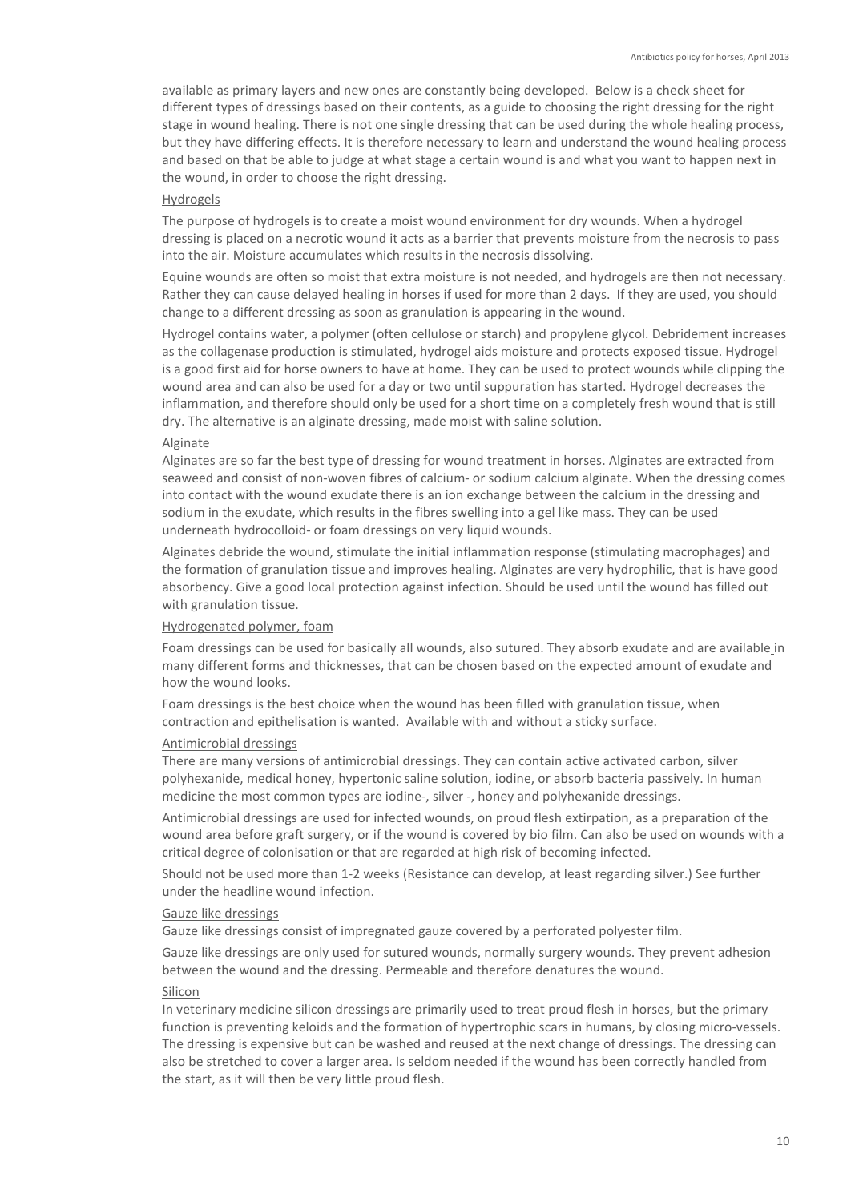available as primary layers and new ones are constantly being developed. Below is a check sheet for different types of dressings based on their contents, as a guide to choosing the right dressing for the right stage in wound healing. There is not one single dressing that can be used during the whole healing process, but they have differing effects. It is therefore necessary to learn and understand the wound healing process and based on that be able to judge at what stage a certain wound is and what you want to happen next in the wound, in order to choose the right dressing.

#### Hydrogels

The purpose of hydrogels is to create a moist wound environment for dry wounds. When a hydrogel dressing is placed on a necrotic wound it acts as a barrier that prevents moisture from the necrosis to pass into the air. Moisture accumulates which results in the necrosis dissolving.

Equine wounds are often so moist that extra moisture is not needed, and hydrogels are then not necessary. Rather they can cause delayed healing in horses if used for more than 2 days. If they are used, you should change to a different dressing as soon as granulation is appearing in the wound.

Hydrogel contains water, a polymer (often cellulose or starch) and propylene glycol. Debridement increases as the collagenase production is stimulated, hydrogel aids moisture and protects exposed tissue. Hydrogel is a good first aid for horse owners to have at home. They can be used to protect wounds while clipping the wound area and can also be used for a day or two until suppuration has started. Hydrogel decreases the inflammation, and therefore should only be used for a short time on a completely fresh wound that is still dry. The alternative is an alginate dressing, made moist with saline solution.

#### Alginate

Alginates are so far the best type of dressing for wound treatment in horses. Alginates are extracted from seaweed and consist of non-woven fibres of calcium- or sodium calcium alginate. When the dressing comes into contact with the wound exudate there is an ion exchange between the calcium in the dressing and sodium in the exudate, which results in the fibres swelling into a gel like mass. They can be used underneath hydrocolloid- or foam dressings on very liquid wounds.

Alginates debride the wound, stimulate the initial inflammation response (stimulating macrophages) and the formation of granulation tissue and improves healing. Alginates are very hydrophilic, that is have good absorbency. Give a good local protection against infection. Should be used until the wound has filled out with granulation tissue.

#### Hydrogenated polymer, foam

Foam dressings can be used for basically all wounds, also sutured. They absorb exudate and are available in many different forms and thicknesses, that can be chosen based on the expected amount of exudate and how the wound looks.

Foam dressings is the best choice when the wound has been filled with granulation tissue, when contraction and epithelisation is wanted. Available with and without a sticky surface.

#### Antimicrobial dressings

There are many versions of antimicrobial dressings. They can contain active activated carbon, silver polyhexanide, medical honey, hypertonic saline solution, iodine, or absorb bacteria passively. In human medicine the most common types are iodine-, silver -, honey and polyhexanide dressings.

Antimicrobial dressings are used for infected wounds, on proud flesh extirpation, as a preparation of the wound area before graft surgery, or if the wound is covered by bio film. Can also be used on wounds with a critical degree of colonisation or that are regarded at high risk of becoming infected.

Should not be used more than 1-2 weeks (Resistance can develop, at least regarding silver.) See further under the headline wound infection.

#### Gauze like dressings

Gauze like dressings consist of impregnated gauze covered by a perforated polyester film.

Gauze like dressings are only used for sutured wounds, normally surgery wounds. They prevent adhesion between the wound and the dressing. Permeable and therefore denatures the wound.

#### Silicon

In veterinary medicine silicon dressings are primarily used to treat proud flesh in horses, but the primary function is preventing keloids and the formation of hypertrophic scars in humans, by closing micro-vessels. The dressing is expensive but can be washed and reused at the next change of dressings. The dressing can also be stretched to cover a larger area. Is seldom needed if the wound has been correctly handled from the start, as it will then be very little proud flesh.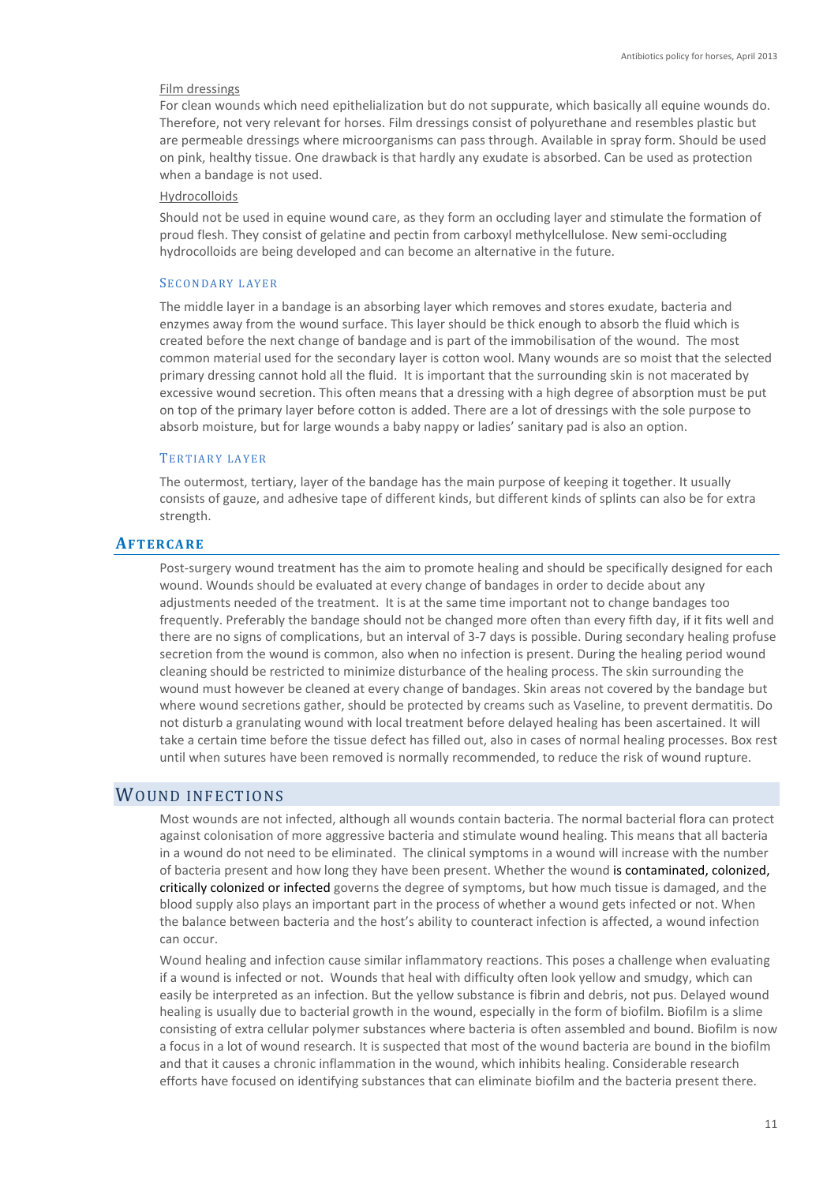Film dressings

For clean wounds which need epithelialization but do not suppurate, which basically all equine wounds do. Therefore, not very relevant for horses. Film dressings consist of polyurethane and resembles plastic but are permeable dressings where microorganisms can pass through. Available in spray form. Should be used on pink, healthy tissue. One drawback is that hardly any exudate is absorbed. Can be used as protection when a bandage is not used.

Hydrocolloids

Should not be used in equine wound care, as they form an occluding layer and stimulate the formation of proud flesh. They consist of gelatine and pectin from carboxyl methylcellulose. New semi-occluding hydrocolloids are being developed and can become an alternative in the future.

### Secondary layer

The middle layer in a bandage is an absorbing layer which removes and stores exudate, bacteria and enzymes away from the wound surface. This layer should be thick enough to absorb the fluid which is created before the next change of bandage and is part of the immobilisation of the wound. The most common material used for the secondary layer is cotton wool. Many wounds are so moist that the selected primary dressing cannot hold all the fluid. It is important that the surrounding skin is not macerated by excessive wound secretion. This often means that a dressing with a high degree of absorption must be put on top of the primary layer before cotton is added. There are a lot of dressings with the sole purpose to absorb moisture, but for large wounds a baby nappy or ladies' sanitary pad is also an option.

### Tertiary layer

The outermost, tertiary, layer of the bandage has the main purpose of keeping it together. It usually consists of gauze, and adhesive tape of different kinds, but different kinds of splints can also be for extra strength.

## Aftercare

Post-surgery wound treatment has the aim to promote healing and should be specifically designed for each wound. Wounds should be evaluated at every change of bandages in order to decide about any adjustments needed of the treatment. It is at the same time important not to change bandages too frequently. Preferably the bandage should not be changed more often than every fifth day, if it fits well and there are no signs of complications, but an interval of 3-7 days is possible. During secondary healing profuse secretion from the wound is common, also when no infection is present. During the healing period wound cleaning should be restricted to minimize disturbance of the healing process. The skin surrounding the wound must however be cleaned at every change of bandages. Skin areas not covered by the bandage but where wound secretions gather, should be protected by creams such as Vaseline, to prevent dermatitis. Do not disturb a granulating wound with local treatment before delayed healing has been ascertained. It will take a certain time before the tissue defect has filled out, also in cases of normal healing processes. Box rest until when sutures have been removed is normally recommended, to reduce the risk of wound rupture.

# Wound infections

Most wounds are not infected, although all wounds contain bacteria. The normal bacterial flora can protect against colonisation of more aggressive bacteria and stimulate wound healing. This means that all bacteria in a wound do not need to be eliminated. The clinical symptoms in a wound will increase with the number of bacteria present and how long they have been present. Whether the wound is contaminated, colonized, critically colonized or infected governs the degree of symptoms, but how much tissue is damaged, and the blood supply also plays an important part in the process of whether a wound gets infected or not. When the balance between bacteria and the host's ability to counteract infection is affected, a wound infection can occur.

Wound healing and infection cause similar inflammatory reactions. This poses a challenge when evaluating if a wound is infected or not. Wounds that heal with difficulty often look yellow and smudgy, which can easily be interpreted as an infection. But the yellow substance is fibrin and debris, not pus. Delayed wound healing is usually due to bacterial growth in the wound, especially in the form of biofilm. Biofilm is a slime consisting of extra cellular polymer substances where bacteria is often assembled and bound. Biofilm is now a focus in a lot of wound research. It is suspected that most of the wound bacteria are bound in the biofilm and that it causes a chronic inflammation in the wound, which inhibits healing. Considerable research efforts have focused on identifying substances that can eliminate biofilm and the bacteria present there.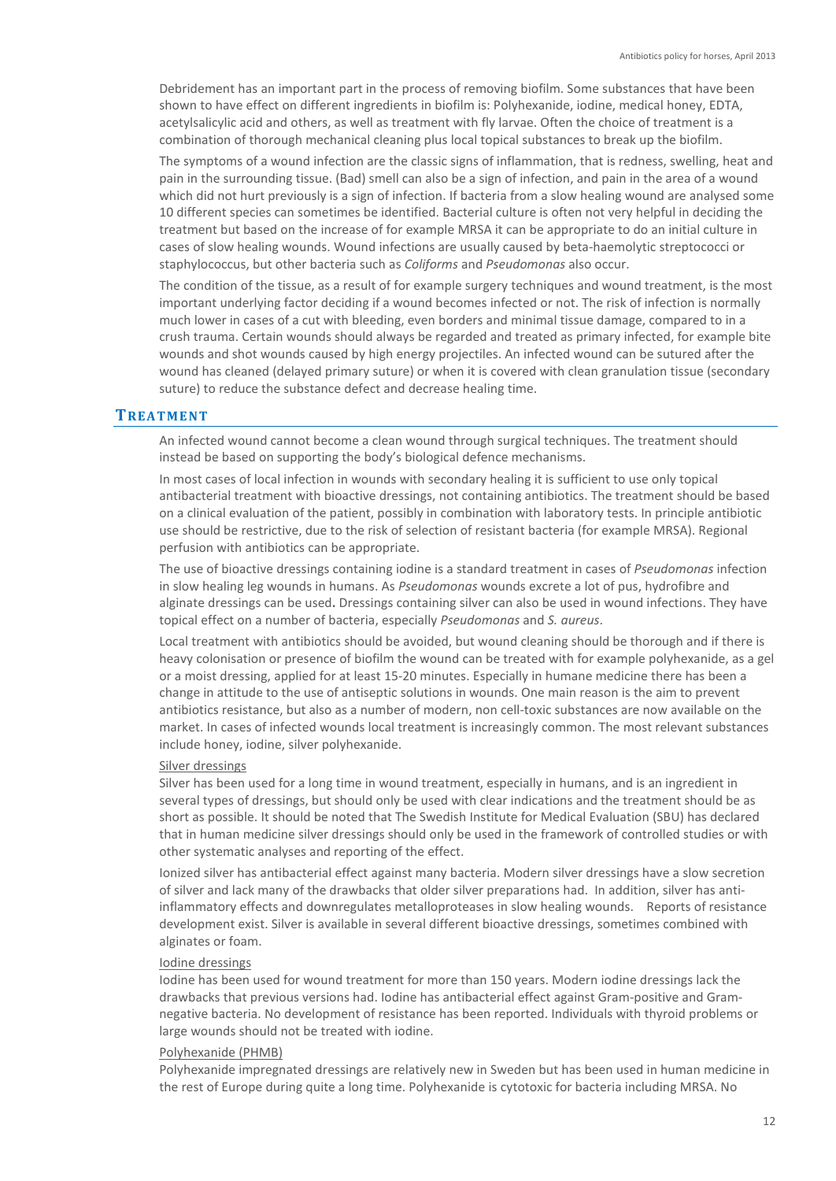Debridement has an important part in the process of removing biofilm. Some substances that have been shown to have effect on different ingredients in biofilm is: Polyhexanide, iodine, medical honey, EDTA, acetylsalicylic acid and others, as well as treatment with fly larvae. Often the choice of treatment is a combination of thorough mechanical cleaning plus local topical substances to break up the biofilm.

The symptoms of a wound infection are the classic signs of inflammation, that is redness, swelling, heat and pain in the surrounding tissue. (Bad) smell can also be a sign of infection, and pain in the area of a wound which did not hurt previously is a sign of infection. If bacteria from a slow healing wound are analysed some 10 different species can sometimes be identified. Bacterial culture is often not very helpful in deciding the treatment but based on the increase of for example MRSA it can be appropriate to do an initial culture in cases of slow healing wounds. Wound infections are usually caused by beta-haemolytic streptococci or staphylococcus, but other bacteria such as *Coliforms* and *Pseudomonas* also occur.

The condition of the tissue, as a result of for example surgery techniques and wound treatment, is the most important underlying factor deciding if a wound becomes infected or not. The risk of infection is normally much lower in cases of a cut with bleeding, even borders and minimal tissue damage, compared to in a crush trauma. Certain wounds should always be regarded and treated as primary infected, for example bite wounds and shot wounds caused by high energy projectiles. An infected wound can be sutured after the wound has cleaned (delayed primary suture) or when it is covered with clean granulation tissue (secondary suture) to reduce the substance defect and decrease healing time.

## Treatment

An infected wound cannot become a clean wound through surgical techniques. The treatment should instead be based on supporting the body's biological defence mechanisms.

In most cases of local infection in wounds with secondary healing it is sufficient to use only topical antibacterial treatment with bioactive dressings, not containing antibiotics. The treatment should be based on a clinical evaluation of the patient, possibly in combination with laboratory tests. In principle antibiotic use should be restrictive, due to the risk of selection of resistant bacteria (for example MRSA). Regional perfusion with antibiotics can be appropriate.

The use of bioactive dressings containing iodine is a standard treatment in cases of *Pseudomonas* infection in slow healing leg wounds in humans. As *Pseudomonas* wounds excrete a lot of pus, hydrofibre and alginate dressings can be used**.** Dressings containing silver can also be used in wound infections. They have topical effect on a number of bacteria, especially *Pseudomonas* and *S. aureus*.

Local treatment with antibiotics should be avoided, but wound cleaning should be thorough and if there is heavy colonisation or presence of biofilm the wound can be treated with for example polyhexanide, as a gel or a moist dressing, applied for at least 15-20 minutes. Especially in humane medicine there has been a change in attitude to the use of antiseptic solutions in wounds. One main reason is the aim to prevent antibiotics resistance, but also as a number of modern, non cell-toxic substances are now available on the market. In cases of infected wounds local treatment is increasingly common. The most relevant substances include honey, iodine, silver polyhexanide.

### Silver dressings

Silver has been used for a long time in wound treatment, especially in humans, and is an ingredient in several types of dressings, but should only be used with clear indications and the treatment should be as short as possible. It should be noted that The Swedish Institute for Medical Evaluation (SBU) has declared that in human medicine silver dressings should only be used in the framework of controlled studies or with other systematic analyses and reporting of the effect.

Ionized silver has antibacterial effect against many bacteria. Modern silver dressings have a slow secretion of silver and lack many of the drawbacks that older silver preparations had. In addition, silver has anti-inflammatory effects and downregulates metalloproteases in slow healing wounds. Reports of resistance development exist. Silver is available in several different bioactive dressings, sometimes combined with alginates or foam.

### Iodine dressings

Iodine has been used for wound treatment for more than 150 years. Modern iodine dressings lack the drawbacks that previous versions had. Iodine has antibacterial effect against Gram-positive and Gram-negative bacteria. No development of resistance has been reported. Individuals with thyroid problems or large wounds should not be treated with iodine.

### Polyhexanide (PHMB)

Polyhexanide impregnated dressings are relatively new in Sweden but has been used in human medicine in the rest of Europe during quite a long time. Polyhexanide is cytotoxic for bacteria including MRSA. No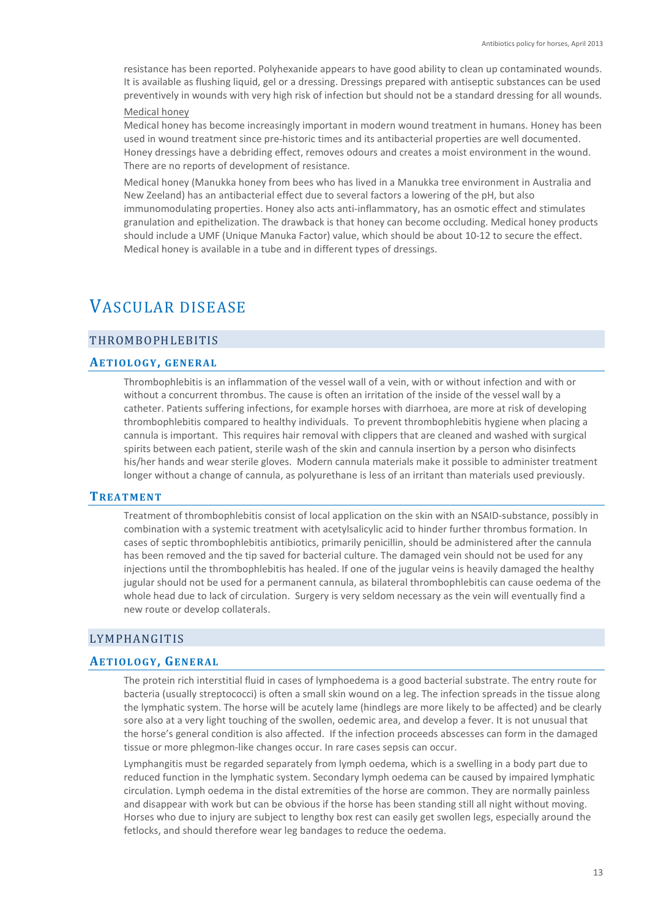resistance has been reported. Polyhexanide appears to have good ability to clean up contaminated wounds. It is available as flushing liquid, gel or a dressing. Dressings prepared with antiseptic substances can be used preventively in wounds with very high risk of infection but should not be a standard dressing for all wounds.

Medical honey

Medical honey has become increasingly important in modern wound treatment in humans. Honey has been used in wound treatment since pre-historic times and its antibacterial properties are well documented. Honey dressings have a debriding effect, removes odours and creates a moist environment in the wound. There are no reports of development of resistance.

Medical honey (Manukka honey from bees who has lived in a Manukka tree environment in Australia and New Zeeland) has an antibacterial effect due to several factors a lowering of the pH, but also immunomodulating properties. Honey also acts anti-inflammatory, has an osmotic effect and stimulates granulation and epithelization. The drawback is that honey can become occluding. Medical honey products should include a UMF (Unique Manuka Factor) value, which should be about 10-12 to secure the effect. Medical honey is available in a tube and in different types of dressings.

# Vascular disease

## Thrombophlebitis

### Aetiology, general

Thrombophlebitis is an inflammation of the vessel wall of a vein, with or without infection and with or without a concurrent thrombus. The cause is often an irritation of the inside of the vessel wall by a catheter. Patients suffering infections, for example horses with diarrhoea, are more at risk of developing thrombophlebitis compared to healthy individuals. To prevent thrombophlebitis hygiene when placing a cannula is important. This requires hair removal with clippers that are cleaned and washed with surgical spirits between each patient, sterile wash of the skin and cannula insertion by a person who disinfects his/her hands and wear sterile gloves. Modern cannula materials make it possible to administer treatment longer without a change of cannula, as polyurethane is less of an irritant than materials used previously.

### Treatment

Treatment of thrombophlebitis consist of local application on the skin with an NSAID-substance, possibly in combination with a systemic treatment with acetylsalicylic acid to hinder further thrombus formation. In cases of septic thrombophlebitis antibiotics, primarily penicillin, should be administered after the cannula has been removed and the tip saved for bacterial culture. The damaged vein should not be used for any injections until the thrombophlebitis has healed. If one of the jugular veins is heavily damaged the healthy jugular should not be used for a permanent cannula, as bilateral thrombophlebitis can cause oedema of the whole head due to lack of circulation. Surgery is very seldom necessary as the vein will eventually find a new route or develop collaterals.

## Lymphangitis

### Aetiology, General

The protein rich interstitial fluid in cases of lymphoedema is a good bacterial substrate. The entry route for bacteria (usually streptococci) is often a small skin wound on a leg. The infection spreads in the tissue along the lymphatic system. The horse will be acutely lame (hindlegs are more likely to be affected) and be clearly sore also at a very light touching of the swollen, oedemic area, and develop a fever. It is not unusual that the horse's general condition is also affected. If the infection proceeds abscesses can form in the damaged tissue or more phlegmon-like changes occur. In rare cases sepsis can occur.

Lymphangitis must be regarded separately from lymph oedema, which is a swelling in a body part due to reduced function in the lymphatic system. Secondary lymph oedema can be caused by impaired lymphatic circulation. Lymph oedema in the distal extremities of the horse are common. They are normally painless and disappear with work but can be obvious if the horse has been standing still all night without moving. Horses who due to injury are subject to lengthy box rest can easily get swollen legs, especially around the fetlocks, and should therefore wear leg bandages to reduce the oedema.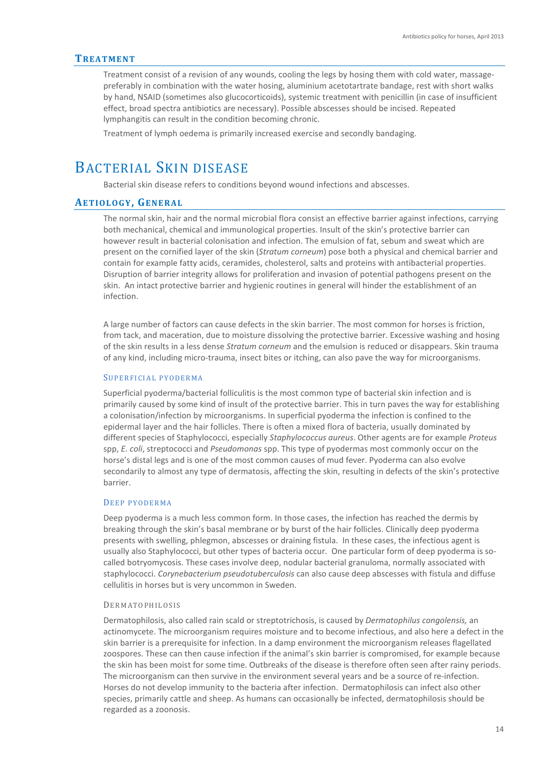### Treatment

Treatment consist of a revision of any wounds, cooling the legs by hosing them with cold water, massage-preferably in combination with the water hosing, aluminium acetotartrate bandage, rest with short walks by hand, NSAID (sometimes also glucocorticoids), systemic treatment with penicillin (in case of insufficient effect, broad spectra antibiotics are necessary). Possible abscesses should be incised. Repeated lymphangitis can result in the condition becoming chronic.

Treatment of lymph oedema is primarily increased exercise and secondly bandaging.

## Bacterial Skin disease

Bacterial skin disease refers to conditions beyond wound infections and abscesses.

### Aetiology, General

The normal skin, hair and the normal microbial flora consist an effective barrier against infections, carrying both mechanical, chemical and immunological properties. Insult of the skin's protective barrier can however result in bacterial colonisation and infection. The emulsion of fat, sebum and sweat which are present on the cornified layer of the skin (*Stratum corneum*) pose both a physical and chemical barrier and contain for example fatty acids, ceramides, cholesterol, salts and proteins with antibacterial properties. Disruption of barrier integrity allows for proliferation and invasion of potential pathogens present on the skin. An intact protective barrier and hygienic routines in general will hinder the establishment of an infection.

A large number of factors can cause defects in the skin barrier. The most common for horses is friction, from tack, and maceration, due to moisture dissolving the protective barrier. Excessive washing and hosing of the skin results in a less dense *Stratum corneum* and the emulsion is reduced or disappears. Skin trauma of any kind, including micro-trauma, insect bites or itching, can also pave the way for microorganisms.

#### Superficial pyoderma

Superficial pyoderma/bacterial folliculitis is the most common type of bacterial skin infection and is primarily caused by some kind of insult of the protective barrier. This in turn paves the way for establishing a colonisation/infection by microorganisms. In superficial pyoderma the infection is confined to the epidermal layer and the hair follicles. There is often a mixed flora of bacteria, usually dominated by different species of Staphylococci, especially *Staphylococcus aureus*. Other agents are for example *Proteus* spp, *E. coli*, streptococci and *Pseudomonas* spp. This type of pyodermas most commonly occur on the horse's distal legs and is one of the most common causes of mud fever. Pyoderma can also evolve secondarily to almost any type of dermatosis, affecting the skin, resulting in defects of the skin's protective barrier.

#### Deep pyoderma

Deep pyoderma is a much less common form. In those cases, the infection has reached the dermis by breaking through the skin's basal membrane or by burst of the hair follicles. Clinically deep pyoderma presents with swelling, phlegmon, abscesses or draining fistula. In these cases, the infectious agent is usually also Staphylococci, but other types of bacteria occur. One particular form of deep pyoderma is so-called botryomycosis. These cases involve deep, nodular bacterial granuloma, normally associated with staphylococci. *Corynebacterium pseudotuberculosis* can also cause deep abscesses with fistula and diffuse cellulitis in horses but is very uncommon in Sweden.

#### Dermatophilosis

Dermatophilosis, also called rain scald or streptotrichosis, is caused by *Dermatophilus congolensis,* an actinomycete. The microorganism requires moisture and to become infectious, and also here a defect in the skin barrier is a prerequisite for infection. In a damp environment the microorganism releases flagellated zoospores. These can then cause infection if the animal's skin barrier is compromised, for example because the skin has been moist for some time. Outbreaks of the disease is therefore often seen after rainy periods. The microorganism can then survive in the environment several years and be a source of re-infection. Horses do not develop immunity to the bacteria after infection. Dermatophilosis can infect also other species, primarily cattle and sheep. As humans can occasionally be infected, dermatophilosis should be regarded as a zoonosis.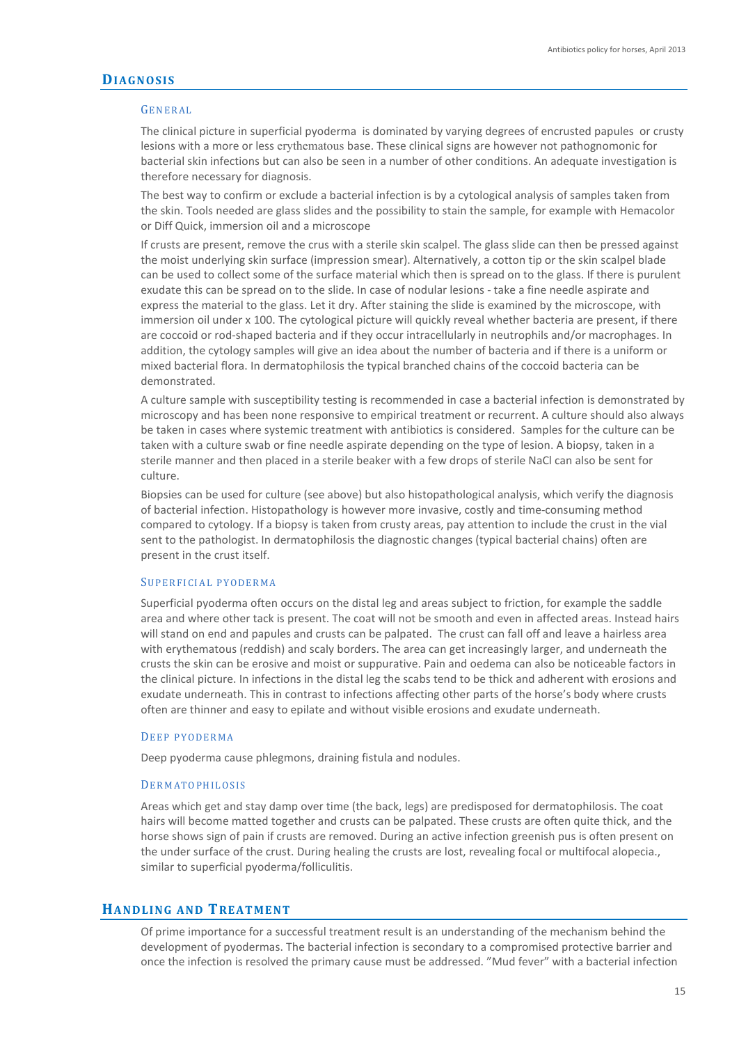# Diagnosis

## General

The clinical picture in superficial pyoderma is dominated by varying degrees of encrusted papules or crusty lesions with a more or less erythematous base. These clinical signs are however not pathognomonic for bacterial skin infections but can also be seen in a number of other conditions. An adequate investigation is therefore necessary for diagnosis.

The best way to confirm or exclude a bacterial infection is by a cytological analysis of samples taken from the skin. Tools needed are glass slides and the possibility to stain the sample, for example with Hemacolor or Diff Quick, immersion oil and a microscope

If crusts are present, remove the crus with a sterile skin scalpel. The glass slide can then be pressed against the moist underlying skin surface (impression smear). Alternatively, a cotton tip or the skin scalpel blade can be used to collect some of the surface material which then is spread on to the glass. If there is purulent exudate this can be spread on to the slide. In case of nodular lesions - take a fine needle aspirate and express the material to the glass. Let it dry. After staining the slide is examined by the microscope, with immersion oil under x 100. The cytological picture will quickly reveal whether bacteria are present, if there are coccoid or rod-shaped bacteria and if they occur intracellularly in neutrophils and/or macrophages. In addition, the cytology samples will give an idea about the number of bacteria and if there is a uniform or mixed bacterial flora. In dermatophilosis the typical branched chains of the coccoid bacteria can be demonstrated.

A culture sample with susceptibility testing is recommended in case a bacterial infection is demonstrated by microscopy and has been none responsive to empirical treatment or recurrent. A culture should also always be taken in cases where systemic treatment with antibiotics is considered. Samples for the culture can be taken with a culture swab or fine needle aspirate depending on the type of lesion. A biopsy, taken in a sterile manner and then placed in a sterile beaker with a few drops of sterile NaCl can also be sent for culture.

Biopsies can be used for culture (see above) but also histopathological analysis, which verify the diagnosis of bacterial infection. Histopathology is however more invasive, costly and time-consuming method compared to cytology. If a biopsy is taken from crusty areas, pay attention to include the crust in the vial sent to the pathologist. In dermatophilosis the diagnostic changes (typical bacterial chains) often are present in the crust itself.

## Superficial pyoderma

Superficial pyoderma often occurs on the distal leg and areas subject to friction, for example the saddle area and where other tack is present. The coat will not be smooth and even in affected areas. Instead hairs will stand on end and papules and crusts can be palpated. The crust can fall off and leave a hairless area with erythematous (reddish) and scaly borders. The area can get increasingly larger, and underneath the crusts the skin can be erosive and moist or suppurative. Pain and oedema can also be noticeable factors in the clinical picture. In infections in the distal leg the scabs tend to be thick and adherent with erosions and exudate underneath. This in contrast to infections affecting other parts of the horse's body where crusts often are thinner and easy to epilate and without visible erosions and exudate underneath.

## Deep pyoderma

Deep pyoderma cause phlegmons, draining fistula and nodules.

## Dermatophilosis

Areas which get and stay damp over time (the back, legs) are predisposed for dermatophilosis. The coat hairs will become matted together and crusts can be palpated. These crusts are often quite thick, and the horse shows sign of pain if crusts are removed. During an active infection greenish pus is often present on the under surface of the crust. During healing the crusts are lost, revealing focal or multifocal alopecia., similar to superficial pyoderma/folliculitis.

# Handling and Treatment

Of prime importance for a successful treatment result is an understanding of the mechanism behind the development of pyodermas. The bacterial infection is secondary to a compromised protective barrier and once the infection is resolved the primary cause must be addressed. "Mud fever" with a bacterial infection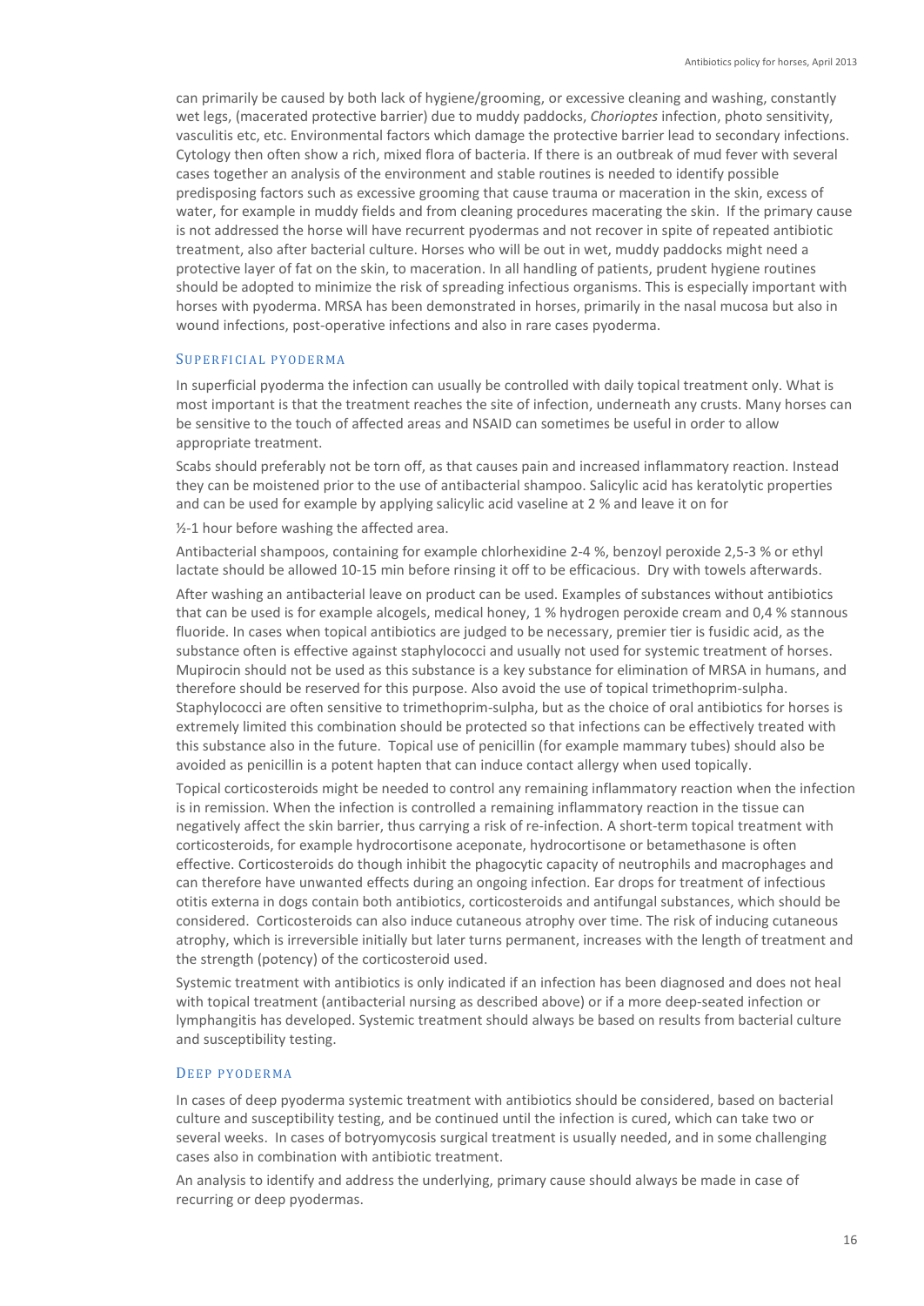can primarily be caused by both lack of hygiene/grooming, or excessive cleaning and washing, constantly wet legs, (macerated protective barrier) due to muddy paddocks, *Chorioptes* infection, photo sensitivity, vasculitis etc, etc. Environmental factors which damage the protective barrier lead to secondary infections. Cytology then often show a rich, mixed flora of bacteria. If there is an outbreak of mud fever with several cases together an analysis of the environment and stable routines is needed to identify possible predisposing factors such as excessive grooming that cause trauma or maceration in the skin, excess of water, for example in muddy fields and from cleaning procedures macerating the skin. If the primary cause is not addressed the horse will have recurrent pyodermas and not recover in spite of repeated antibiotic treatment, also after bacterial culture. Horses who will be out in wet, muddy paddocks might need a protective layer of fat on the skin, to maceration. In all handling of patients, prudent hygiene routines should be adopted to minimize the risk of spreading infectious organisms. This is especially important with horses with pyoderma. MRSA has been demonstrated in horses, primarily in the nasal mucosa but also in wound infections, post-operative infections and also in rare cases pyoderma.

### Superficial pyoderma

In superficial pyoderma the infection can usually be controlled with daily topical treatment only. What is most important is that the treatment reaches the site of infection, underneath any crusts. Many horses can be sensitive to the touch of affected areas and NSAID can sometimes be useful in order to allow appropriate treatment.

Scabs should preferably not be torn off, as that causes pain and increased inflammatory reaction. Instead they can be moistened prior to the use of antibacterial shampoo. Salicylic acid has keratolytic properties and can be used for example by applying salicylic acid vaseline at 2 % and leave it on for

½-1 hour before washing the affected area.

Antibacterial shampoos, containing for example chlorhexidine 2-4 %, benzoyl peroxide 2,5-3 % or ethyl lactate should be allowed 10-15 min before rinsing it off to be efficacious. Dry with towels afterwards.

After washing an antibacterial leave on product can be used. Examples of substances without antibiotics that can be used is for example alcogels, medical honey, 1 % hydrogen peroxide cream and 0,4 % stannous fluoride. In cases when topical antibiotics are judged to be necessary, premier tier is fusidic acid, as the substance often is effective against staphylococci and usually not used for systemic treatment of horses. Mupirocin should not be used as this substance is a key substance for elimination of MRSA in humans, and therefore should be reserved for this purpose. Also avoid the use of topical trimethoprim-sulpha. Staphylococci are often sensitive to trimethoprim-sulpha, but as the choice of oral antibiotics for horses is extremely limited this combination should be protected so that infections can be effectively treated with this substance also in the future. Topical use of penicillin (for example mammary tubes) should also be avoided as penicillin is a potent hapten that can induce contact allergy when used topically.

Topical corticosteroids might be needed to control any remaining inflammatory reaction when the infection is in remission. When the infection is controlled a remaining inflammatory reaction in the tissue can negatively affect the skin barrier, thus carrying a risk of re-infection. A short-term topical treatment with corticosteroids, for example hydrocortisone aceponate, hydrocortisone or betamethasone is often effective. Corticosteroids do though inhibit the phagocytic capacity of neutrophils and macrophages and can therefore have unwanted effects during an ongoing infection. Ear drops for treatment of infectious otitis externa in dogs contain both antibiotics, corticosteroids and antifungal substances, which should be considered. Corticosteroids can also induce cutaneous atrophy over time. The risk of inducing cutaneous atrophy, which is irreversible initially but later turns permanent, increases with the length of treatment and the strength (potency) of the corticosteroid used.

Systemic treatment with antibiotics is only indicated if an infection has been diagnosed and does not heal with topical treatment (antibacterial nursing as described above) or if a more deep-seated infection or lymphangitis has developed. Systemic treatment should always be based on results from bacterial culture and susceptibility testing.

### Deep pyoderma

In cases of deep pyoderma systemic treatment with antibiotics should be considered, based on bacterial culture and susceptibility testing, and be continued until the infection is cured, which can take two or several weeks. In cases of botryomycosis surgical treatment is usually needed, and in some challenging cases also in combination with antibiotic treatment.

An analysis to identify and address the underlying, primary cause should always be made in case of recurring or deep pyodermas.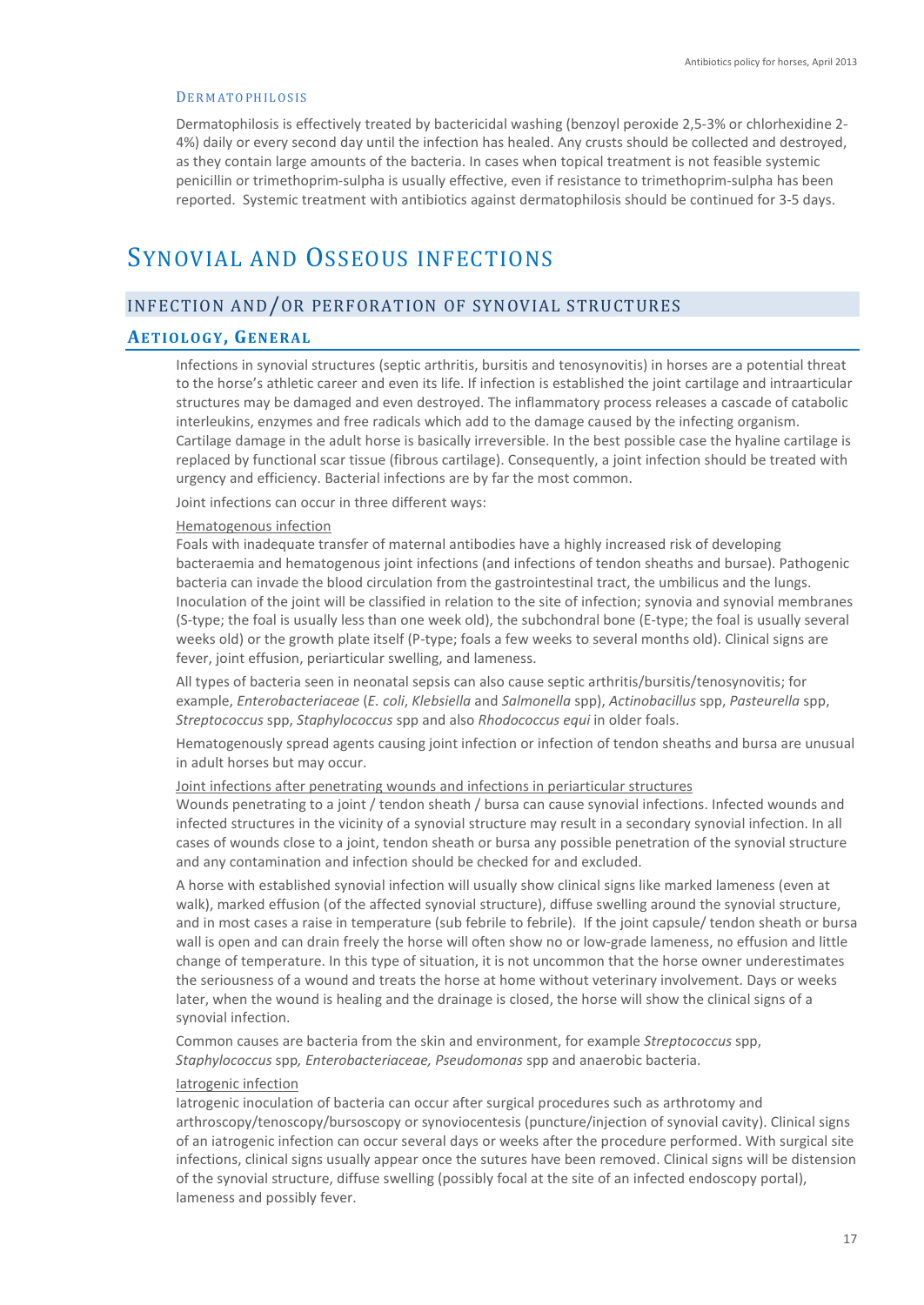#### Dermatophilosis

Dermatophilosis is effectively treated by bactericidal washing (benzoyl peroxide 2,5-3% or chlorhexidine 2-4%) daily or every second day until the infection has healed. Any crusts should be collected and destroyed, as they contain large amounts of the bacteria. In cases when topical treatment is not feasible systemic penicillin or trimethoprim-sulpha is usually effective, even if resistance to trimethoprim-sulpha has been reported. Systemic treatment with antibiotics against dermatophilosis should be continued for 3-5 days.

# Synovial and Osseous infections

## Infection and/or perforation of synovial structures

### Aetiology, General

Infections in synovial structures (septic arthritis, bursitis and tenosynovitis) in horses are a potential threat to the horse's athletic career and even its life. If infection is established the joint cartilage and intraarticular structures may be damaged and even destroyed. The inflammatory process releases a cascade of catabolic interleukins, enzymes and free radicals which add to the damage caused by the infecting organism. Cartilage damage in the adult horse is basically irreversible. In the best possible case the hyaline cartilage is replaced by functional scar tissue (fibrous cartilage). Consequently, a joint infection should be treated with urgency and efficiency. Bacterial infections are by far the most common.

Joint infections can occur in three different ways:

<u>Hematogenous infection</u>
Foals with inadequate transfer of maternal antibodies have a highly increased risk of developing bacteraemia and hematogenous joint infections (and infections of tendon sheaths and bursae). Pathogenic bacteria can invade the blood circulation from the gastrointestinal tract, the umbilicus and the lungs. Inoculation of the joint will be classified in relation to the site of infection; synovia and synovial membranes (S-type; the foal is usually less than one week old), the subchondral bone (E-type; the foal is usually several weeks old) or the growth plate itself (P-type; foals a few weeks to several months old). Clinical signs are fever, joint effusion, periarticular swelling, and lameness.

All types of bacteria seen in neonatal sepsis can also cause septic arthritis/bursitis/tenosynovitis; for example, *Enterobacteriaceae* (*E. coli*, *Klebsiella* and *Salmonella* spp), *Actinobacillus* spp, *Pasteurella* spp, *Streptococcus* spp, *Staphylococcus* spp and also *Rhodococcus equi* in older foals.

Hematogenously spread agents causing joint infection or infection of tendon sheaths and bursa are unusual in adult horses but may occur.

<u>Joint infections after penetrating wounds and infections in periarticular structures</u>
Wounds penetrating to a joint / tendon sheath / bursa can cause synovial infections. Infected wounds and infected structures in the vicinity of a synovial structure may result in a secondary synovial infection. In all cases of wounds close to a joint, tendon sheath or bursa any possible penetration of the synovial structure and any contamination and infection should be checked for and excluded.

A horse with established synovial infection will usually show clinical signs like marked lameness (even at walk), marked effusion (of the affected synovial structure), diffuse swelling around the synovial structure, and in most cases a raise in temperature (sub febrile to febrile). If the joint capsule/ tendon sheath or bursa wall is open and can drain freely the horse will often show no or low-grade lameness, no effusion and little change of temperature. In this type of situation, it is not uncommon that the horse owner underestimates the seriousness of a wound and treats the horse at home without veterinary involvement. Days or weeks later, when the wound is healing and the drainage is closed, the horse will show the clinical signs of a synovial infection.

Common causes are bacteria from the skin and environment, for example *Streptococcus* spp, *Staphylococcus* spp*, Enterobacteriaceae, Pseudomonas* spp and anaerobic bacteria.

<u>Iatrogenic infection</u>
Iatrogenic inoculation of bacteria can occur after surgical procedures such as arthrotomy and arthroscopy/tenoscopy/bursoscopy or synoviocentesis (puncture/injection of synovial cavity). Clinical signs of an iatrogenic infection can occur several days or weeks after the procedure performed. With surgical site infections, clinical signs usually appear once the sutures have been removed. Clinical signs will be distension of the synovial structure, diffuse swelling (possibly focal at the site of an infected endoscopy portal), lameness and possibly fever.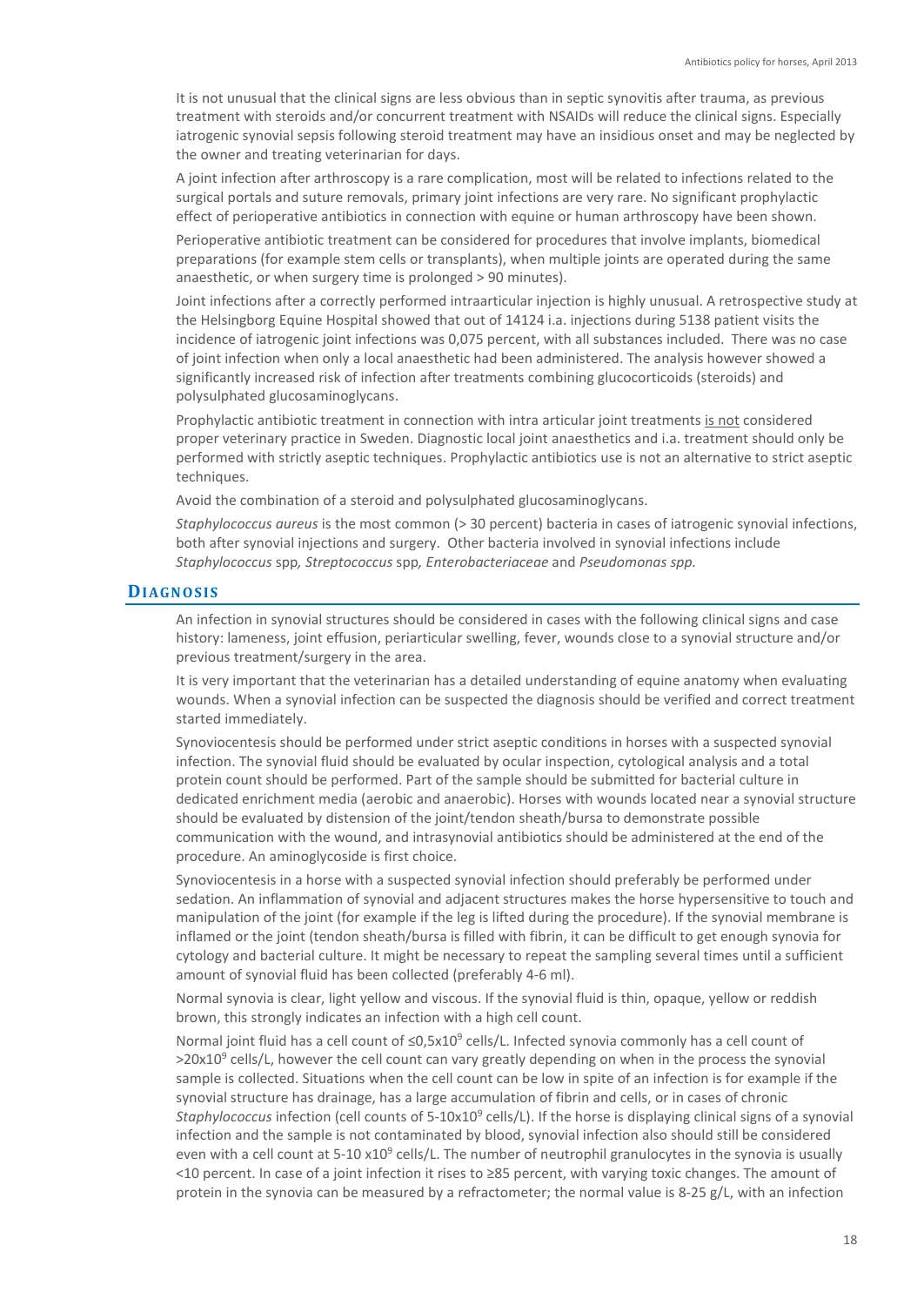It is not unusual that the clinical signs are less obvious than in septic synovitis after trauma, as previous treatment with steroids and/or concurrent treatment with NSAIDs will reduce the clinical signs. Especially iatrogenic synovial sepsis following steroid treatment may have an insidious onset and may be neglected by the owner and treating veterinarian for days.

A joint infection after arthroscopy is a rare complication, most will be related to infections related to the surgical portals and suture removals, primary joint infections are very rare. No significant prophylactic effect of perioperative antibiotics in connection with equine or human arthroscopy have been shown.

Perioperative antibiotic treatment can be considered for procedures that involve implants, biomedical preparations (for example stem cells or transplants), when multiple joints are operated during the same anaesthetic, or when surgery time is prolonged > 90 minutes).

Joint infections after a correctly performed intraarticular injection is highly unusual. A retrospective study at the Helsingborg Equine Hospital showed that out of 14124 i.a. injections during 5138 patient visits the incidence of iatrogenic joint infections was 0,075 percent, with all substances included. There was no case of joint infection when only a local anaesthetic had been administered. The analysis however showed a significantly increased risk of infection after treatments combining glucocorticoids (steroids) and polysulphated glucosaminoglycans.

Prophylactic antibiotic treatment in connection with intra articular joint treatments <u>is not</u> considered proper veterinary practice in Sweden. Diagnostic local joint anaesthetics and i.a. treatment should only be performed with strictly aseptic techniques. Prophylactic antibiotics use is not an alternative to strict aseptic techniques.

Avoid the combination of a steroid and polysulphated glucosaminoglycans.

*Staphylococcus aureus* is the most common (> 30 percent) bacteria in cases of iatrogenic synovial infections, both after synovial injections and surgery. Other bacteria involved in synovial infections include *Staphylococcus* spp*, Streptococcus* spp*, Enterobacteriaceae* and *Pseudomonas spp.*

## Diagnosis

An infection in synovial structures should be considered in cases with the following clinical signs and case history: lameness, joint effusion, periarticular swelling, fever, wounds close to a synovial structure and/or previous treatment/surgery in the area.

It is very important that the veterinarian has a detailed understanding of equine anatomy when evaluating wounds. When a synovial infection can be suspected the diagnosis should be verified and correct treatment started immediately.

Synoviocentesis should be performed under strict aseptic conditions in horses with a suspected synovial infection. The synovial fluid should be evaluated by ocular inspection, cytological analysis and a total protein count should be performed. Part of the sample should be submitted for bacterial culture in dedicated enrichment media (aerobic and anaerobic). Horses with wounds located near a synovial structure should be evaluated by distension of the joint/tendon sheath/bursa to demonstrate possible communication with the wound, and intrasynovial antibiotics should be administered at the end of the procedure. An aminoglycoside is first choice.

Synoviocentesis in a horse with a suspected synovial infection should preferably be performed under sedation. An inflammation of synovial and adjacent structures makes the horse hypersensitive to touch and manipulation of the joint (for example if the leg is lifted during the procedure). If the synovial membrane is inflamed or the joint (tendon sheath/bursa is filled with fibrin, it can be difficult to get enough synovia for cytology and bacterial culture. It might be necessary to repeat the sampling several times until a sufficient amount of synovial fluid has been collected (preferably 4-6 ml).

Normal synovia is clear, light yellow and viscous. If the synovial fluid is thin, opaque, yellow or reddish brown, this strongly indicates an infection with a high cell count.

Normal joint fluid has a cell count of $\leq 0{,}5 \times 10^9$ cells/L. Infected synovia commonly has a cell count of $>20 \times 10^9$ cells/L, however the cell count can vary greatly depending on when in the process the synovial sample is collected. Situations when the cell count can be low in spite of an infection is for example if the synovial structure has drainage, has a large accumulation of fibrin and cells, or in cases of chronic *Staphylococcus* infection (cell counts of $5\text{-}10 \times 10^9$ cells/L). If the horse is displaying clinical signs of a synovial infection and the sample is not contaminated by blood, synovial infection also should still be considered even with a cell count at $5\text{-}10 \times 10^9$ cells/L. The number of neutrophil granulocytes in the synovia is usually <10 percent. In case of a joint infection it rises to ≥85 percent, with varying toxic changes. The amount of protein in the synovia can be measured by a refractometer; the normal value is 8-25 g/L, with an infection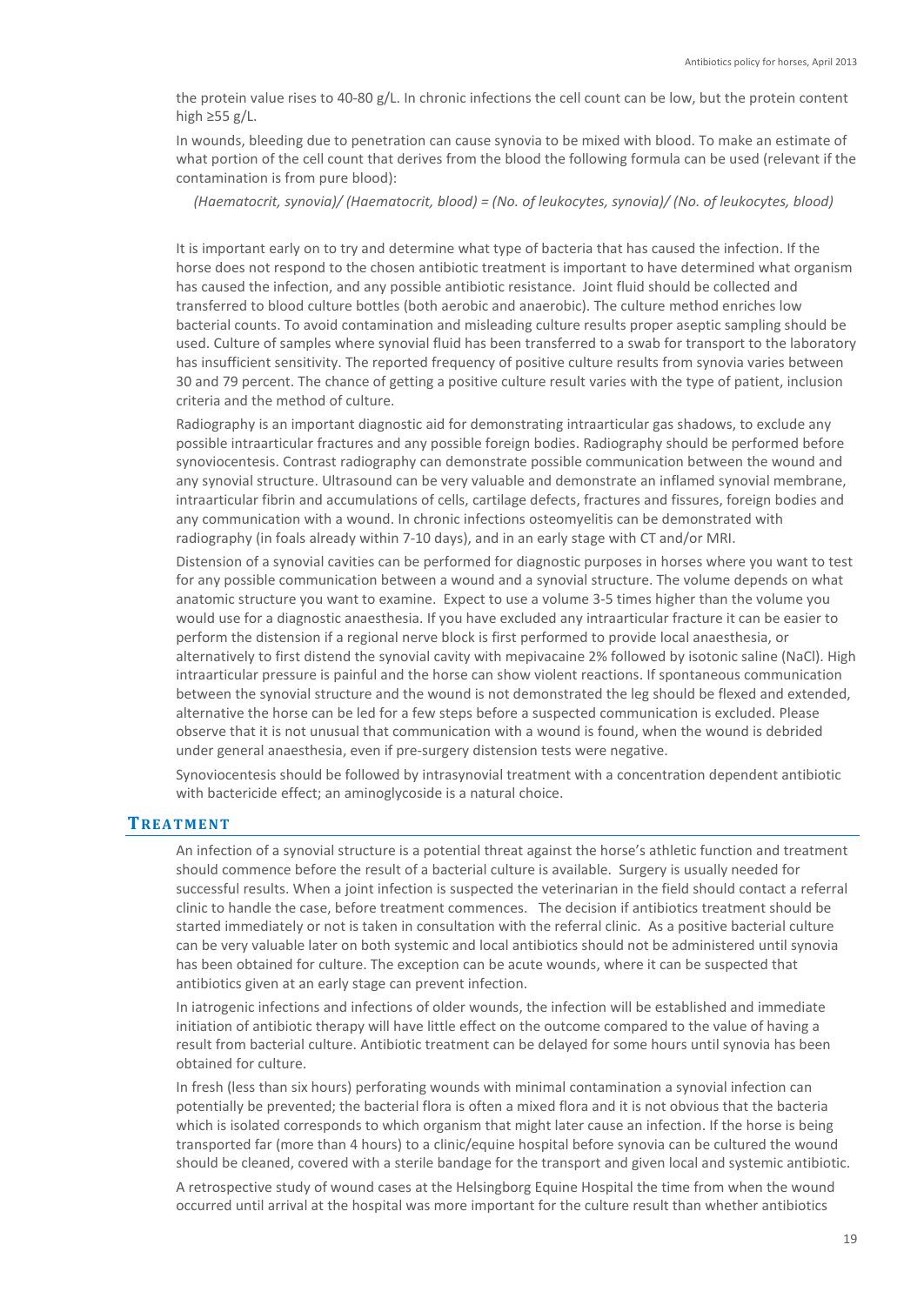the protein value rises to 40-80 g/L. In chronic infections the cell count can be low, but the protein content high ≥55 g/L.

In wounds, bleeding due to penetration can cause synovia to be mixed with blood. To make an estimate of what portion of the cell count that derives from the blood the following formula can be used (relevant if the contamination is from pure blood):

*(Haematocrit, synovia)/ (Haematocrit, blood) = (No. of leukocytes, synovia)/ (No. of leukocytes, blood)*

It is important early on to try and determine what type of bacteria that has caused the infection. If the horse does not respond to the chosen antibiotic treatment is important to have determined what organism has caused the infection, and any possible antibiotic resistance. Joint fluid should be collected and transferred to blood culture bottles (both aerobic and anaerobic). The culture method enriches low bacterial counts. To avoid contamination and misleading culture results proper aseptic sampling should be used. Culture of samples where synovial fluid has been transferred to a swab for transport to the laboratory has insufficient sensitivity. The reported frequency of positive culture results from synovia varies between 30 and 79 percent. The chance of getting a positive culture result varies with the type of patient, inclusion criteria and the method of culture.

Radiography is an important diagnostic aid for demonstrating intraarticular gas shadows, to exclude any possible intraarticular fractures and any possible foreign bodies. Radiography should be performed before synoviocentesis. Contrast radiography can demonstrate possible communication between the wound and any synovial structure. Ultrasound can be very valuable and demonstrate an inflamed synovial membrane, intraarticular fibrin and accumulations of cells, cartilage defects, fractures and fissures, foreign bodies and any communication with a wound. In chronic infections osteomyelitis can be demonstrated with radiography (in foals already within 7-10 days), and in an early stage with CT and/or MRI.

Distension of a synovial cavities can be performed for diagnostic purposes in horses where you want to test for any possible communication between a wound and a synovial structure. The volume depends on what anatomic structure you want to examine. Expect to use a volume 3-5 times higher than the volume you would use for a diagnostic anaesthesia. If you have excluded any intraarticular fracture it can be easier to perform the distension if a regional nerve block is first performed to provide local anaesthesia, or alternatively to first distend the synovial cavity with mepivacaine 2% followed by isotonic saline (NaCl). High intraarticular pressure is painful and the horse can show violent reactions. If spontaneous communication between the synovial structure and the wound is not demonstrated the leg should be flexed and extended, alternative the horse can be led for a few steps before a suspected communication is excluded. Please observe that it is not unusual that communication with a wound is found, when the wound is debrided under general anaesthesia, even if pre-surgery distension tests were negative.

Synoviocentesis should be followed by intrasynovial treatment with a concentration dependent antibiotic with bactericide effect; an aminoglycoside is a natural choice.

## Treatment

An infection of a synovial structure is a potential threat against the horse's athletic function and treatment should commence before the result of a bacterial culture is available. Surgery is usually needed for successful results. When a joint infection is suspected the veterinarian in the field should contact a referral clinic to handle the case, before treatment commences. The decision if antibiotics treatment should be started immediately or not is taken in consultation with the referral clinic. As a positive bacterial culture can be very valuable later on both systemic and local antibiotics should not be administered until synovia has been obtained for culture. The exception can be acute wounds, where it can be suspected that antibiotics given at an early stage can prevent infection.

In iatrogenic infections and infections of older wounds, the infection will be established and immediate initiation of antibiotic therapy will have little effect on the outcome compared to the value of having a result from bacterial culture. Antibiotic treatment can be delayed for some hours until synovia has been obtained for culture.

In fresh (less than six hours) perforating wounds with minimal contamination a synovial infection can potentially be prevented; the bacterial flora is often a mixed flora and it is not obvious that the bacteria which is isolated corresponds to which organism that might later cause an infection. If the horse is being transported far (more than 4 hours) to a clinic/equine hospital before synovia can be cultured the wound should be cleaned, covered with a sterile bandage for the transport and given local and systemic antibiotic.

A retrospective study of wound cases at the Helsingborg Equine Hospital the time from when the wound occurred until arrival at the hospital was more important for the culture result than whether antibiotics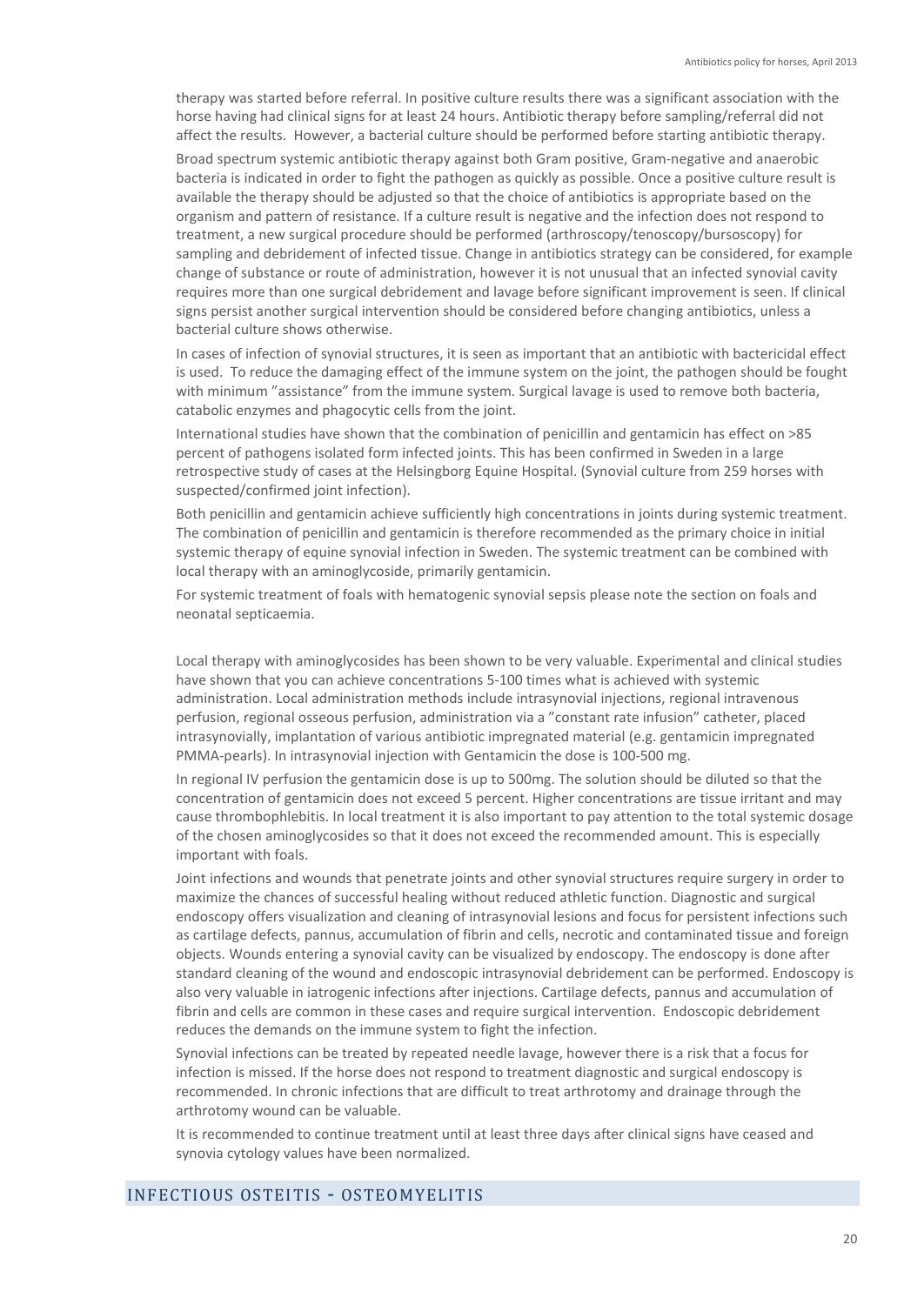therapy was started before referral. In positive culture results there was a significant association with the horse having had clinical signs for at least 24 hours. Antibiotic therapy before sampling/referral did not affect the results. However, a bacterial culture should be performed before starting antibiotic therapy.

Broad spectrum systemic antibiotic therapy against both Gram positive, Gram-negative and anaerobic bacteria is indicated in order to fight the pathogen as quickly as possible. Once a positive culture result is available the therapy should be adjusted so that the choice of antibiotics is appropriate based on the organism and pattern of resistance. If a culture result is negative and the infection does not respond to treatment, a new surgical procedure should be performed (arthroscopy/tenoscopy/bursoscopy) for sampling and debridement of infected tissue. Change in antibiotics strategy can be considered, for example change of substance or route of administration, however it is not unusual that an infected synovial cavity requires more than one surgical debridement and lavage before significant improvement is seen. If clinical signs persist another surgical intervention should be considered before changing antibiotics, unless a bacterial culture shows otherwise.

In cases of infection of synovial structures, it is seen as important that an antibiotic with bactericidal effect is used. To reduce the damaging effect of the immune system on the joint, the pathogen should be fought with minimum "assistance" from the immune system. Surgical lavage is used to remove both bacteria, catabolic enzymes and phagocytic cells from the joint.

International studies have shown that the combination of penicillin and gentamicin has effect on >85 percent of pathogens isolated form infected joints. This has been confirmed in Sweden in a large retrospective study of cases at the Helsingborg Equine Hospital. (Synovial culture from 259 horses with suspected/confirmed joint infection).

Both penicillin and gentamicin achieve sufficiently high concentrations in joints during systemic treatment. The combination of penicillin and gentamicin is therefore recommended as the primary choice in initial systemic therapy of equine synovial infection in Sweden. The systemic treatment can be combined with local therapy with an aminoglycoside, primarily gentamicin.

For systemic treatment of foals with hematogenic synovial sepsis please note the section on foals and neonatal septicaemia.

Local therapy with aminoglycosides has been shown to be very valuable. Experimental and clinical studies have shown that you can achieve concentrations 5-100 times what is achieved with systemic administration. Local administration methods include intrasynovial injections, regional intravenous perfusion, regional osseous perfusion, administration via a "constant rate infusion" catheter, placed intrasynovially, implantation of various antibiotic impregnated material (e.g. gentamicin impregnated PMMA-pearls). In intrasynovial injection with Gentamicin the dose is 100-500 mg.

In regional IV perfusion the gentamicin dose is up to 500mg. The solution should be diluted so that the concentration of gentamicin does not exceed 5 percent. Higher concentrations are tissue irritant and may cause thrombophlebitis. In local treatment it is also important to pay attention to the total systemic dosage of the chosen aminoglycosides so that it does not exceed the recommended amount. This is especially important with foals.

Joint infections and wounds that penetrate joints and other synovial structures require surgery in order to maximize the chances of successful healing without reduced athletic function. Diagnostic and surgical endoscopy offers visualization and cleaning of intrasynovial lesions and focus for persistent infections such as cartilage defects, pannus, accumulation of fibrin and cells, necrotic and contaminated tissue and foreign objects. Wounds entering a synovial cavity can be visualized by endoscopy. The endoscopy is done after standard cleaning of the wound and endoscopic intrasynovial debridement can be performed. Endoscopy is also very valuable in iatrogenic infections after injections. Cartilage defects, pannus and accumulation of fibrin and cells are common in these cases and require surgical intervention. Endoscopic debridement reduces the demands on the immune system to fight the infection.

Synovial infections can be treated by repeated needle lavage, however there is a risk that a focus for infection is missed. If the horse does not respond to treatment diagnostic and surgical endoscopy is recommended. In chronic infections that are difficult to treat arthrotomy and drainage through the arthrotomy wound can be valuable.

It is recommended to continue treatment until at least three days after clinical signs have ceased and synovia cytology values have been normalized.

## INFECTIOUS OSTEITIS - OSTEOMYELITIS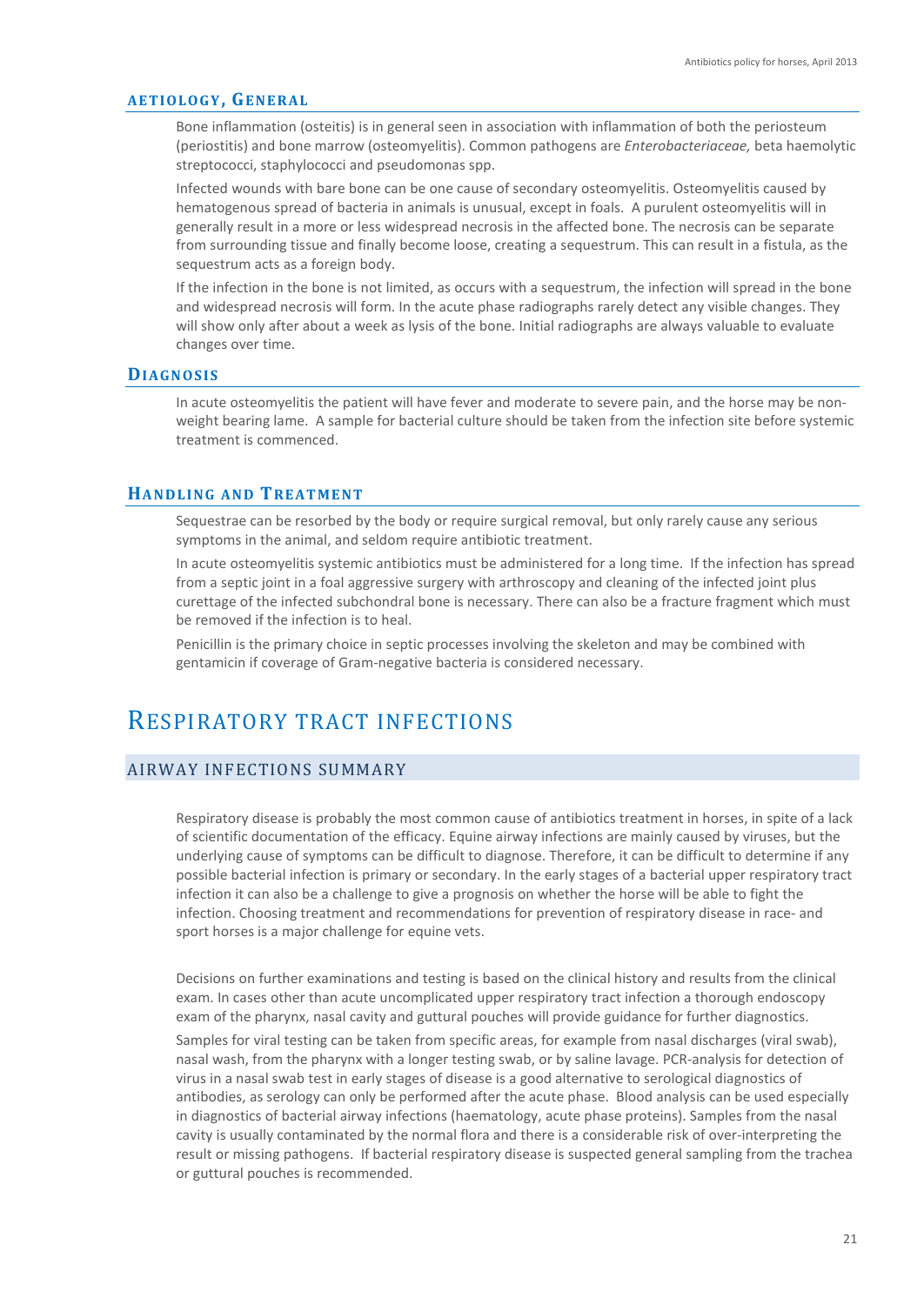### Aetiology, General

Bone inflammation (osteitis) is in general seen in association with inflammation of both the periosteum (periostitis) and bone marrow (osteomyelitis). Common pathogens are *Enterobacteriaceae,* beta haemolytic streptococci, staphylococci and pseudomonas spp.

Infected wounds with bare bone can be one cause of secondary osteomyelitis. Osteomyelitis caused by hematogenous spread of bacteria in animals is unusual, except in foals. A purulent osteomyelitis will in generally result in a more or less widespread necrosis in the affected bone. The necrosis can be separate from surrounding tissue and finally become loose, creating a sequestrum. This can result in a fistula, as the sequestrum acts as a foreign body.

If the infection in the bone is not limited, as occurs with a sequestrum, the infection will spread in the bone and widespread necrosis will form. In the acute phase radiographs rarely detect any visible changes. They will show only after about a week as lysis of the bone. Initial radiographs are always valuable to evaluate changes over time.

### Diagnosis

In acute osteomyelitis the patient will have fever and moderate to severe pain, and the horse may be non-weight bearing lame. A sample for bacterial culture should be taken from the infection site before systemic treatment is commenced.

### Handling and Treatment

Sequestrae can be resorbed by the body or require surgical removal, but only rarely cause any serious symptoms in the animal, and seldom require antibiotic treatment.

In acute osteomyelitis systemic antibiotics must be administered for a long time. If the infection has spread from a septic joint in a foal aggressive surgery with arthroscopy and cleaning of the infected joint plus curettage of the infected subchondral bone is necessary. There can also be a fracture fragment which must be removed if the infection is to heal.

Penicillin is the primary choice in septic processes involving the skeleton and may be combined with gentamicin if coverage of Gram-negative bacteria is considered necessary.

# Respiratory tract infections

## Airway infections summary

Respiratory disease is probably the most common cause of antibiotics treatment in horses, in spite of a lack of scientific documentation of the efficacy. Equine airway infections are mainly caused by viruses, but the underlying cause of symptoms can be difficult to diagnose. Therefore, it can be difficult to determine if any possible bacterial infection is primary or secondary. In the early stages of a bacterial upper respiratory tract infection it can also be a challenge to give a prognosis on whether the horse will be able to fight the infection. Choosing treatment and recommendations for prevention of respiratory disease in race- and sport horses is a major challenge for equine vets.

Decisions on further examinations and testing is based on the clinical history and results from the clinical exam. In cases other than acute uncomplicated upper respiratory tract infection a thorough endoscopy exam of the pharynx, nasal cavity and guttural pouches will provide guidance for further diagnostics.

Samples for viral testing can be taken from specific areas, for example from nasal discharges (viral swab), nasal wash, from the pharynx with a longer testing swab, or by saline lavage. PCR-analysis for detection of virus in a nasal swab test in early stages of disease is a good alternative to serological diagnostics of antibodies, as serology can only be performed after the acute phase. Blood analysis can be used especially in diagnostics of bacterial airway infections (haematology, acute phase proteins). Samples from the nasal cavity is usually contaminated by the normal flora and there is a considerable risk of over-interpreting the result or missing pathogens. If bacterial respiratory disease is suspected general sampling from the trachea or guttural pouches is recommended.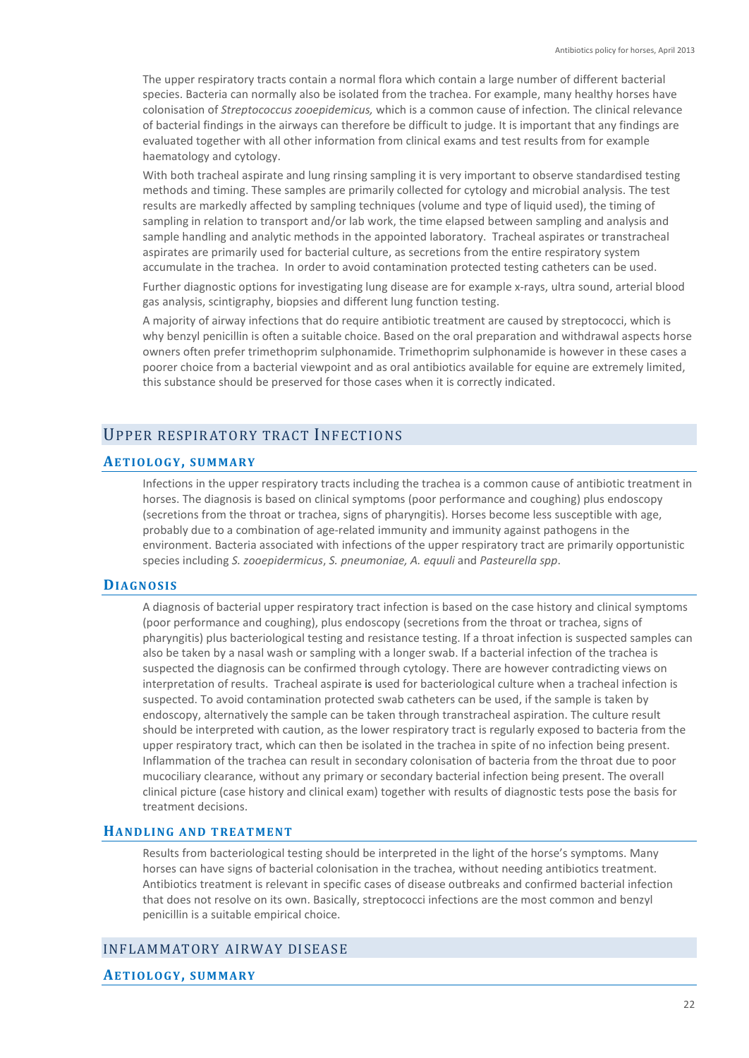The upper respiratory tracts contain a normal flora which contain a large number of different bacterial species. Bacteria can normally also be isolated from the trachea. For example, many healthy horses have colonisation of *Streptococcus zooepidemicus,* which is a common cause of infection. The clinical relevance of bacterial findings in the airways can therefore be difficult to judge. It is important that any findings are evaluated together with all other information from clinical exams and test results from for example haematology and cytology.

With both tracheal aspirate and lung rinsing sampling it is very important to observe standardised testing methods and timing. These samples are primarily collected for cytology and microbial analysis. The test results are markedly affected by sampling techniques (volume and type of liquid used), the timing of sampling in relation to transport and/or lab work, the time elapsed between sampling and analysis and sample handling and analytic methods in the appointed laboratory. Tracheal aspirates or transtracheal aspirates are primarily used for bacterial culture, as secretions from the entire respiratory system accumulate in the trachea. In order to avoid contamination protected testing catheters can be used.

Further diagnostic options for investigating lung disease are for example x-rays, ultra sound, arterial blood gas analysis, scintigraphy, biopsies and different lung function testing.

A majority of airway infections that do require antibiotic treatment are caused by streptococci, which is why benzyl penicillin is often a suitable choice. Based on the oral preparation and withdrawal aspects horse owners often prefer trimethoprim sulphonamide. Trimethoprim sulphonamide is however in these cases a poorer choice from a bacterial viewpoint and as oral antibiotics available for equine are extremely limited, this substance should be preserved for those cases when it is correctly indicated.

## Upper respiratory tract Infections

### Aetiology, summary

Infections in the upper respiratory tracts including the trachea is a common cause of antibiotic treatment in horses. The diagnosis is based on clinical symptoms (poor performance and coughing) plus endoscopy (secretions from the throat or trachea, signs of pharyngitis). Horses become less susceptible with age, probably due to a combination of age-related immunity and immunity against pathogens in the environment. Bacteria associated with infections of the upper respiratory tract are primarily opportunistic species including *S. zooepidermicus*, *S. pneumoniae, A. equuli* and *Pasteurella spp*.

### Diagnosis

A diagnosis of bacterial upper respiratory tract infection is based on the case history and clinical symptoms (poor performance and coughing), plus endoscopy (secretions from the throat or trachea, signs of pharyngitis) plus bacteriological testing and resistance testing. If a throat infection is suspected samples can also be taken by a nasal wash or sampling with a longer swab. If a bacterial infection of the trachea is suspected the diagnosis can be confirmed through cytology. There are however contradicting views on interpretation of results. Tracheal aspirate is used for bacteriological culture when a tracheal infection is suspected. To avoid contamination protected swab catheters can be used, if the sample is taken by endoscopy, alternatively the sample can be taken through transtracheal aspiration. The culture result should be interpreted with caution, as the lower respiratory tract is regularly exposed to bacteria from the upper respiratory tract, which can then be isolated in the trachea in spite of no infection being present. Inflammation of the trachea can result in secondary colonisation of bacteria from the throat due to poor mucociliary clearance, without any primary or secondary bacterial infection being present. The overall clinical picture (case history and clinical exam) together with results of diagnostic tests pose the basis for treatment decisions.

### Handling and treatment

Results from bacteriological testing should be interpreted in the light of the horse's symptoms. Many horses can have signs of bacterial colonisation in the trachea, without needing antibiotics treatment. Antibiotics treatment is relevant in specific cases of disease outbreaks and confirmed bacterial infection that does not resolve on its own. Basically, streptococci infections are the most common and benzyl penicillin is a suitable empirical choice.

## Inflammatory airway disease

### Aetiology, summary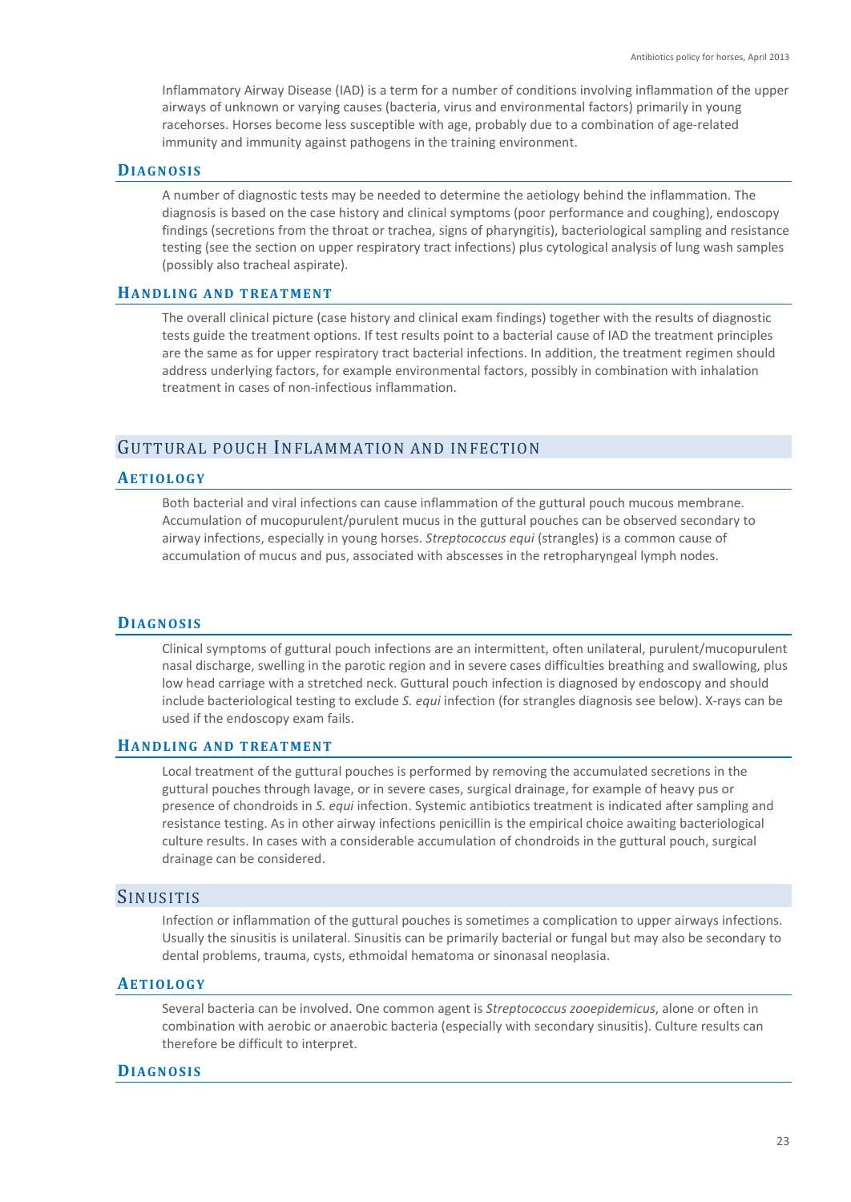Inflammatory Airway Disease (IAD) is a term for a number of conditions involving inflammation of the upper airways of unknown or varying causes (bacteria, virus and environmental factors) primarily in young racehorses. Horses become less susceptible with age, probably due to a combination of age-related immunity and immunity against pathogens in the training environment.

### Diagnosis

A number of diagnostic tests may be needed to determine the aetiology behind the inflammation. The diagnosis is based on the case history and clinical symptoms (poor performance and coughing), endoscopy findings (secretions from the throat or trachea, signs of pharyngitis), bacteriological sampling and resistance testing (see the section on upper respiratory tract infections) plus cytological analysis of lung wash samples (possibly also tracheal aspirate).

### Handling and treatment

The overall clinical picture (case history and clinical exam findings) together with the results of diagnostic tests guide the treatment options. If test results point to a bacterial cause of IAD the treatment principles are the same as for upper respiratory tract bacterial infections. In addition, the treatment regimen should address underlying factors, for example environmental factors, possibly in combination with inhalation treatment in cases of non-infectious inflammation.

## Guttural pouch Inflammation and infection

### Aetiology

Both bacterial and viral infections can cause inflammation of the guttural pouch mucous membrane. Accumulation of mucopurulent/purulent mucus in the guttural pouches can be observed secondary to airway infections, especially in young horses. *Streptococcus equi* (strangles) is a common cause of accumulation of mucus and pus, associated with abscesses in the retropharyngeal lymph nodes.

### Diagnosis

Clinical symptoms of guttural pouch infections are an intermittent, often unilateral, purulent/mucopurulent nasal discharge, swelling in the parotic region and in severe cases difficulties breathing and swallowing, plus low head carriage with a stretched neck. Guttural pouch infection is diagnosed by endoscopy and should include bacteriological testing to exclude *S. equi* infection (for strangles diagnosis see below). X-rays can be used if the endoscopy exam fails.

### Handling and treatment

Local treatment of the guttural pouches is performed by removing the accumulated secretions in the guttural pouches through lavage, or in severe cases, surgical drainage, for example of heavy pus or presence of chondroids in *S. equi* infection. Systemic antibiotics treatment is indicated after sampling and resistance testing. As in other airway infections penicillin is the empirical choice awaiting bacteriological culture results. In cases with a considerable accumulation of chondroids in the guttural pouch, surgical drainage can be considered.

## Sinusitis

Infection or inflammation of the guttural pouches is sometimes a complication to upper airways infections. Usually the sinusitis is unilateral. Sinusitis can be primarily bacterial or fungal but may also be secondary to dental problems, trauma, cysts, ethmoidal hematoma or sinonasal neoplasia.

### Aetiology

Several bacteria can be involved. One common agent is *Streptococcus zooepidemicus*, alone or often in combination with aerobic or anaerobic bacteria (especially with secondary sinusitis). Culture results can therefore be difficult to interpret.

### Diagnosis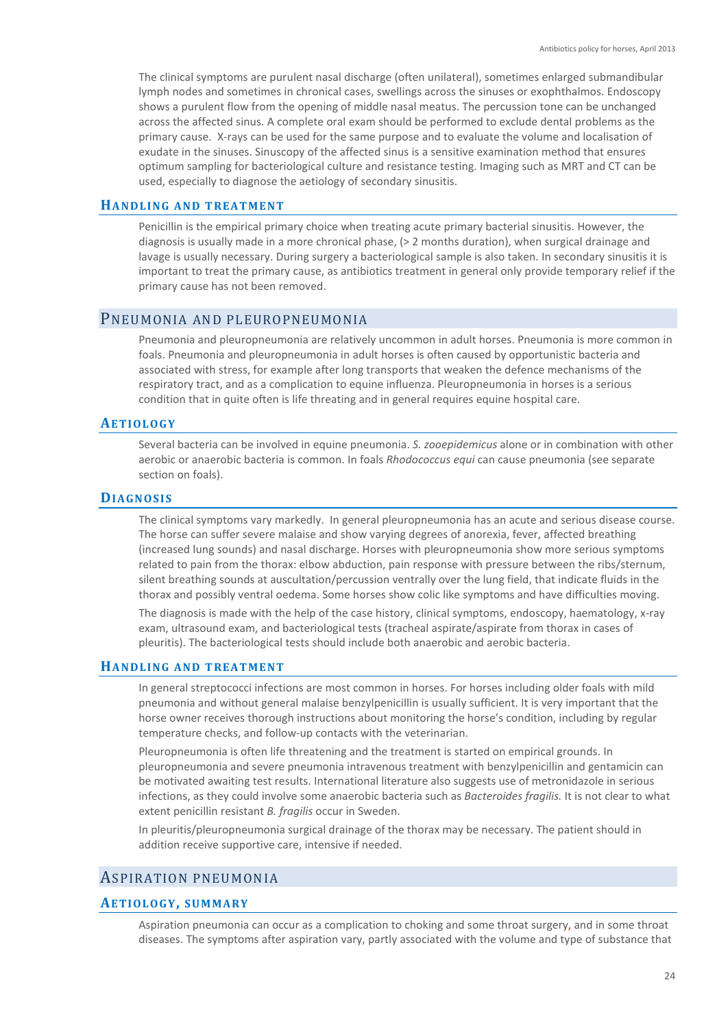The clinical symptoms are purulent nasal discharge (often unilateral), sometimes enlarged submandibular lymph nodes and sometimes in chronical cases, swellings across the sinuses or exophthalmos. Endoscopy shows a purulent flow from the opening of middle nasal meatus. The percussion tone can be unchanged across the affected sinus. A complete oral exam should be performed to exclude dental problems as the primary cause. X-rays can be used for the same purpose and to evaluate the volume and localisation of exudate in the sinuses. Sinuscopy of the affected sinus is a sensitive examination method that ensures optimum sampling for bacteriological culture and resistance testing. Imaging such as MRT and CT can be used, especially to diagnose the aetiology of secondary sinusitis.

### Handling and treatment

Penicillin is the empirical primary choice when treating acute primary bacterial sinusitis. However, the diagnosis is usually made in a more chronical phase, (> 2 months duration), when surgical drainage and lavage is usually necessary. During surgery a bacteriological sample is also taken. In secondary sinusitis it is important to treat the primary cause, as antibiotics treatment in general only provide temporary relief if the primary cause has not been removed.

## Pneumonia and pleuropneumonia

Pneumonia and pleuropneumonia are relatively uncommon in adult horses. Pneumonia is more common in foals. Pneumonia and pleuropneumonia in adult horses is often caused by opportunistic bacteria and associated with stress, for example after long transports that weaken the defence mechanisms of the respiratory tract, and as a complication to equine influenza. Pleuropneumonia in horses is a serious condition that in quite often is life threating and in general requires equine hospital care.

### Aetiology

Several bacteria can be involved in equine pneumonia. *S. zooepidemicus* alone or in combination with other aerobic or anaerobic bacteria is common. In foals *Rhodococcus equi* can cause pneumonia (see separate section on foals).

### Diagnosis

The clinical symptoms vary markedly. In general pleuropneumonia has an acute and serious disease course. The horse can suffer severe malaise and show varying degrees of anorexia, fever, affected breathing (increased lung sounds) and nasal discharge. Horses with pleuropneumonia show more serious symptoms related to pain from the thorax: elbow abduction, pain response with pressure between the ribs/sternum, silent breathing sounds at auscultation/percussion ventrally over the lung field, that indicate fluids in the thorax and possibly ventral oedema. Some horses show colic like symptoms and have difficulties moving.

The diagnosis is made with the help of the case history, clinical symptoms, endoscopy, haematology, x-ray exam, ultrasound exam, and bacteriological tests (tracheal aspirate/aspirate from thorax in cases of pleuritis). The bacteriological tests should include both anaerobic and aerobic bacteria.

### Handling and treatment

In general streptococci infections are most common in horses. For horses including older foals with mild pneumonia and without general malaise benzylpenicillin is usually sufficient. It is very important that the horse owner receives thorough instructions about monitoring the horse's condition, including by regular temperature checks, and follow-up contacts with the veterinarian.

Pleuropneumonia is often life threatening and the treatment is started on empirical grounds. In pleuropneumonia and severe pneumonia intravenous treatment with benzylpenicillin and gentamicin can be motivated awaiting test results. International literature also suggests use of metronidazole in serious infections, as they could involve some anaerobic bacteria such as *Bacteroides fragilis.* It is not clear to what extent penicillin resistant *B. fragilis* occur in Sweden.

In pleuritis/pleuropneumonia surgical drainage of the thorax may be necessary. The patient should in addition receive supportive care, intensive if needed.

## Aspiration pneumonia

### Aetiology, summary

Aspiration pneumonia can occur as a complication to choking and some throat surgery, and in some throat diseases. The symptoms after aspiration vary, partly associated with the volume and type of substance that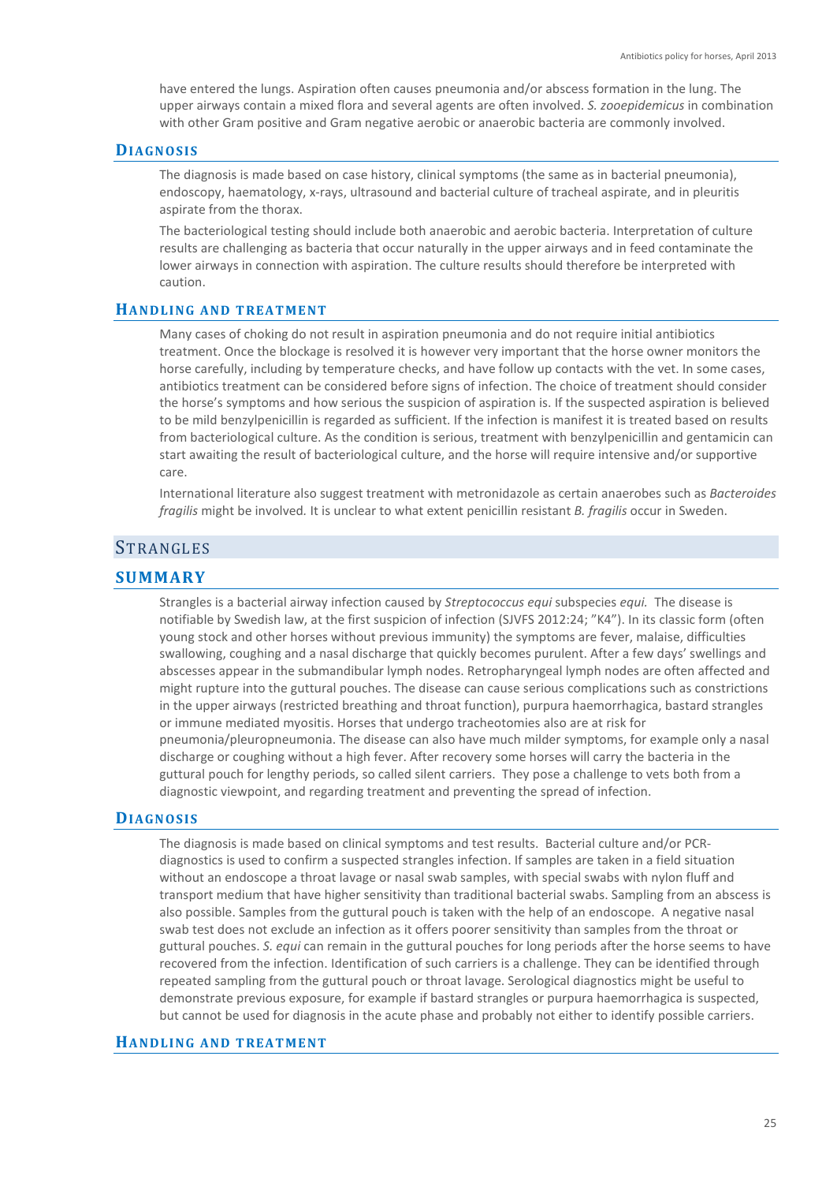have entered the lungs. Aspiration often causes pneumonia and/or abscess formation in the lung. The upper airways contain a mixed flora and several agents are often involved. *S. zooepidemicus* in combination with other Gram positive and Gram negative aerobic or anaerobic bacteria are commonly involved.

### Diagnosis

The diagnosis is made based on case history, clinical symptoms (the same as in bacterial pneumonia), endoscopy, haematology, x-rays, ultrasound and bacterial culture of tracheal aspirate, and in pleuritis aspirate from the thorax.

The bacteriological testing should include both anaerobic and aerobic bacteria. Interpretation of culture results are challenging as bacteria that occur naturally in the upper airways and in feed contaminate the lower airways in connection with aspiration. The culture results should therefore be interpreted with caution.

### Handling and treatment

Many cases of choking do not result in aspiration pneumonia and do not require initial antibiotics treatment. Once the blockage is resolved it is however very important that the horse owner monitors the horse carefully, including by temperature checks, and have follow up contacts with the vet. In some cases, antibiotics treatment can be considered before signs of infection. The choice of treatment should consider the horse's symptoms and how serious the suspicion of aspiration is. If the suspected aspiration is believed to be mild benzylpenicillin is regarded as sufficient. If the infection is manifest it is treated based on results from bacteriological culture. As the condition is serious, treatment with benzylpenicillin and gentamicin can start awaiting the result of bacteriological culture, and the horse will require intensive and/or supportive care.

International literature also suggest treatment with metronidazole as certain anaerobes such as *Bacteroides fragilis* might be involved. It is unclear to what extent penicillin resistant *B. fragilis* occur in Sweden.

## Strangles

### Summary

Strangles is a bacterial airway infection caused by *Streptococcus equi* subspecies *equi.* The disease is notifiable by Swedish law, at the first suspicion of infection (SJVFS 2012:24; "K4"). In its classic form (often young stock and other horses without previous immunity) the symptoms are fever, malaise, difficulties swallowing, coughing and a nasal discharge that quickly becomes purulent. After a few days' swellings and abscesses appear in the submandibular lymph nodes. Retropharyngeal lymph nodes are often affected and might rupture into the guttural pouches. The disease can cause serious complications such as constrictions in the upper airways (restricted breathing and throat function), purpura haemorrhagica, bastard strangles or immune mediated myositis. Horses that undergo tracheotomies also are at risk for pneumonia/pleuropneumonia. The disease can also have much milder symptoms, for example only a nasal discharge or coughing without a high fever. After recovery some horses will carry the bacteria in the guttural pouch for lengthy periods, so called silent carriers. They pose a challenge to vets both from a diagnostic viewpoint, and regarding treatment and preventing the spread of infection.

### Diagnosis

The diagnosis is made based on clinical symptoms and test results. Bacterial culture and/or PCR-diagnostics is used to confirm a suspected strangles infection. If samples are taken in a field situation without an endoscope a throat lavage or nasal swab samples, with special swabs with nylon fluff and transport medium that have higher sensitivity than traditional bacterial swabs. Sampling from an abscess is also possible. Samples from the guttural pouch is taken with the help of an endoscope. A negative nasal swab test does not exclude an infection as it offers poorer sensitivity than samples from the throat or guttural pouches. *S. equi* can remain in the guttural pouches for long periods after the horse seems to have recovered from the infection. Identification of such carriers is a challenge. They can be identified through repeated sampling from the guttural pouch or throat lavage. Serological diagnostics might be useful to demonstrate previous exposure, for example if bastard strangles or purpura haemorrhagica is suspected, but cannot be used for diagnosis in the acute phase and probably not either to identify possible carriers.

### Handling and treatment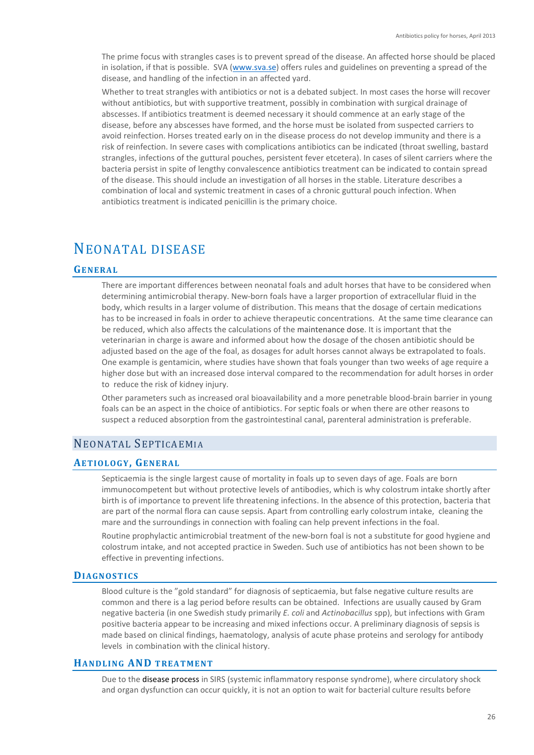The prime focus with strangles cases is to prevent spread of the disease. An affected horse should be placed in isolation, if that is possible. SVA (www.sva.se) offers rules and guidelines on preventing a spread of the disease, and handling of the infection in an affected yard.

Whether to treat strangles with antibiotics or not is a debated subject. In most cases the horse will recover without antibiotics, but with supportive treatment, possibly in combination with surgical drainage of abscesses. If antibiotics treatment is deemed necessary it should commence at an early stage of the disease, before any abscesses have formed, and the horse must be isolated from suspected carriers to avoid reinfection. Horses treated early on in the disease process do not develop immunity and there is a risk of reinfection. In severe cases with complications antibiotics can be indicated (throat swelling, bastard strangles, infections of the guttural pouches, persistent fever etcetera). In cases of silent carriers where the bacteria persist in spite of lengthy convalescence antibiotics treatment can be indicated to contain spread of the disease. This should include an investigation of all horses in the stable. Literature describes a combination of local and systemic treatment in cases of a chronic guttural pouch infection. When antibiotics treatment is indicated penicillin is the primary choice.

# Neonatal disease

### General

There are important differences between neonatal foals and adult horses that have to be considered when determining antimicrobial therapy. New-born foals have a larger proportion of extracellular fluid in the body, which results in a larger volume of distribution. This means that the dosage of certain medications has to be increased in foals in order to achieve therapeutic concentrations. At the same time clearance can be reduced, which also affects the calculations of the maintenance dose. It is important that the veterinarian in charge is aware and informed about how the dosage of the chosen antibiotic should be adjusted based on the age of the foal, as dosages for adult horses cannot always be extrapolated to foals. One example is gentamicin, where studies have shown that foals younger than two weeks of age require a higher dose but with an increased dose interval compared to the recommendation for adult horses in order to reduce the risk of kidney injury.

Other parameters such as increased oral bioavailability and a more penetrable blood-brain barrier in young foals can be an aspect in the choice of antibiotics. For septic foals or when there are other reasons to suspect a reduced absorption from the gastrointestinal canal, parenteral administration is preferable.

## Neonatal Septicaemia

### Aetiology, General

Septicaemia is the single largest cause of mortality in foals up to seven days of age. Foals are born immunocompetent but without protective levels of antibodies, which is why colostrum intake shortly after birth is of importance to prevent life threatening infections. In the absence of this protection, bacteria that are part of the normal flora can cause sepsis. Apart from controlling early colostrum intake, cleaning the mare and the surroundings in connection with foaling can help prevent infections in the foal.

Routine prophylactic antimicrobial treatment of the new-born foal is not a substitute for good hygiene and colostrum intake, and not accepted practice in Sweden. Such use of antibiotics has not been shown to be effective in preventing infections.

### Diagnostics

Blood culture is the "gold standard" for diagnosis of septicaemia, but false negative culture results are common and there is a lag period before results can be obtained. Infections are usually caused by Gram negative bacteria (in one Swedish study primarily *E. coli* and *Actinobacillus* spp), but infections with Gram positive bacteria appear to be increasing and mixed infections occur. A preliminary diagnosis of sepsis is made based on clinical findings, haematology, analysis of acute phase proteins and serology for antibody levels in combination with the clinical history.

### Handling and treatment

Due to the disease process in SIRS (systemic inflammatory response syndrome), where circulatory shock and organ dysfunction can occur quickly, it is not an option to wait for bacterial culture results before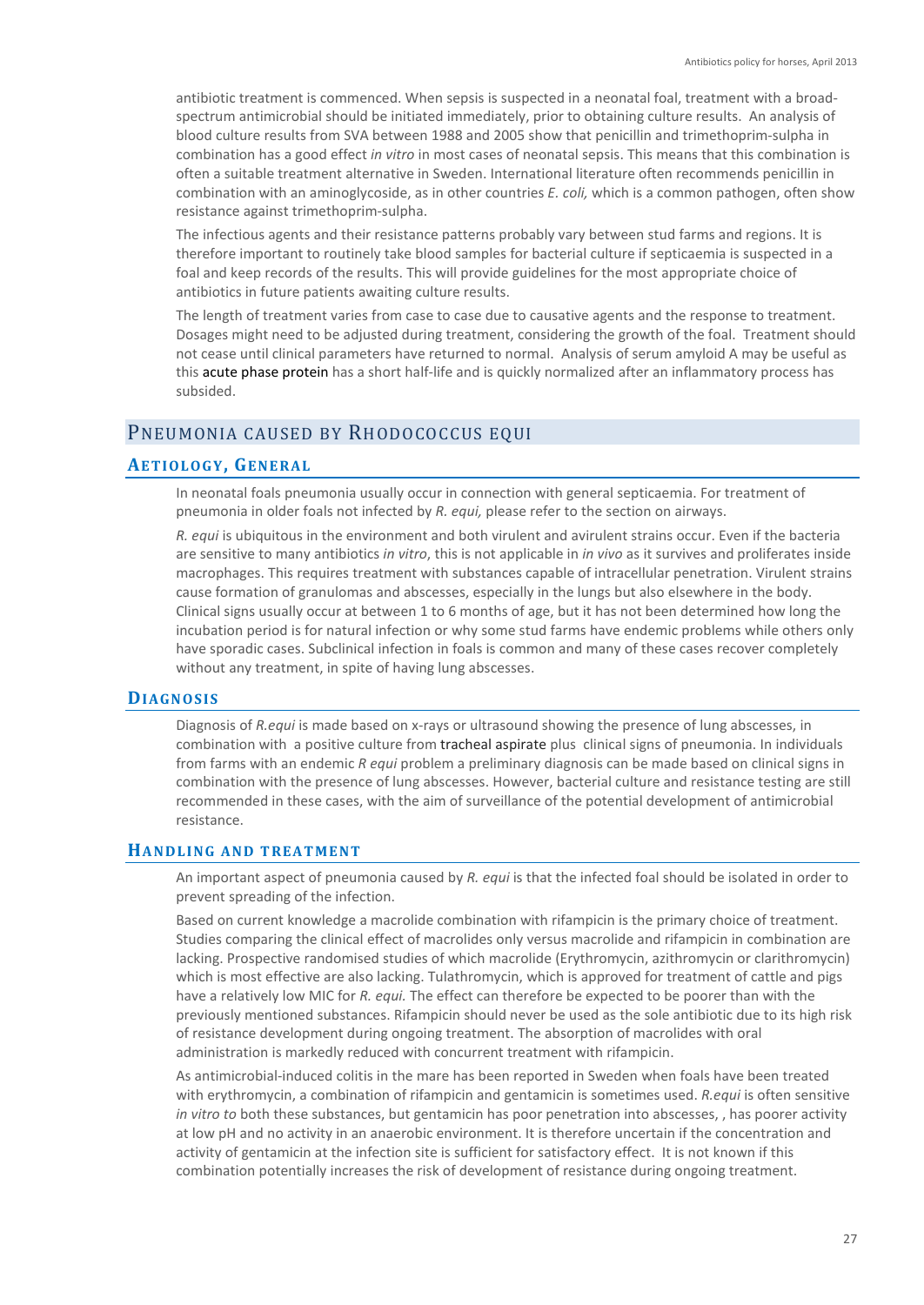antibiotic treatment is commenced. When sepsis is suspected in a neonatal foal, treatment with a broad-spectrum antimicrobial should be initiated immediately, prior to obtaining culture results. An analysis of blood culture results from SVA between 1988 and 2005 show that penicillin and trimethoprim-sulpha in combination has a good effect *in vitro* in most cases of neonatal sepsis. This means that this combination is often a suitable treatment alternative in Sweden. International literature often recommends penicillin in combination with an aminoglycoside, as in other countries *E. coli,* which is a common pathogen, often show resistance against trimethoprim-sulpha.

The infectious agents and their resistance patterns probably vary between stud farms and regions. It is therefore important to routinely take blood samples for bacterial culture if septicaemia is suspected in a foal and keep records of the results. This will provide guidelines for the most appropriate choice of antibiotics in future patients awaiting culture results.

The length of treatment varies from case to case due to causative agents and the response to treatment. Dosages might need to be adjusted during treatment, considering the growth of the foal. Treatment should not cease until clinical parameters have returned to normal. Analysis of serum amyloid A may be useful as this acute phase protein has a short half-life and is quickly normalized after an inflammatory process has subsided.

## PNEUMONIA CAUSED BY RHODOCOCCUS EQUI

### AETIOLOGY, GENERAL

In neonatal foals pneumonia usually occur in connection with general septicaemia. For treatment of pneumonia in older foals not infected by *R. equi,* please refer to the section on airways.

*R. equi* is ubiquitous in the environment and both virulent and avirulent strains occur. Even if the bacteria are sensitive to many antibiotics *in vitro*, this is not applicable in *in vivo* as it survives and proliferates inside macrophages. This requires treatment with substances capable of intracellular penetration. Virulent strains cause formation of granulomas and abscesses, especially in the lungs but also elsewhere in the body. Clinical signs usually occur at between 1 to 6 months of age, but it has not been determined how long the incubation period is for natural infection or why some stud farms have endemic problems while others only have sporadic cases. Subclinical infection in foals is common and many of these cases recover completely without any treatment, in spite of having lung abscesses.

### DIAGNOSIS

Diagnosis of *R.equi* is made based on x-rays or ultrasound showing the presence of lung abscesses, in combination with a positive culture from tracheal aspirate plus clinical signs of pneumonia. In individuals from farms with an endemic *R equi* problem a preliminary diagnosis can be made based on clinical signs in combination with the presence of lung abscesses. However, bacterial culture and resistance testing are still recommended in these cases, with the aim of surveillance of the potential development of antimicrobial resistance.

### HANDLING AND TREATMENT

An important aspect of pneumonia caused by *R. equi* is that the infected foal should be isolated in order to prevent spreading of the infection.

Based on current knowledge a macrolide combination with rifampicin is the primary choice of treatment. Studies comparing the clinical effect of macrolides only versus macrolide and rifampicin in combination are lacking. Prospective randomised studies of which macrolide (Erythromycin, azithromycin or clarithromycin) which is most effective are also lacking. Tulathromycin, which is approved for treatment of cattle and pigs have a relatively low MIC for *R. equi.* The effect can therefore be expected to be poorer than with the previously mentioned substances. Rifampicin should never be used as the sole antibiotic due to its high risk of resistance development during ongoing treatment. The absorption of macrolides with oral administration is markedly reduced with concurrent treatment with rifampicin.

As antimicrobial-induced colitis in the mare has been reported in Sweden when foals have been treated with erythromycin, a combination of rifampicin and gentamicin is sometimes used. *R.equi* is often sensitive *in vitro to* both these substances, but gentamicin has poor penetration into abscesses, , has poorer activity at low pH and no activity in an anaerobic environment. It is therefore uncertain if the concentration and activity of gentamicin at the infection site is sufficient for satisfactory effect. It is not known if this combination potentially increases the risk of development of resistance during ongoing treatment.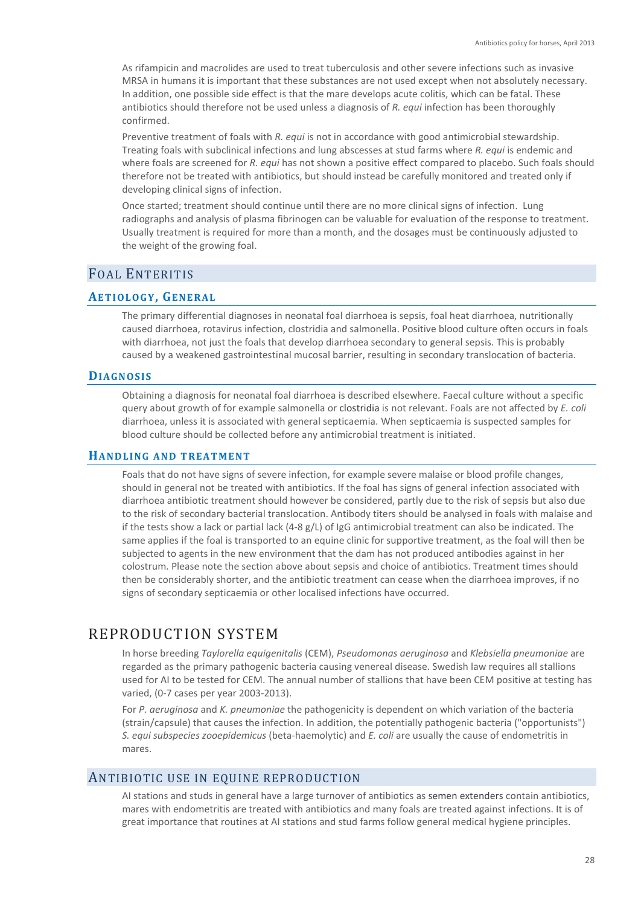As rifampicin and macrolides are used to treat tuberculosis and other severe infections such as invasive MRSA in humans it is important that these substances are not used except when not absolutely necessary. In addition, one possible side effect is that the mare develops acute colitis, which can be fatal. These antibiotics should therefore not be used unless a diagnosis of *R. equi* infection has been thoroughly confirmed.

Preventive treatment of foals with *R. equi* is not in accordance with good antimicrobial stewardship. Treating foals with subclinical infections and lung abscesses at stud farms where *R. equi* is endemic and where foals are screened for *R. equi* has not shown a positive effect compared to placebo. Such foals should therefore not be treated with antibiotics, but should instead be carefully monitored and treated only if developing clinical signs of infection.

Once started; treatment should continue until there are no more clinical signs of infection. Lung radiographs and analysis of plasma fibrinogen can be valuable for evaluation of the response to treatment. Usually treatment is required for more than a month, and the dosages must be continuously adjusted to the weight of the growing foal.

## Foal Enteritis

### Aetiology, General

The primary differential diagnoses in neonatal foal diarrhoea is sepsis, foal heat diarrhoea, nutritionally caused diarrhoea, rotavirus infection, clostridia and salmonella. Positive blood culture often occurs in foals with diarrhoea, not just the foals that develop diarrhoea secondary to general sepsis. This is probably caused by a weakened gastrointestinal mucosal barrier, resulting in secondary translocation of bacteria.

### Diagnosis

Obtaining a diagnosis for neonatal foal diarrhoea is described elsewhere. Faecal culture without a specific query about growth of for example salmonella or clostridia is not relevant. Foals are not affected by *E. coli* diarrhoea, unless it is associated with general septicaemia. When septicaemia is suspected samples for blood culture should be collected before any antimicrobial treatment is initiated.

### Handling and Treatment

Foals that do not have signs of severe infection, for example severe malaise or blood profile changes, should in general not be treated with antibiotics. If the foal has signs of general infection associated with diarrhoea antibiotic treatment should however be considered, partly due to the risk of sepsis but also due to the risk of secondary bacterial translocation. Antibody titers should be analysed in foals with malaise and if the tests show a lack or partial lack (4-8 g/L) of IgG antimicrobial treatment can also be indicated. The same applies if the foal is transported to an equine clinic for supportive treatment, as the foal will then be subjected to agents in the new environment that the dam has not produced antibodies against in her colostrum. Please note the section above about sepsis and choice of antibiotics. Treatment times should then be considerably shorter, and the antibiotic treatment can cease when the diarrhoea improves, if no signs of secondary septicaemia or other localised infections have occurred.

# Reproduction System

In horse breeding *Taylorella equigenitalis* (CEM), *Pseudomonas aeruginosa* and *Klebsiella pneumoniae* are regarded as the primary pathogenic bacteria causing venereal disease. Swedish law requires all stallions used for AI to be tested for CEM. The annual number of stallions that have been CEM positive at testing has varied, (0-7 cases per year 2003-2013).

For *P. aeruginosa* and *K. pneumoniae* the pathogenicity is dependent on which variation of the bacteria (strain/capsule) that causes the infection. In addition, the potentially pathogenic bacteria ("opportunists") *S. equi subspecies zooepidemicus* (beta-haemolytic) and *E. coli* are usually the cause of endometritis in mares.

## Antibiotic Use in Equine Reproduction

AI stations and studs in general have a large turnover of antibiotics as semen extenders contain antibiotics, mares with endometritis are treated with antibiotics and many foals are treated against infections. It is of great importance that routines at AI stations and stud farms follow general medical hygiene principles.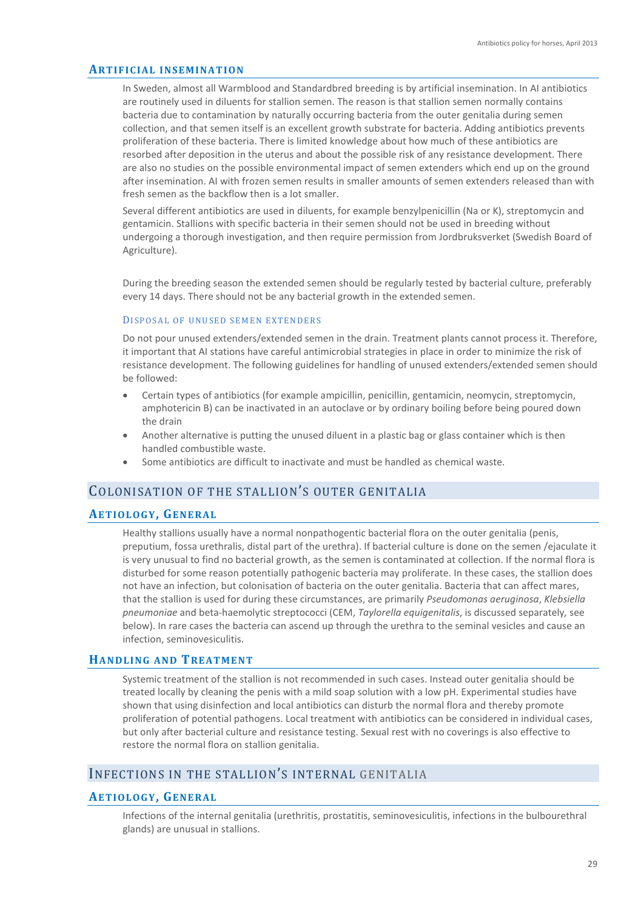### Artificial insemination

In Sweden, almost all Warmblood and Standardbred breeding is by artificial insemination. In AI antibiotics are routinely used in diluents for stallion semen. The reason is that stallion semen normally contains bacteria due to contamination by naturally occurring bacteria from the outer genitalia during semen collection, and that semen itself is an excellent growth substrate for bacteria. Adding antibiotics prevents proliferation of these bacteria. There is limited knowledge about how much of these antibiotics are resorbed after deposition in the uterus and about the possible risk of any resistance development. There are also no studies on the possible environmental impact of semen extenders which end up on the ground after insemination. AI with frozen semen results in smaller amounts of semen extenders released than with fresh semen as the backflow then is a lot smaller.

Several different antibiotics are used in diluents, for example benzylpenicillin (Na or K), streptomycin and gentamicin. Stallions with specific bacteria in their semen should not be used in breeding without undergoing a thorough investigation, and then require permission from Jordbruksverket (Swedish Board of Agriculture).

During the breeding season the extended semen should be regularly tested by bacterial culture, preferably every 14 days. There should not be any bacterial growth in the extended semen.

#### Disposal of unused semen extenders

Do not pour unused extenders/extended semen in the drain. Treatment plants cannot process it. Therefore, it important that AI stations have careful antimicrobial strategies in place in order to minimize the risk of resistance development. The following guidelines for handling of unused extenders/extended semen should be followed:

- Certain types of antibiotics (for example ampicillin, penicillin, gentamicin, neomycin, streptomycin, amphotericin B) can be inactivated in an autoclave or by ordinary boiling before being poured down the drain
- Another alternative is putting the unused diluent in a plastic bag or glass container which is then handled combustible waste.
- Some antibiotics are difficult to inactivate and must be handled as chemical waste.

## Colonisation of the stallion's outer genitalia

### Aetiology, General

Healthy stallions usually have a normal nonpathogentic bacterial flora on the outer genitalia (penis, preputium, fossa urethralis, distal part of the urethra). If bacterial culture is done on the semen /ejaculate it is very unusual to find no bacterial growth, as the semen is contaminated at collection. If the normal flora is disturbed for some reason potentially pathogenic bacteria may proliferate. In these cases, the stallion does not have an infection, but colonisation of bacteria on the outer genitalia. Bacteria that can affect mares, that the stallion is used for during these circumstances, are primarily *Pseudomonas aeruginosa*, *Klebsiella pneumoniae* and beta-haemolytic streptococci (CEM, *Taylorella equigenitalis*, is discussed separately, see below). In rare cases the bacteria can ascend up through the urethra to the seminal vesicles and cause an infection, seminovesiculitis.

### Handling and Treatment

Systemic treatment of the stallion is not recommended in such cases. Instead outer genitalia should be treated locally by cleaning the penis with a mild soap solution with a low pH. Experimental studies have shown that using disinfection and local antibiotics can disturb the normal flora and thereby promote proliferation of potential pathogens. Local treatment with antibiotics can be considered in individual cases, but only after bacterial culture and resistance testing. Sexual rest with no coverings is also effective to restore the normal flora on stallion genitalia.

## Infections in the stallion's internal genitalia

### Aetiology, General

Infections of the internal genitalia (urethritis, prostatitis, seminovesiculitis, infections in the bulbourethral glands) are unusual in stallions.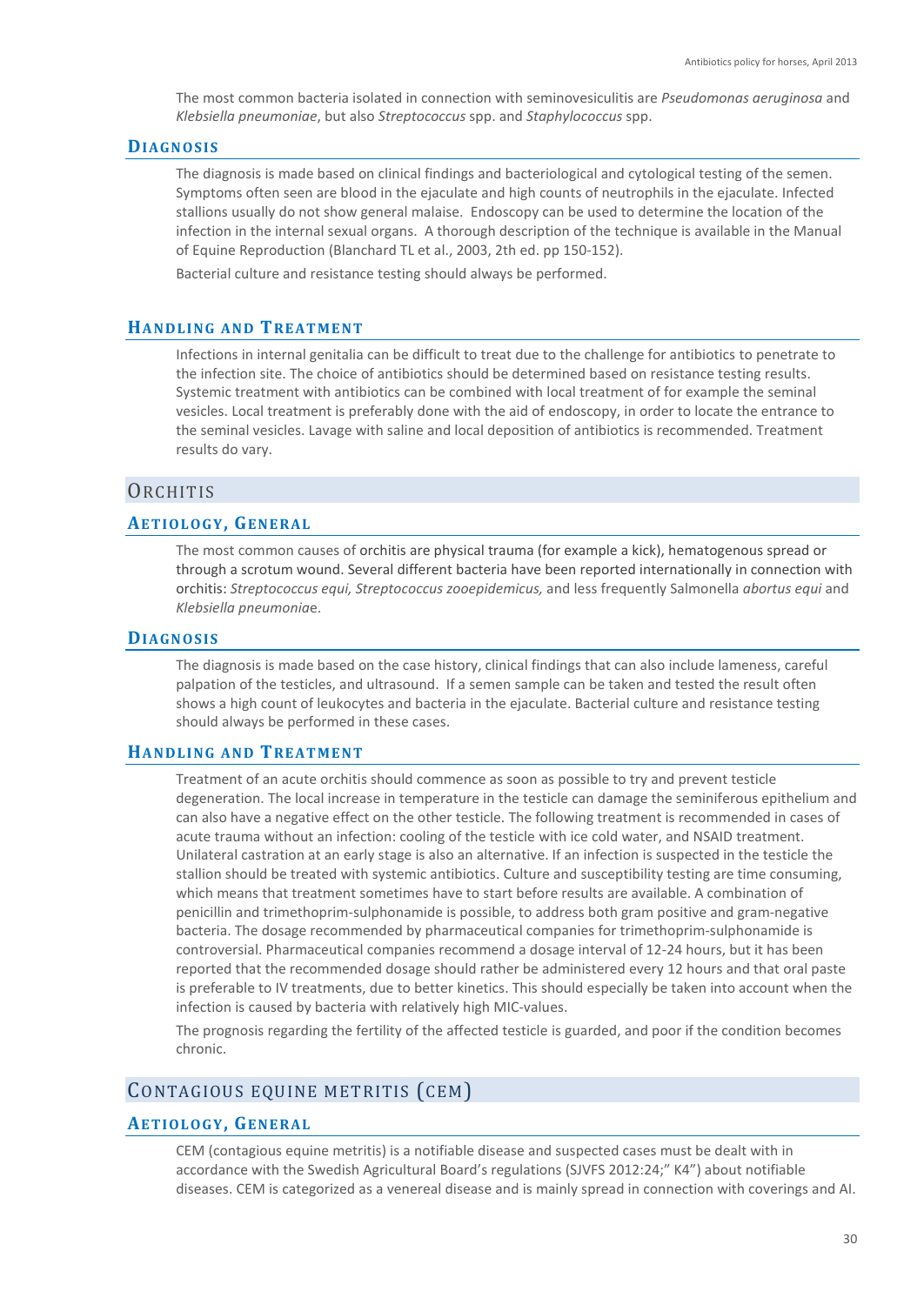The most common bacteria isolated in connection with seminovesiculitis are *Pseudomonas aeruginosa* and *Klebsiella pneumoniae*, but also *Streptococcus* spp. and *Staphylococcus* spp.

### Diagnosis

The diagnosis is made based on clinical findings and bacteriological and cytological testing of the semen. Symptoms often seen are blood in the ejaculate and high counts of neutrophils in the ejaculate. Infected stallions usually do not show general malaise. Endoscopy can be used to determine the location of the infection in the internal sexual organs. A thorough description of the technique is available in the Manual of Equine Reproduction (Blanchard TL et al., 2003, 2th ed. pp 150-152).

Bacterial culture and resistance testing should always be performed.

### Handling and Treatment

Infections in internal genitalia can be difficult to treat due to the challenge for antibiotics to penetrate to the infection site. The choice of antibiotics should be determined based on resistance testing results. Systemic treatment with antibiotics can be combined with local treatment of for example the seminal vesicles. Local treatment is preferably done with the aid of endoscopy, in order to locate the entrance to the seminal vesicles. Lavage with saline and local deposition of antibiotics is recommended. Treatment results do vary.

## Orchitis

### Aetiology, General

The most common causes of orchitis are physical trauma (for example a kick), hematogenous spread or through a scrotum wound. Several different bacteria have been reported internationally in connection with orchitis: *Streptococcus equi, Streptococcus zooepidemicus,* and less frequently Salmonella *abortus equi* and *Klebsiella pneumonia*e.

### Diagnosis

The diagnosis is made based on the case history, clinical findings that can also include lameness, careful palpation of the testicles, and ultrasound. If a semen sample can be taken and tested the result often shows a high count of leukocytes and bacteria in the ejaculate. Bacterial culture and resistance testing should always be performed in these cases.

### Handling and Treatment

Treatment of an acute orchitis should commence as soon as possible to try and prevent testicle degeneration. The local increase in temperature in the testicle can damage the seminiferous epithelium and can also have a negative effect on the other testicle. The following treatment is recommended in cases of acute trauma without an infection: cooling of the testicle with ice cold water, and NSAID treatment. Unilateral castration at an early stage is also an alternative. If an infection is suspected in the testicle the stallion should be treated with systemic antibiotics. Culture and susceptibility testing are time consuming, which means that treatment sometimes have to start before results are available. A combination of penicillin and trimethoprim-sulphonamide is possible, to address both gram positive and gram-negative bacteria. The dosage recommended by pharmaceutical companies for trimethoprim-sulphonamide is controversial. Pharmaceutical companies recommend a dosage interval of 12-24 hours, but it has been reported that the recommended dosage should rather be administered every 12 hours and that oral paste is preferable to IV treatments, due to better kinetics. This should especially be taken into account when the infection is caused by bacteria with relatively high MIC-values.

The prognosis regarding the fertility of the affected testicle is guarded, and poor if the condition becomes chronic.

## Contagious equine metritis (CEM)

### Aetiology, General

CEM (contagious equine metritis) is a notifiable disease and suspected cases must be dealt with in accordance with the Swedish Agricultural Board's regulations (SJVFS 2012:24;" K4") about notifiable diseases. CEM is categorized as a venereal disease and is mainly spread in connection with coverings and AI.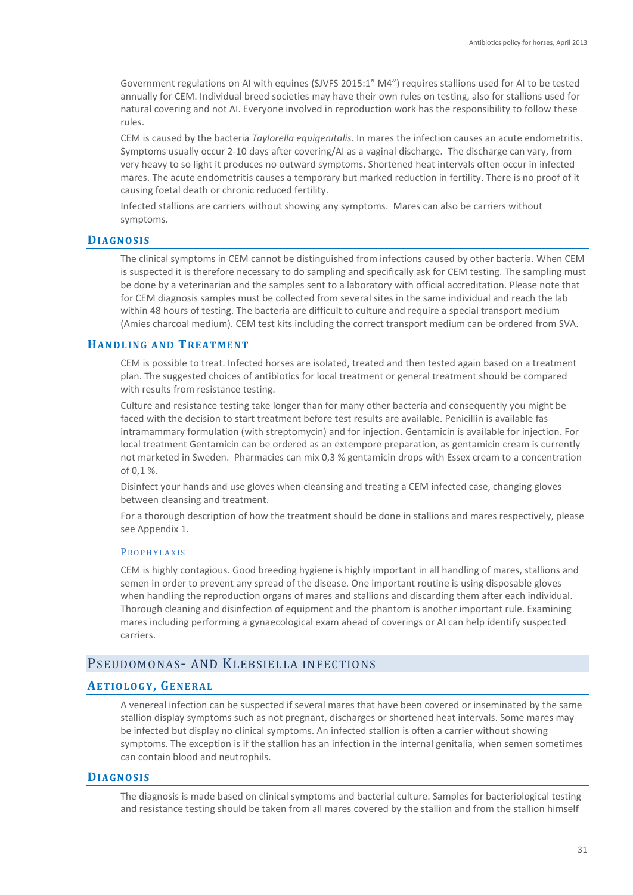Government regulations on AI with equines (SJVFS 2015:1" M4") requires stallions used for AI to be tested annually for CEM. Individual breed societies may have their own rules on testing, also for stallions used for natural covering and not AI. Everyone involved in reproduction work has the responsibility to follow these rules.

CEM is caused by the bacteria *Taylorella equigenitalis.* In mares the infection causes an acute endometritis. Symptoms usually occur 2-10 days after covering/AI as a vaginal discharge. The discharge can vary, from very heavy to so light it produces no outward symptoms. Shortened heat intervals often occur in infected mares. The acute endometritis causes a temporary but marked reduction in fertility. There is no proof of it causing foetal death or chronic reduced fertility.

Infected stallions are carriers without showing any symptoms. Mares can also be carriers without symptoms.

### Diagnosis

The clinical symptoms in CEM cannot be distinguished from infections caused by other bacteria. When CEM is suspected it is therefore necessary to do sampling and specifically ask for CEM testing. The sampling must be done by a veterinarian and the samples sent to a laboratory with official accreditation. Please note that for CEM diagnosis samples must be collected from several sites in the same individual and reach the lab within 48 hours of testing. The bacteria are difficult to culture and require a special transport medium (Amies charcoal medium). CEM test kits including the correct transport medium can be ordered from SVA.

### Handling and Treatment

CEM is possible to treat. Infected horses are isolated, treated and then tested again based on a treatment plan. The suggested choices of antibiotics for local treatment or general treatment should be compared with results from resistance testing.

Culture and resistance testing take longer than for many other bacteria and consequently you might be faced with the decision to start treatment before test results are available. Penicillin is available fas intramammary formulation (with streptomycin) and for injection. Gentamicin is available for injection. For local treatment Gentamicin can be ordered as an extempore preparation, as gentamicin cream is currently not marketed in Sweden. Pharmacies can mix 0,3 % gentamicin drops with Essex cream to a concentration of 0,1 %.

Disinfect your hands and use gloves when cleansing and treating a CEM infected case, changing gloves between cleansing and treatment.

For a thorough description of how the treatment should be done in stallions and mares respectively, please see Appendix 1.

#### Prophylaxis

CEM is highly contagious. Good breeding hygiene is highly important in all handling of mares, stallions and semen in order to prevent any spread of the disease. One important routine is using disposable gloves when handling the reproduction organs of mares and stallions and discarding them after each individual. Thorough cleaning and disinfection of equipment and the phantom is another important rule. Examining mares including performing a gynaecological exam ahead of coverings or AI can help identify suspected carriers.

## Pseudomonas- and Klebsiella infections

### Aetiology, General

A venereal infection can be suspected if several mares that have been covered or inseminated by the same stallion display symptoms such as not pregnant, discharges or shortened heat intervals. Some mares may be infected but display no clinical symptoms. An infected stallion is often a carrier without showing symptoms. The exception is if the stallion has an infection in the internal genitalia, when semen sometimes can contain blood and neutrophils.

### Diagnosis

The diagnosis is made based on clinical symptoms and bacterial culture. Samples for bacteriological testing and resistance testing should be taken from all mares covered by the stallion and from the stallion himself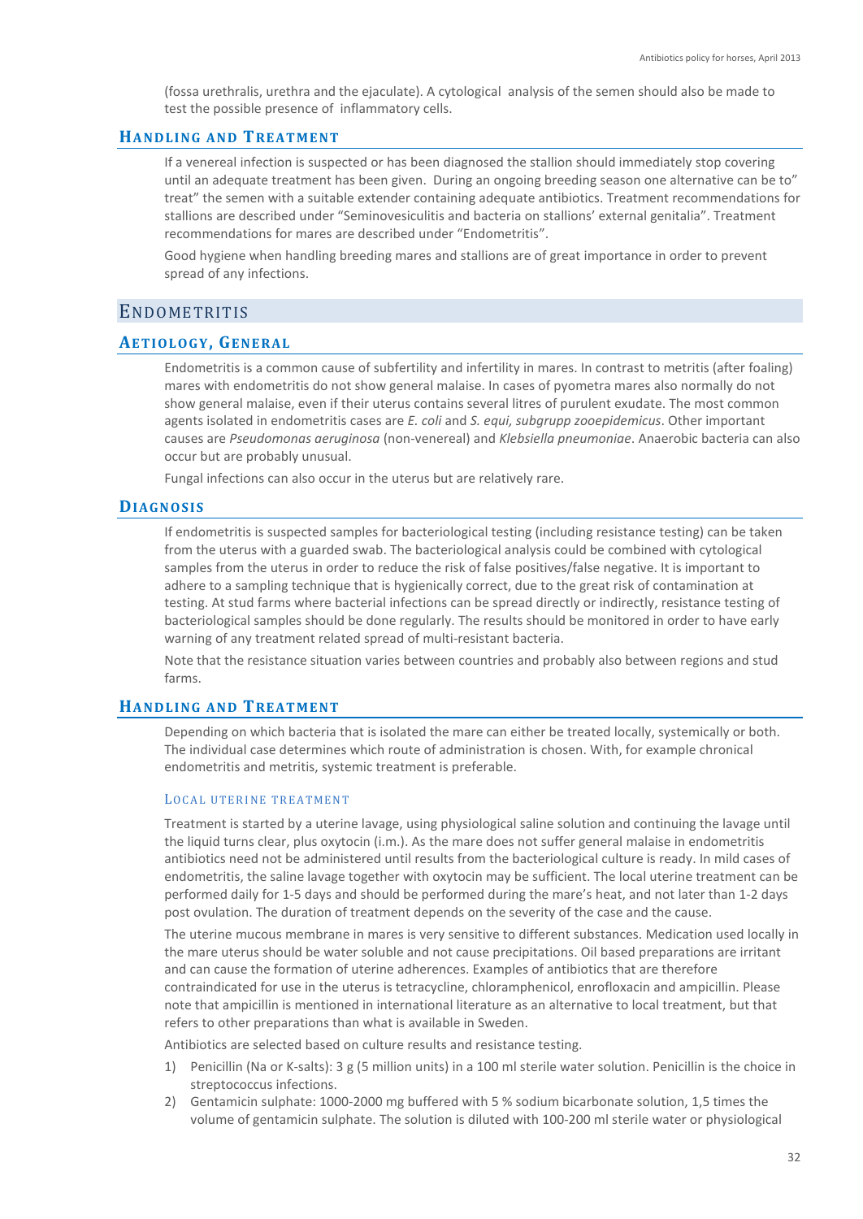(fossa urethralis, urethra and the ejaculate). A cytological analysis of the semen should also be made to test the possible presence of inflammatory cells.

### Handling and Treatment

If a venereal infection is suspected or has been diagnosed the stallion should immediately stop covering until an adequate treatment has been given. During an ongoing breeding season one alternative can be to" treat" the semen with a suitable extender containing adequate antibiotics. Treatment recommendations for stallions are described under "Seminovesiculitis and bacteria on stallions' external genitalia". Treatment recommendations for mares are described under "Endometritis".

Good hygiene when handling breeding mares and stallions are of great importance in order to prevent spread of any infections.

## Endometritis

### Aetiology, General

Endometritis is a common cause of subfertility and infertility in mares. In contrast to metritis (after foaling) mares with endometritis do not show general malaise. In cases of pyometra mares also normally do not show general malaise, even if their uterus contains several litres of purulent exudate. The most common agents isolated in endometritis cases are *E. coli* and *S. equi, subgrupp zooepidemicus*. Other important causes are *Pseudomonas aeruginosa* (non-venereal) and *Klebsiella pneumoniae*. Anaerobic bacteria can also occur but are probably unusual.

Fungal infections can also occur in the uterus but are relatively rare.

### Diagnosis

If endometritis is suspected samples for bacteriological testing (including resistance testing) can be taken from the uterus with a guarded swab. The bacteriological analysis could be combined with cytological samples from the uterus in order to reduce the risk of false positives/false negative. It is important to adhere to a sampling technique that is hygienically correct, due to the great risk of contamination at testing. At stud farms where bacterial infections can be spread directly or indirectly, resistance testing of bacteriological samples should be done regularly. The results should be monitored in order to have early warning of any treatment related spread of multi-resistant bacteria.

Note that the resistance situation varies between countries and probably also between regions and stud farms.

### Handling and Treatment

Depending on which bacteria that is isolated the mare can either be treated locally, systemically or both. The individual case determines which route of administration is chosen. With, for example chronical endometritis and metritis, systemic treatment is preferable.

#### Local uterine treatment

Treatment is started by a uterine lavage, using physiological saline solution and continuing the lavage until the liquid turns clear, plus oxytocin (i.m.). As the mare does not suffer general malaise in endometritis antibiotics need not be administered until results from the bacteriological culture is ready. In mild cases of endometritis, the saline lavage together with oxytocin may be sufficient. The local uterine treatment can be performed daily for 1-5 days and should be performed during the mare's heat, and not later than 1-2 days post ovulation. The duration of treatment depends on the severity of the case and the cause.

The uterine mucous membrane in mares is very sensitive to different substances. Medication used locally in the mare uterus should be water soluble and not cause precipitations. Oil based preparations are irritant and can cause the formation of uterine adherences. Examples of antibiotics that are therefore contraindicated for use in the uterus is tetracycline, chloramphenicol, enrofloxacin and ampicillin. Please note that ampicillin is mentioned in international literature as an alternative to local treatment, but that refers to other preparations than what is available in Sweden.

Antibiotics are selected based on culture results and resistance testing.

1) Penicillin (Na or K-salts): 3 g (5 million units) in a 100 ml sterile water solution. Penicillin is the choice in streptococcus infections.
2) Gentamicin sulphate: 1000-2000 mg buffered with 5 % sodium bicarbonate solution, 1,5 times the volume of gentamicin sulphate. The solution is diluted with 100-200 ml sterile water or physiological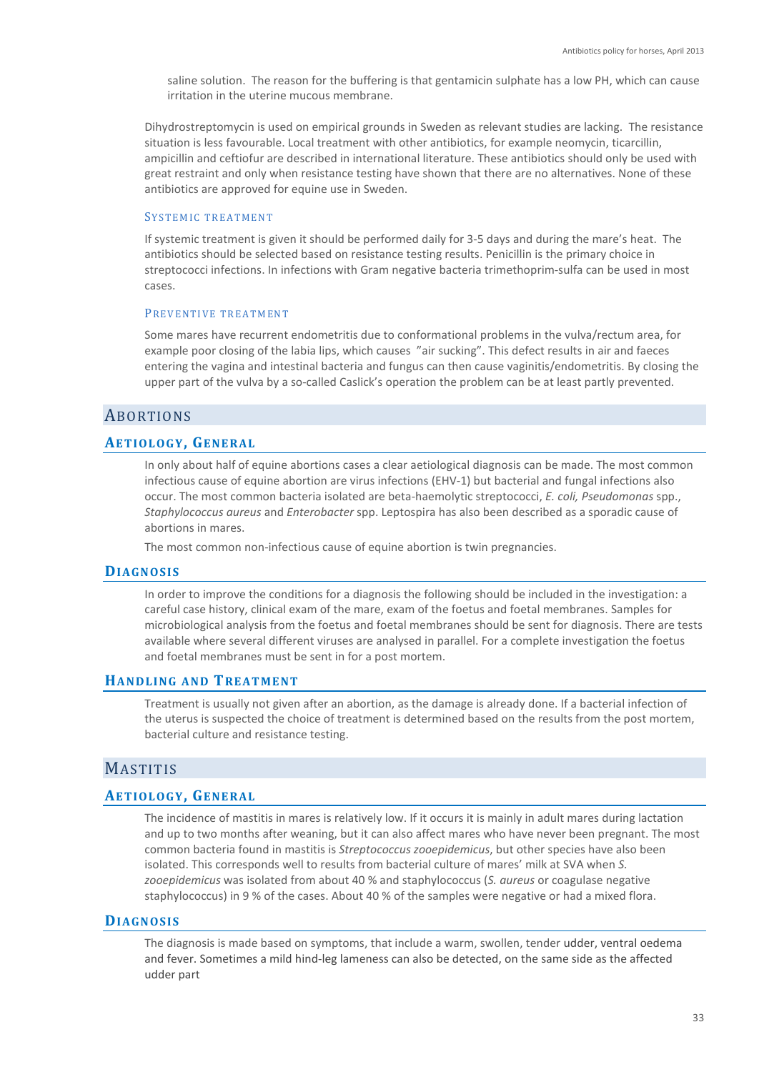saline solution. The reason for the buffering is that gentamicin sulphate has a low PH, which can cause irritation in the uterine mucous membrane.

Dihydrostreptomycin is used on empirical grounds in Sweden as relevant studies are lacking. The resistance situation is less favourable. Local treatment with other antibiotics, for example neomycin, ticarcillin, ampicillin and ceftiofur are described in international literature. These antibiotics should only be used with great restraint and only when resistance testing have shown that there are no alternatives. None of these antibiotics are approved for equine use in Sweden.

#### Systemic treatment

If systemic treatment is given it should be performed daily for 3-5 days and during the mare's heat. The antibiotics should be selected based on resistance testing results. Penicillin is the primary choice in streptococci infections. In infections with Gram negative bacteria trimethoprim-sulfa can be used in most cases.

#### Preventive treatment

Some mares have recurrent endometritis due to conformational problems in the vulva/rectum area, for example poor closing of the labia lips, which causes "air sucking". This defect results in air and faeces entering the vagina and intestinal bacteria and fungus can then cause vaginitis/endometritis. By closing the upper part of the vulva by a so-called Caslick's operation the problem can be at least partly prevented.

## Abortions

### Aetiology, General

In only about half of equine abortions cases a clear aetiological diagnosis can be made. The most common infectious cause of equine abortion are virus infections (EHV-1) but bacterial and fungal infections also occur. The most common bacteria isolated are beta-haemolytic streptococci, *E. coli, Pseudomonas* spp., *Staphylococcus aureus* and *Enterobacter* spp. Leptospira has also been described as a sporadic cause of abortions in mares.

The most common non-infectious cause of equine abortion is twin pregnancies.

### Diagnosis

In order to improve the conditions for a diagnosis the following should be included in the investigation: a careful case history, clinical exam of the mare, exam of the foetus and foetal membranes. Samples for microbiological analysis from the foetus and foetal membranes should be sent for diagnosis. There are tests available where several different viruses are analysed in parallel. For a complete investigation the foetus and foetal membranes must be sent in for a post mortem.

### Handling and Treatment

Treatment is usually not given after an abortion, as the damage is already done. If a bacterial infection of the uterus is suspected the choice of treatment is determined based on the results from the post mortem, bacterial culture and resistance testing.

## Mastitis

### Aetiology, General

The incidence of mastitis in mares is relatively low. If it occurs it is mainly in adult mares during lactation and up to two months after weaning, but it can also affect mares who have never been pregnant. The most common bacteria found in mastitis is *Streptococcus zooepidemicus*, but other species have also been isolated. This corresponds well to results from bacterial culture of mares' milk at SVA when *S. zooepidemicus* was isolated from about 40 % and staphylococcus (*S. aureus* or coagulase negative staphylococcus) in 9 % of the cases. About 40 % of the samples were negative or had a mixed flora.

### Diagnosis

The diagnosis is made based on symptoms, that include a warm, swollen, tender udder, ventral oedema and fever. Sometimes a mild hind-leg lameness can also be detected, on the same side as the affected udder part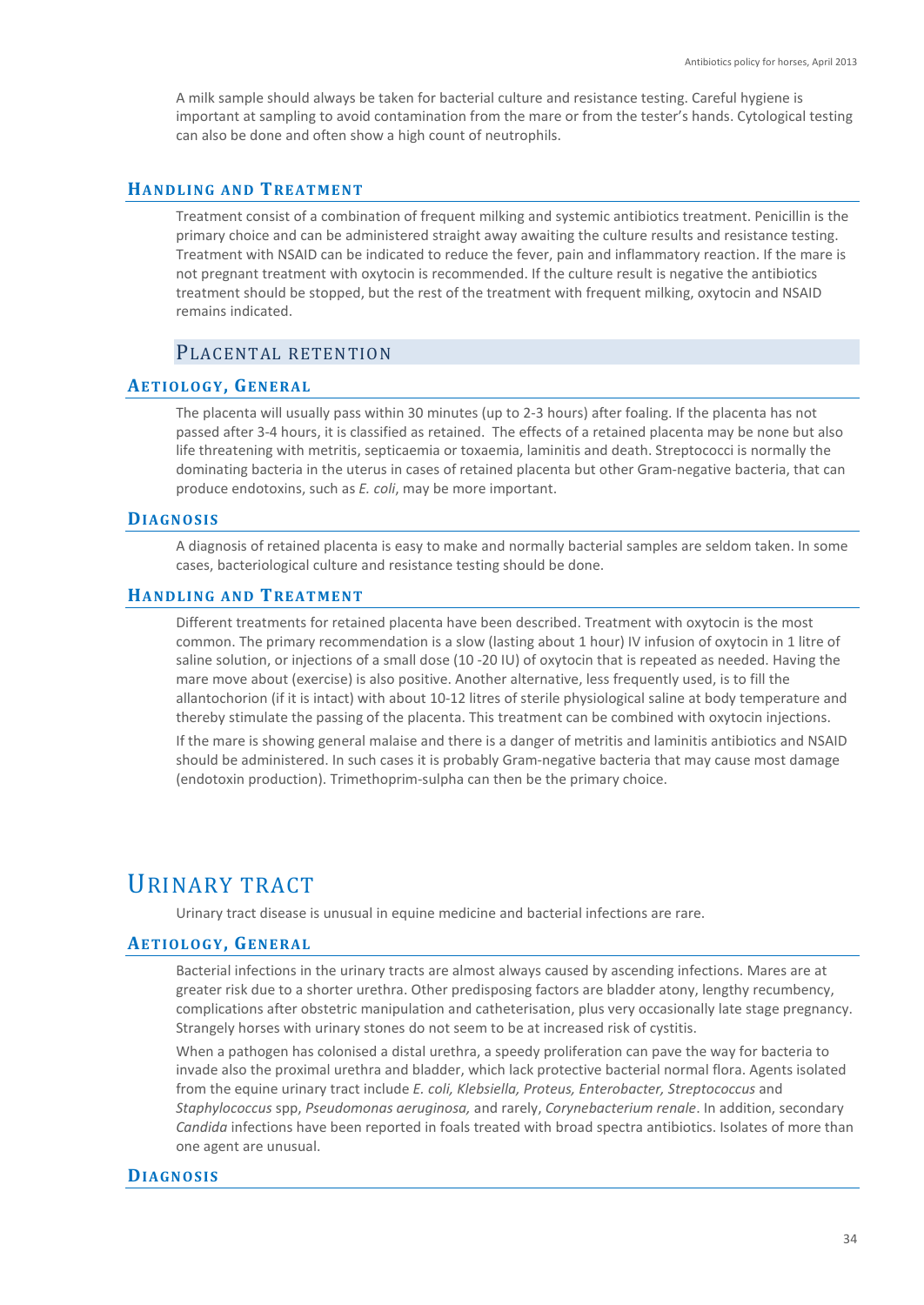A milk sample should always be taken for bacterial culture and resistance testing. Careful hygiene is important at sampling to avoid contamination from the mare or from the tester's hands. Cytological testing can also be done and often show a high count of neutrophils.

### Handling and Treatment

Treatment consist of a combination of frequent milking and systemic antibiotics treatment. Penicillin is the primary choice and can be administered straight away awaiting the culture results and resistance testing. Treatment with NSAID can be indicated to reduce the fever, pain and inflammatory reaction. If the mare is not pregnant treatment with oxytocin is recommended. If the culture result is negative the antibiotics treatment should be stopped, but the rest of the treatment with frequent milking, oxytocin and NSAID remains indicated.

## Placental retention

### Aetiology, General

The placenta will usually pass within 30 minutes (up to 2-3 hours) after foaling. If the placenta has not passed after 3-4 hours, it is classified as retained. The effects of a retained placenta may be none but also life threatening with metritis, septicaemia or toxaemia, laminitis and death. Streptococci is normally the dominating bacteria in the uterus in cases of retained placenta but other Gram-negative bacteria, that can produce endotoxins, such as *E. coli*, may be more important.

### Diagnosis

A diagnosis of retained placenta is easy to make and normally bacterial samples are seldom taken. In some cases, bacteriological culture and resistance testing should be done.

### Handling and Treatment

Different treatments for retained placenta have been described. Treatment with oxytocin is the most common. The primary recommendation is a slow (lasting about 1 hour) IV infusion of oxytocin in 1 litre of saline solution, or injections of a small dose (10 -20 IU) of oxytocin that is repeated as needed. Having the mare move about (exercise) is also positive. Another alternative, less frequently used, is to fill the allantochorion (if it is intact) with about 10-12 litres of sterile physiological saline at body temperature and thereby stimulate the passing of the placenta. This treatment can be combined with oxytocin injections.

If the mare is showing general malaise and there is a danger of metritis and laminitis antibiotics and NSAID should be administered. In such cases it is probably Gram-negative bacteria that may cause most damage (endotoxin production). Trimethoprim-sulpha can then be the primary choice.

# Urinary tract

Urinary tract disease is unusual in equine medicine and bacterial infections are rare.

### Aetiology, General

Bacterial infections in the urinary tracts are almost always caused by ascending infections. Mares are at greater risk due to a shorter urethra. Other predisposing factors are bladder atony, lengthy recumbency, complications after obstetric manipulation and catheterisation, plus very occasionally late stage pregnancy. Strangely horses with urinary stones do not seem to be at increased risk of cystitis.

When a pathogen has colonised a distal urethra, a speedy proliferation can pave the way for bacteria to invade also the proximal urethra and bladder, which lack protective bacterial normal flora. Agents isolated from the equine urinary tract include *E. coli, Klebsiella, Proteus, Enterobacter, Streptococcus* and *Staphylococcus* spp, *Pseudomonas aeruginosa,* and rarely, *Corynebacterium renale*. In addition, secondary *Candida* infections have been reported in foals treated with broad spectra antibiotics. Isolates of more than one agent are unusual.

### Diagnosis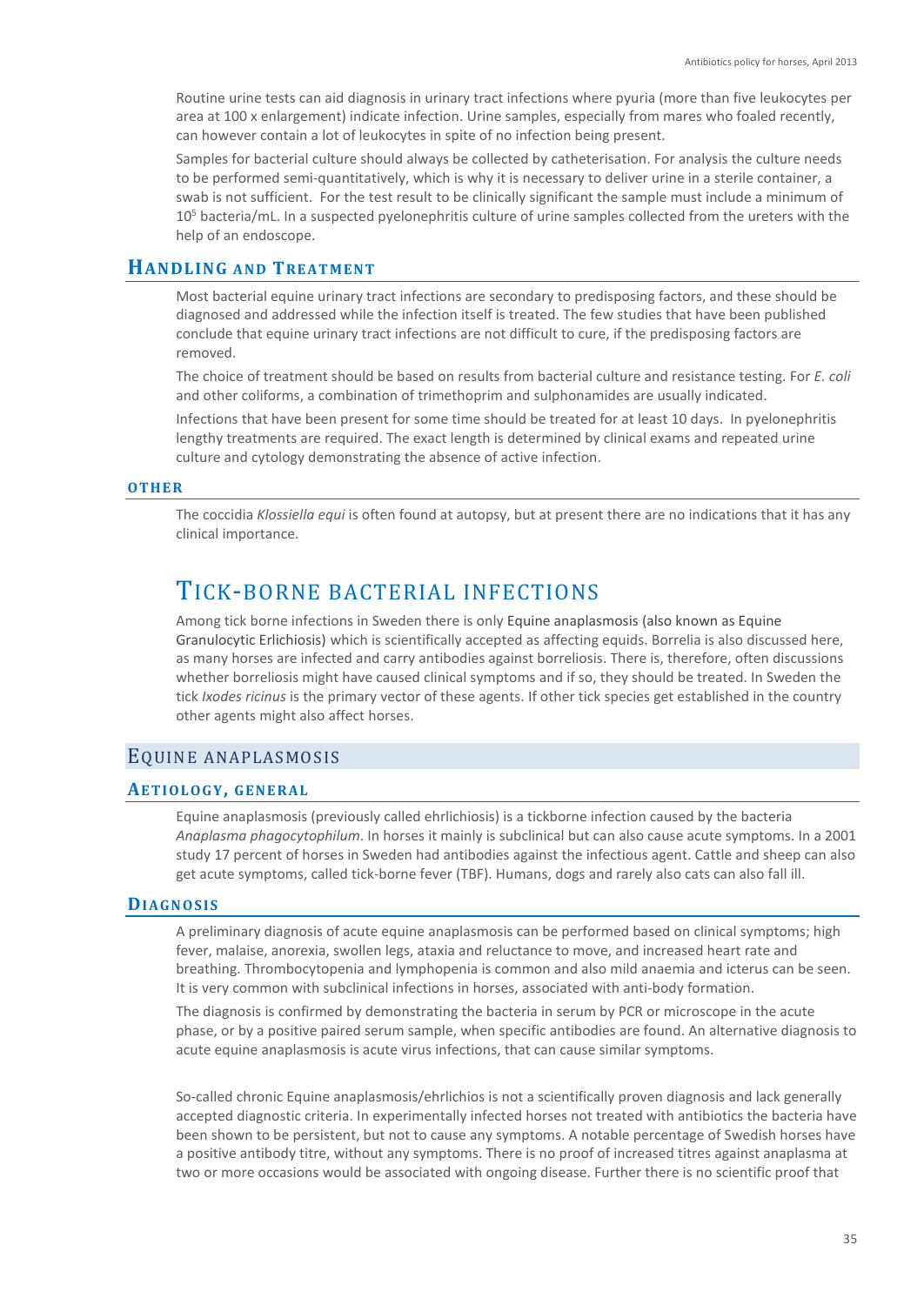Routine urine tests can aid diagnosis in urinary tract infections where pyuria (more than five leukocytes per area at 100 x enlargement) indicate infection. Urine samples, especially from mares who foaled recently, can however contain a lot of leukocytes in spite of no infection being present.

Samples for bacterial culture should always be collected by catheterisation. For analysis the culture needs to be performed semi-quantitatively, which is why it is necessary to deliver urine in a sterile container, a swab is not sufficient. For the test result to be clinically significant the sample must include a minimum of $10^5$ bacteria/mL. In a suspected pyelonephritis culture of urine samples collected from the ureters with the help of an endoscope.

### Handling and Treatment

Most bacterial equine urinary tract infections are secondary to predisposing factors, and these should be diagnosed and addressed while the infection itself is treated. The few studies that have been published conclude that equine urinary tract infections are not difficult to cure, if the predisposing factors are removed.

The choice of treatment should be based on results from bacterial culture and resistance testing. For *E. coli* and other coliforms, a combination of trimethoprim and sulphonamides are usually indicated.

Infections that have been present for some time should be treated for at least 10 days. In pyelonephritis lengthy treatments are required. The exact length is determined by clinical exams and repeated urine culture and cytology demonstrating the absence of active infection.

#### Other

The coccidia *Klossiella equi* is often found at autopsy, but at present there are no indications that it has any clinical importance.

# Tick-borne bacterial infections

Among tick borne infections in Sweden there is only Equine anaplasmosis (also known as Equine Granulocytic Erlichiosis) which is scientifically accepted as affecting equids. Borrelia is also discussed here, as many horses are infected and carry antibodies against borreliosis. There is, therefore, often discussions whether borreliosis might have caused clinical symptoms and if so, they should be treated. In Sweden the tick *Ixodes ricinus* is the primary vector of these agents. If other tick species get established in the country other agents might also affect horses.

## Equine anaplasmosis

### Aetiology, general

Equine anaplasmosis (previously called ehrlichiosis) is a tickborne infection caused by the bacteria *Anaplasma phagocytophilum*. In horses it mainly is subclinical but can also cause acute symptoms. In a 2001 study 17 percent of horses in Sweden had antibodies against the infectious agent. Cattle and sheep can also get acute symptoms, called tick-borne fever (TBF). Humans, dogs and rarely also cats can also fall ill.

### Diagnosis

A preliminary diagnosis of acute equine anaplasmosis can be performed based on clinical symptoms; high fever, malaise, anorexia, swollen legs, ataxia and reluctance to move, and increased heart rate and breathing. Thrombocytopenia and lymphopenia is common and also mild anaemia and icterus can be seen. It is very common with subclinical infections in horses, associated with anti-body formation.

The diagnosis is confirmed by demonstrating the bacteria in serum by PCR or microscope in the acute phase, or by a positive paired serum sample, when specific antibodies are found. An alternative diagnosis to acute equine anaplasmosis is acute virus infections, that can cause similar symptoms.

So-called chronic Equine anaplasmosis/ehrlichios is not a scientifically proven diagnosis and lack generally accepted diagnostic criteria. In experimentally infected horses not treated with antibiotics the bacteria have been shown to be persistent, but not to cause any symptoms. A notable percentage of Swedish horses have a positive antibody titre, without any symptoms. There is no proof of increased titres against anaplasma at two or more occasions would be associated with ongoing disease. Further there is no scientific proof that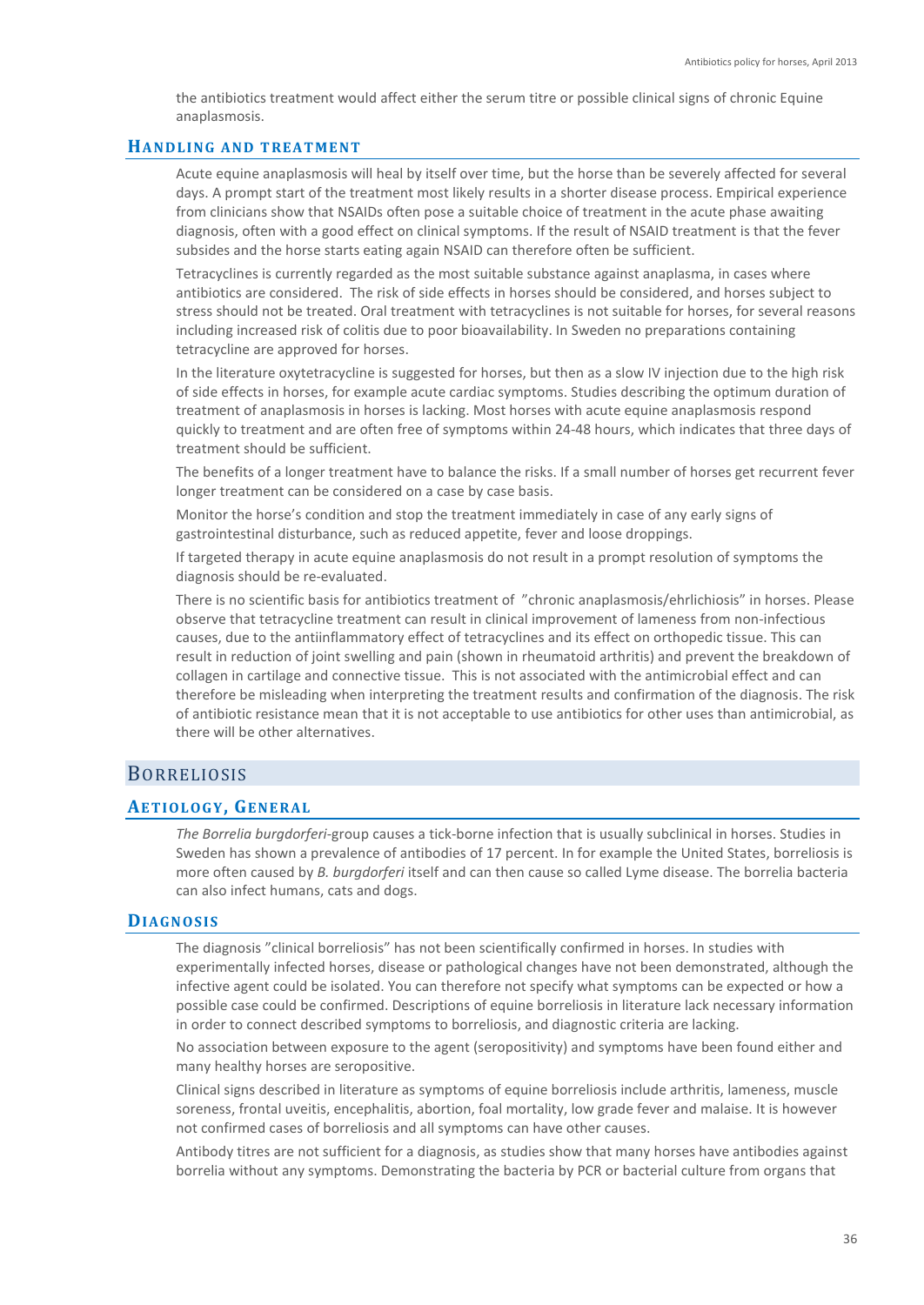the antibiotics treatment would affect either the serum titre or possible clinical signs of chronic Equine anaplasmosis.

### Handling and treatment

Acute equine anaplasmosis will heal by itself over time, but the horse than be severely affected for several days. A prompt start of the treatment most likely results in a shorter disease process. Empirical experience from clinicians show that NSAIDs often pose a suitable choice of treatment in the acute phase awaiting diagnosis, often with a good effect on clinical symptoms. If the result of NSAID treatment is that the fever subsides and the horse starts eating again NSAID can therefore often be sufficient.

Tetracyclines is currently regarded as the most suitable substance against anaplasma, in cases where antibiotics are considered. The risk of side effects in horses should be considered, and horses subject to stress should not be treated. Oral treatment with tetracyclines is not suitable for horses, for several reasons including increased risk of colitis due to poor bioavailability. In Sweden no preparations containing tetracycline are approved for horses.

In the literature oxytetracycline is suggested for horses, but then as a slow IV injection due to the high risk of side effects in horses, for example acute cardiac symptoms. Studies describing the optimum duration of treatment of anaplasmosis in horses is lacking. Most horses with acute equine anaplasmosis respond quickly to treatment and are often free of symptoms within 24-48 hours, which indicates that three days of treatment should be sufficient.

The benefits of a longer treatment have to balance the risks. If a small number of horses get recurrent fever longer treatment can be considered on a case by case basis.

Monitor the horse's condition and stop the treatment immediately in case of any early signs of gastrointestinal disturbance, such as reduced appetite, fever and loose droppings.

If targeted therapy in acute equine anaplasmosis do not result in a prompt resolution of symptoms the diagnosis should be re-evaluated.

There is no scientific basis for antibiotics treatment of "chronic anaplasmosis/ehrlichiosis" in horses. Please observe that tetracycline treatment can result in clinical improvement of lameness from non-infectious causes, due to the antiinflammatory effect of tetracyclines and its effect on orthopedic tissue. This can result in reduction of joint swelling and pain (shown in rheumatoid arthritis) and prevent the breakdown of collagen in cartilage and connective tissue. This is not associated with the antimicrobial effect and can therefore be misleading when interpreting the treatment results and confirmation of the diagnosis. The risk of antibiotic resistance mean that it is not acceptable to use antibiotics for other uses than antimicrobial, as there will be other alternatives.

## Borreliosis

### Aetiology, General

*The Borrelia burgdorferi*-group causes a tick-borne infection that is usually subclinical in horses. Studies in Sweden has shown a prevalence of antibodies of 17 percent. In for example the United States, borreliosis is more often caused by *B. burgdorferi* itself and can then cause so called Lyme disease. The borrelia bacteria can also infect humans, cats and dogs.

### Diagnosis

The diagnosis "clinical borreliosis" has not been scientifically confirmed in horses. In studies with experimentally infected horses, disease or pathological changes have not been demonstrated, although the infective agent could be isolated. You can therefore not specify what symptoms can be expected or how a possible case could be confirmed. Descriptions of equine borreliosis in literature lack necessary information in order to connect described symptoms to borreliosis, and diagnostic criteria are lacking.

No association between exposure to the agent (seropositivity) and symptoms have been found either and many healthy horses are seropositive.

Clinical signs described in literature as symptoms of equine borreliosis include arthritis, lameness, muscle soreness, frontal uveitis, encephalitis, abortion, foal mortality, low grade fever and malaise. It is however not confirmed cases of borreliosis and all symptoms can have other causes.

Antibody titres are not sufficient for a diagnosis, as studies show that many horses have antibodies against borrelia without any symptoms. Demonstrating the bacteria by PCR or bacterial culture from organs that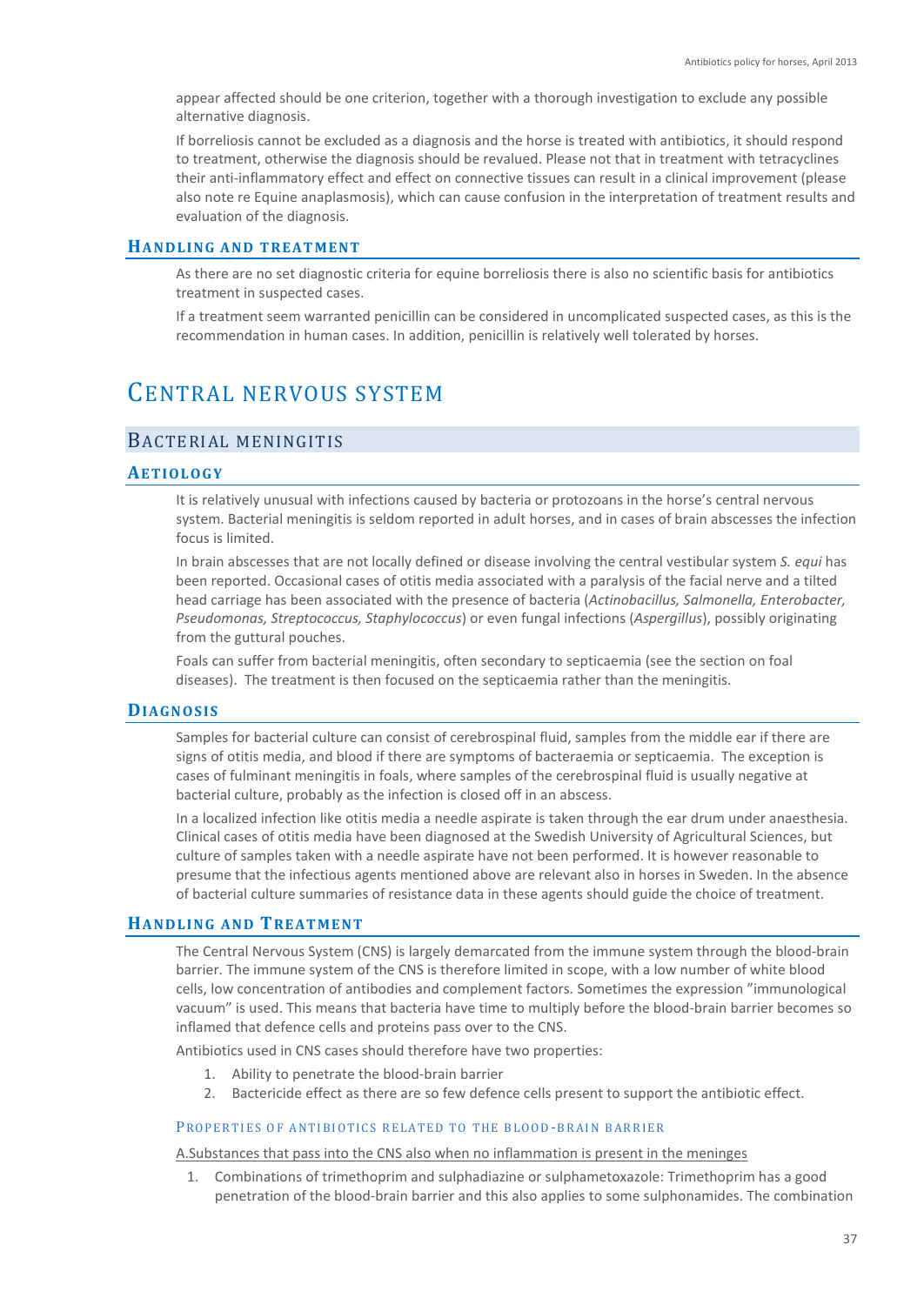appear affected should be one criterion, together with a thorough investigation to exclude any possible alternative diagnosis.

If borreliosis cannot be excluded as a diagnosis and the horse is treated with antibiotics, it should respond to treatment, otherwise the diagnosis should be revalued. Please not that in treatment with tetracyclines their anti-inflammatory effect and effect on connective tissues can result in a clinical improvement (please also note re Equine anaplasmosis), which can cause confusion in the interpretation of treatment results and evaluation of the diagnosis.

### Handling and treatment

As there are no set diagnostic criteria for equine borreliosis there is also no scientific basis for antibiotics treatment in suspected cases.

If a treatment seem warranted penicillin can be considered in uncomplicated suspected cases, as this is the recommendation in human cases. In addition, penicillin is relatively well tolerated by horses.

# Central nervous system

## Bacterial meningitis

### Aetiology

It is relatively unusual with infections caused by bacteria or protozoans in the horse's central nervous system. Bacterial meningitis is seldom reported in adult horses, and in cases of brain abscesses the infection focus is limited.

In brain abscesses that are not locally defined or disease involving the central vestibular system *S. equi* has been reported. Occasional cases of otitis media associated with a paralysis of the facial nerve and a tilted head carriage has been associated with the presence of bacteria (*Actinobacillus, Salmonella, Enterobacter, Pseudomonas, Streptococcus, Staphylococcus*) or even fungal infections (*Aspergillus*), possibly originating from the guttural pouches.

Foals can suffer from bacterial meningitis, often secondary to septicaemia (see the section on foal diseases). The treatment is then focused on the septicaemia rather than the meningitis.

### Diagnosis

Samples for bacterial culture can consist of cerebrospinal fluid, samples from the middle ear if there are signs of otitis media, and blood if there are symptoms of bacteraemia or septicaemia. The exception is cases of fulminant meningitis in foals, where samples of the cerebrospinal fluid is usually negative at bacterial culture, probably as the infection is closed off in an abscess.

In a localized infection like otitis media a needle aspirate is taken through the ear drum under anaesthesia. Clinical cases of otitis media have been diagnosed at the Swedish University of Agricultural Sciences, but culture of samples taken with a needle aspirate have not been performed. It is however reasonable to presume that the infectious agents mentioned above are relevant also in horses in Sweden. In the absence of bacterial culture summaries of resistance data in these agents should guide the choice of treatment.

### Handling and Treatment

The Central Nervous System (CNS) is largely demarcated from the immune system through the blood-brain barrier. The immune system of the CNS is therefore limited in scope, with a low number of white blood cells, low concentration of antibodies and complement factors. Sometimes the expression "immunological vacuum" is used. This means that bacteria have time to multiply before the blood-brain barrier becomes so inflamed that defence cells and proteins pass over to the CNS.

Antibiotics used in CNS cases should therefore have two properties:

1. Ability to penetrate the blood-brain barrier
2. Bactericide effect as there are so few defence cells present to support the antibiotic effect.

#### Properties of antibiotics related to the blood-brain barrier

A.Substances that pass into the CNS also when no inflammation is present in the meninges

1. Combinations of trimethoprim and sulphadiazine or sulphametoxazole: Trimethoprim has a good penetration of the blood-brain barrier and this also applies to some sulphonamides. The combination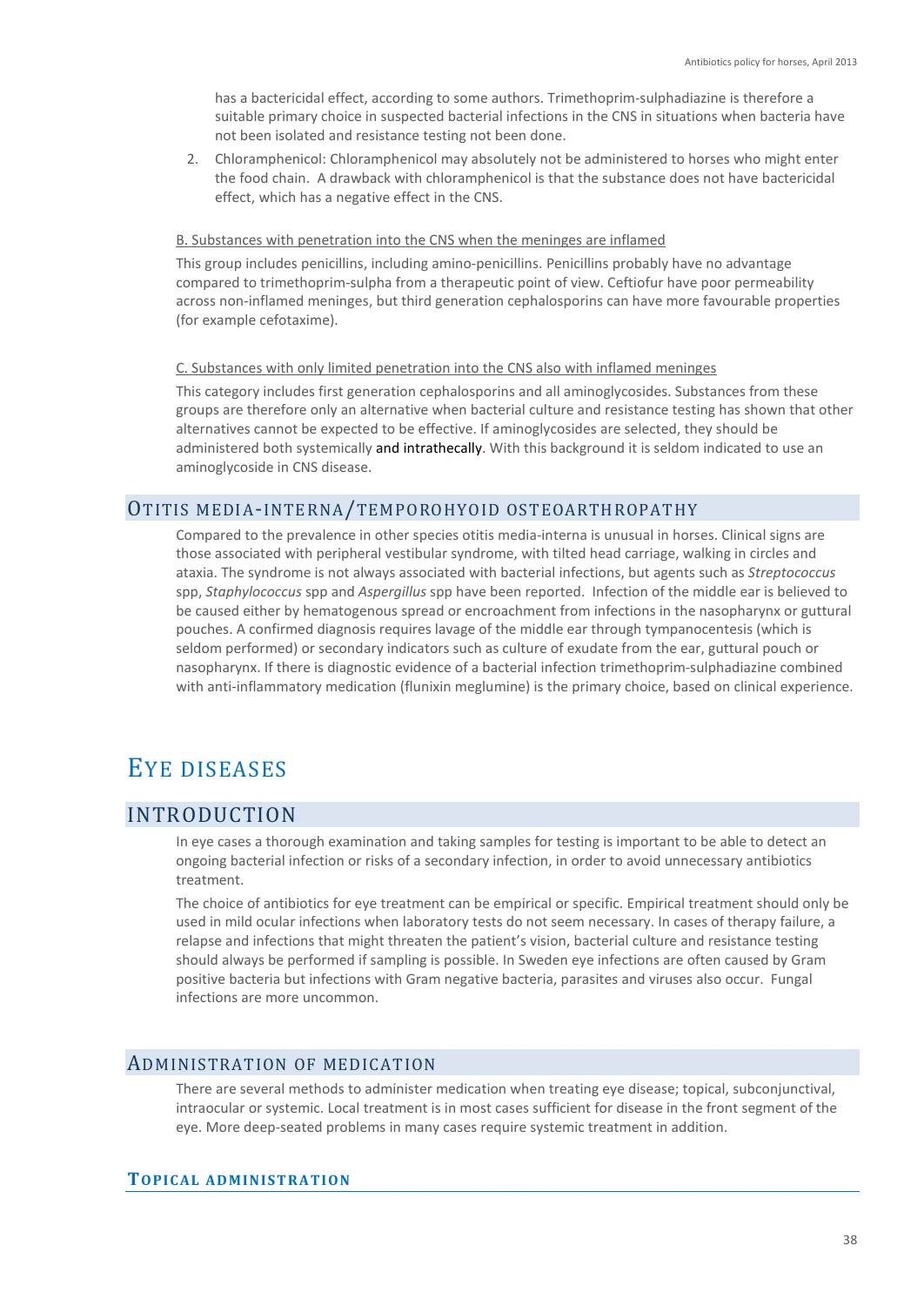has a bactericidal effect, according to some authors. Trimethoprim-sulphadiazine is therefore a suitable primary choice in suspected bacterial infections in the CNS in situations when bacteria have not been isolated and resistance testing not been done.

2. Chloramphenicol: Chloramphenicol may absolutely not be administered to horses who might enter the food chain. A drawback with chloramphenicol is that the substance does not have bactericidal effect, which has a negative effect in the CNS.

B. Substances with penetration into the CNS when the meninges are inflamed

This group includes penicillins, including amino-penicillins. Penicillins probably have no advantage compared to trimethoprim-sulpha from a therapeutic point of view. Ceftiofur have poor permeability across non-inflamed meninges, but third generation cephalosporins can have more favourable properties (for example cefotaxime).

C. Substances with only limited penetration into the CNS also with inflamed meninges

This category includes first generation cephalosporins and all aminoglycosides. Substances from these groups are therefore only an alternative when bacterial culture and resistance testing has shown that other alternatives cannot be expected to be effective. If aminoglycosides are selected, they should be administered both systemically and intrathecally. With this background it is seldom indicated to use an aminoglycoside in CNS disease.

## Otitis media-interna/temporohyoid osteoarthropathy

Compared to the prevalence in other species otitis media-interna is unusual in horses. Clinical signs are those associated with peripheral vestibular syndrome, with tilted head carriage, walking in circles and ataxia. The syndrome is not always associated with bacterial infections, but agents such as *Streptococcus* spp, *Staphylococcus* spp and *Aspergillus* spp have been reported. Infection of the middle ear is believed to be caused either by hematogenous spread or encroachment from infections in the nasopharynx or guttural pouches. A confirmed diagnosis requires lavage of the middle ear through tympanocentesis (which is seldom performed) or secondary indicators such as culture of exudate from the ear, guttural pouch or nasopharynx. If there is diagnostic evidence of a bacterial infection trimethoprim-sulphadiazine combined with anti-inflammatory medication (flunixin meglumine) is the primary choice, based on clinical experience.

# Eye diseases

## Introduction

In eye cases a thorough examination and taking samples for testing is important to be able to detect an ongoing bacterial infection or risks of a secondary infection, in order to avoid unnecessary antibiotics treatment.

The choice of antibiotics for eye treatment can be empirical or specific. Empirical treatment should only be used in mild ocular infections when laboratory tests do not seem necessary. In cases of therapy failure, a relapse and infections that might threaten the patient's vision, bacterial culture and resistance testing should always be performed if sampling is possible. In Sweden eye infections are often caused by Gram positive bacteria but infections with Gram negative bacteria, parasites and viruses also occur. Fungal infections are more uncommon.

## Administration of medication

There are several methods to administer medication when treating eye disease; topical, subconjunctival, intraocular or systemic. Local treatment is in most cases sufficient for disease in the front segment of the eye. More deep-seated problems in many cases require systemic treatment in addition.

### Topical administration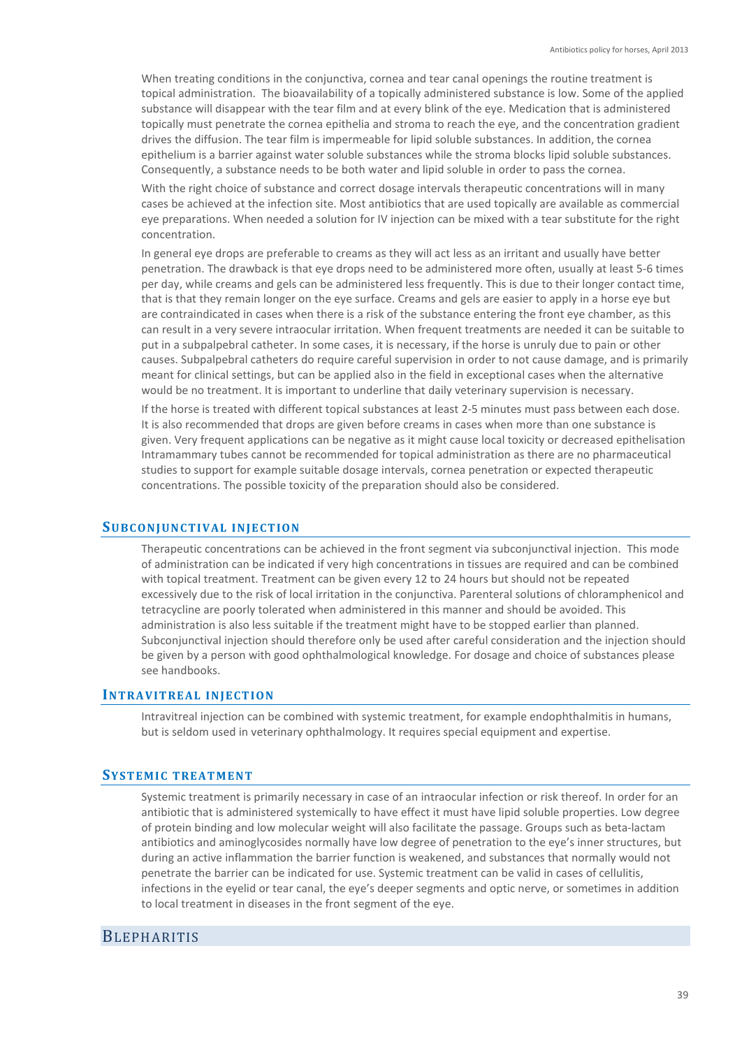When treating conditions in the conjunctiva, cornea and tear canal openings the routine treatment is topical administration. The bioavailability of a topically administered substance is low. Some of the applied substance will disappear with the tear film and at every blink of the eye. Medication that is administered topically must penetrate the cornea epithelia and stroma to reach the eye, and the concentration gradient drives the diffusion. The tear film is impermeable for lipid soluble substances. In addition, the cornea epithelium is a barrier against water soluble substances while the stroma blocks lipid soluble substances. Consequently, a substance needs to be both water and lipid soluble in order to pass the cornea.

With the right choice of substance and correct dosage intervals therapeutic concentrations will in many cases be achieved at the infection site. Most antibiotics that are used topically are available as commercial eye preparations. When needed a solution for IV injection can be mixed with a tear substitute for the right concentration.

In general eye drops are preferable to creams as they will act less as an irritant and usually have better penetration. The drawback is that eye drops need to be administered more often, usually at least 5-6 times per day, while creams and gels can be administered less frequently. This is due to their longer contact time, that is that they remain longer on the eye surface. Creams and gels are easier to apply in a horse eye but are contraindicated in cases when there is a risk of the substance entering the front eye chamber, as this can result in a very severe intraocular irritation. When frequent treatments are needed it can be suitable to put in a subpalpebral catheter. In some cases, it is necessary, if the horse is unruly due to pain or other causes. Subpalpebral catheters do require careful supervision in order to not cause damage, and is primarily meant for clinical settings, but can be applied also in the field in exceptional cases when the alternative would be no treatment. It is important to underline that daily veterinary supervision is necessary.

If the horse is treated with different topical substances at least 2-5 minutes must pass between each dose. It is also recommended that drops are given before creams in cases when more than one substance is given. Very frequent applications can be negative as it might cause local toxicity or decreased epithelisation Intramammary tubes cannot be recommended for topical administration as there are no pharmaceutical studies to support for example suitable dosage intervals, cornea penetration or expected therapeutic concentrations. The possible toxicity of the preparation should also be considered.

### Subconjunctival injection

Therapeutic concentrations can be achieved in the front segment via subconjunctival injection. This mode of administration can be indicated if very high concentrations in tissues are required and can be combined with topical treatment. Treatment can be given every 12 to 24 hours but should not be repeated excessively due to the risk of local irritation in the conjunctiva. Parenteral solutions of chloramphenicol and tetracycline are poorly tolerated when administered in this manner and should be avoided. This administration is also less suitable if the treatment might have to be stopped earlier than planned. Subconjunctival injection should therefore only be used after careful consideration and the injection should be given by a person with good ophthalmological knowledge. For dosage and choice of substances please see handbooks.

### Intravitreal injection

Intravitreal injection can be combined with systemic treatment, for example endophthalmitis in humans, but is seldom used in veterinary ophthalmology. It requires special equipment and expertise.

### Systemic treatment

Systemic treatment is primarily necessary in case of an intraocular infection or risk thereof. In order for an antibiotic that is administered systemically to have effect it must have lipid soluble properties. Low degree of protein binding and low molecular weight will also facilitate the passage. Groups such as beta-lactam antibiotics and aminoglycosides normally have low degree of penetration to the eye's inner structures, but during an active inflammation the barrier function is weakened, and substances that normally would not penetrate the barrier can be indicated for use. Systemic treatment can be valid in cases of cellulitis, infections in the eyelid or tear canal, the eye's deeper segments and optic nerve, or sometimes in addition to local treatment in diseases in the front segment of the eye.

## Blepharitis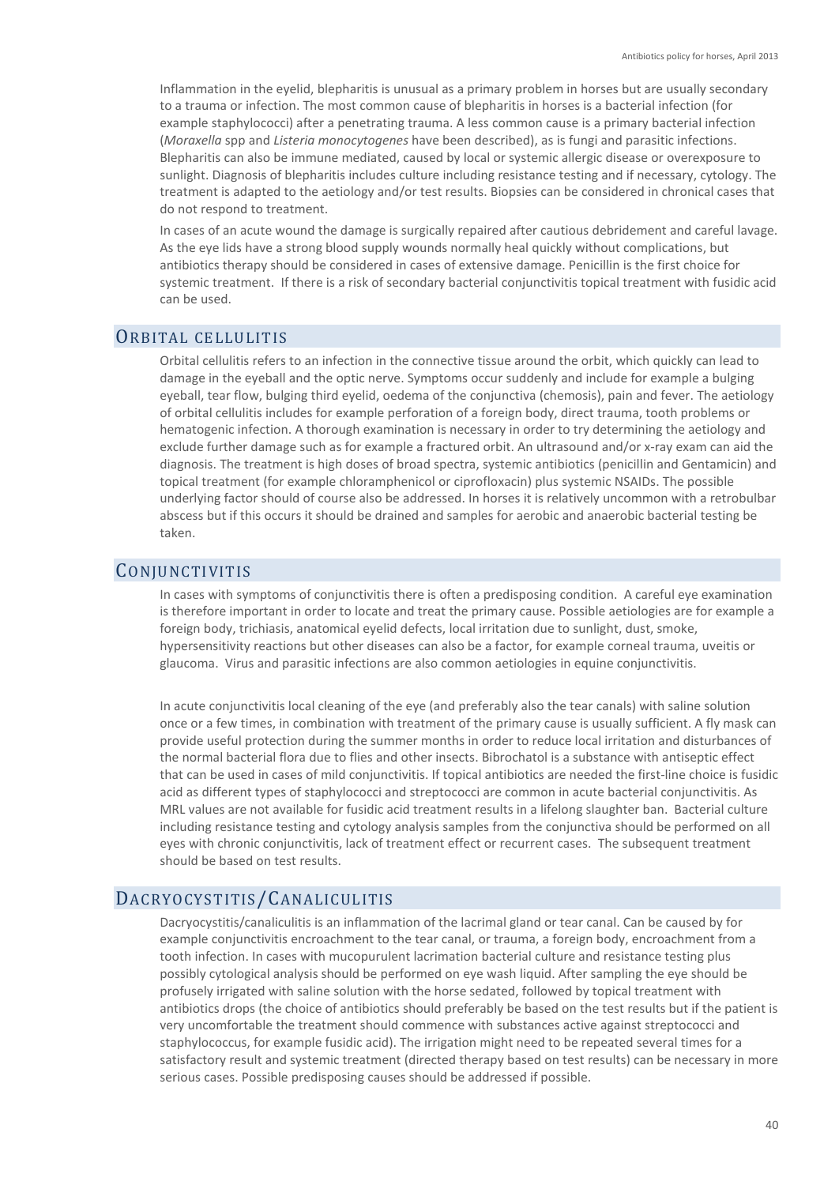Inflammation in the eyelid, blepharitis is unusual as a primary problem in horses but are usually secondary to a trauma or infection. The most common cause of blepharitis in horses is a bacterial infection (for example staphylococci) after a penetrating trauma. A less common cause is a primary bacterial infection (*Moraxella* spp and *Listeria monocytogenes* have been described), as is fungi and parasitic infections. Blepharitis can also be immune mediated, caused by local or systemic allergic disease or overexposure to sunlight. Diagnosis of blepharitis includes culture including resistance testing and if necessary, cytology. The treatment is adapted to the aetiology and/or test results. Biopsies can be considered in chronical cases that do not respond to treatment.

In cases of an acute wound the damage is surgically repaired after cautious debridement and careful lavage. As the eye lids have a strong blood supply wounds normally heal quickly without complications, but antibiotics therapy should be considered in cases of extensive damage. Penicillin is the first choice for systemic treatment. If there is a risk of secondary bacterial conjunctivitis topical treatment with fusidic acid can be used.

## Orbital cellulitis

Orbital cellulitis refers to an infection in the connective tissue around the orbit, which quickly can lead to damage in the eyeball and the optic nerve. Symptoms occur suddenly and include for example a bulging eyeball, tear flow, bulging third eyelid, oedema of the conjunctiva (chemosis), pain and fever. The aetiology of orbital cellulitis includes for example perforation of a foreign body, direct trauma, tooth problems or hematogenic infection. A thorough examination is necessary in order to try determining the aetiology and exclude further damage such as for example a fractured orbit. An ultrasound and/or x-ray exam can aid the diagnosis. The treatment is high doses of broad spectra, systemic antibiotics (penicillin and Gentamicin) and topical treatment (for example chloramphenicol or ciprofloxacin) plus systemic NSAIDs. The possible underlying factor should of course also be addressed. In horses it is relatively uncommon with a retrobulbar abscess but if this occurs it should be drained and samples for aerobic and anaerobic bacterial testing be taken.

## Conjunctivitis

In cases with symptoms of conjunctivitis there is often a predisposing condition. A careful eye examination is therefore important in order to locate and treat the primary cause. Possible aetiologies are for example a foreign body, trichiasis, anatomical eyelid defects, local irritation due to sunlight, dust, smoke, hypersensitivity reactions but other diseases can also be a factor, for example corneal trauma, uveitis or glaucoma. Virus and parasitic infections are also common aetiologies in equine conjunctivitis.

In acute conjunctivitis local cleaning of the eye (and preferably also the tear canals) with saline solution once or a few times, in combination with treatment of the primary cause is usually sufficient. A fly mask can provide useful protection during the summer months in order to reduce local irritation and disturbances of the normal bacterial flora due to flies and other insects. Bibrochatol is a substance with antiseptic effect that can be used in cases of mild conjunctivitis. If topical antibiotics are needed the first-line choice is fusidic acid as different types of staphylococci and streptococci are common in acute bacterial conjunctivitis. As MRL values are not available for fusidic acid treatment results in a lifelong slaughter ban. Bacterial culture including resistance testing and cytology analysis samples from the conjunctiva should be performed on all eyes with chronic conjunctivitis, lack of treatment effect or recurrent cases. The subsequent treatment should be based on test results.

## Dacryocystitis/Canaliculitis

Dacryocystitis/canaliculitis is an inflammation of the lacrimal gland or tear canal. Can be caused by for example conjunctivitis encroachment to the tear canal, or trauma, a foreign body, encroachment from a tooth infection. In cases with mucopurulent lacrimation bacterial culture and resistance testing plus possibly cytological analysis should be performed on eye wash liquid. After sampling the eye should be profusely irrigated with saline solution with the horse sedated, followed by topical treatment with antibiotics drops (the choice of antibiotics should preferably be based on the test results but if the patient is very uncomfortable the treatment should commence with substances active against streptococci and staphylococcus, for example fusidic acid). The irrigation might need to be repeated several times for a satisfactory result and systemic treatment (directed therapy based on test results) can be necessary in more serious cases. Possible predisposing causes should be addressed if possible.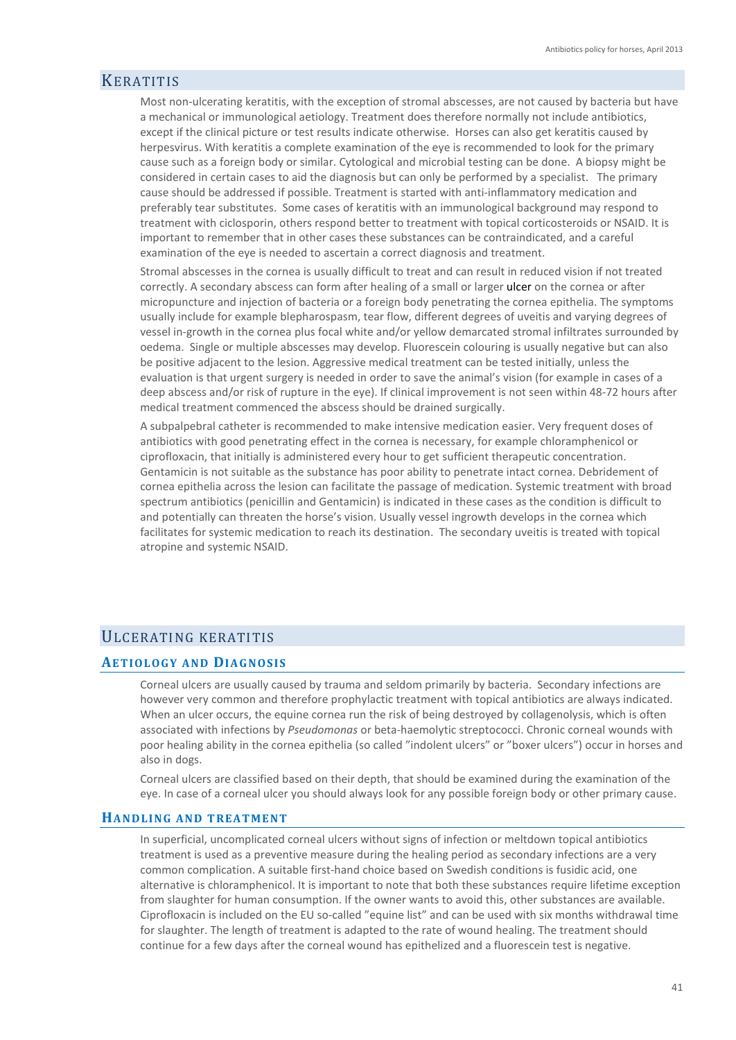## Keratitis

Most non-ulcerating keratitis, with the exception of stromal abscesses, are not caused by bacteria but have a mechanical or immunological aetiology. Treatment does therefore normally not include antibiotics, except if the clinical picture or test results indicate otherwise. Horses can also get keratitis caused by herpesvirus. With keratitis a complete examination of the eye is recommended to look for the primary cause such as a foreign body or similar. Cytological and microbial testing can be done. A biopsy might be considered in certain cases to aid the diagnosis but can only be performed by a specialist. The primary cause should be addressed if possible. Treatment is started with anti-inflammatory medication and preferably tear substitutes. Some cases of keratitis with an immunological background may respond to treatment with ciclosporin, others respond better to treatment with topical corticosteroids or NSAID. It is important to remember that in other cases these substances can be contraindicated, and a careful examination of the eye is needed to ascertain a correct diagnosis and treatment.

Stromal abscesses in the cornea is usually difficult to treat and can result in reduced vision if not treated correctly. A secondary abscess can form after healing of a small or larger ulcer on the cornea or after micropuncture and injection of bacteria or a foreign body penetrating the cornea epithelia. The symptoms usually include for example blepharospasm, tear flow, different degrees of uveitis and varying degrees of vessel in-growth in the cornea plus focal white and/or yellow demarcated stromal infiltrates surrounded by oedema. Single or multiple abscesses may develop. Fluorescein colouring is usually negative but can also be positive adjacent to the lesion. Aggressive medical treatment can be tested initially, unless the evaluation is that urgent surgery is needed in order to save the animal's vision (for example in cases of a deep abscess and/or risk of rupture in the eye). If clinical improvement is not seen within 48-72 hours after medical treatment commenced the abscess should be drained surgically.

A subpalpebral catheter is recommended to make intensive medication easier. Very frequent doses of antibiotics with good penetrating effect in the cornea is necessary, for example chloramphenicol or ciprofloxacin, that initially is administered every hour to get sufficient therapeutic concentration. Gentamicin is not suitable as the substance has poor ability to penetrate intact cornea. Debridement of cornea epithelia across the lesion can facilitate the passage of medication. Systemic treatment with broad spectrum antibiotics (penicillin and Gentamicin) is indicated in these cases as the condition is difficult to and potentially can threaten the horse's vision. Usually vessel ingrowth develops in the cornea which facilitates for systemic medication to reach its destination. The secondary uveitis is treated with topical atropine and systemic NSAID.

## Ulcerating keratitis

### Aetiology and Diagnosis

Corneal ulcers are usually caused by trauma and seldom primarily by bacteria. Secondary infections are however very common and therefore prophylactic treatment with topical antibiotics are always indicated. When an ulcer occurs, the equine cornea run the risk of being destroyed by collagenolysis, which is often associated with infections by *Pseudomonas* or beta-haemolytic streptococci. Chronic corneal wounds with poor healing ability in the cornea epithelia (so called "indolent ulcers" or "boxer ulcers") occur in horses and also in dogs.

Corneal ulcers are classified based on their depth, that should be examined during the examination of the eye. In case of a corneal ulcer you should always look for any possible foreign body or other primary cause.

### Handling and treatment

In superficial, uncomplicated corneal ulcers without signs of infection or meltdown topical antibiotics treatment is used as a preventive measure during the healing period as secondary infections are a very common complication. A suitable first-hand choice based on Swedish conditions is fusidic acid, one alternative is chloramphenicol. It is important to note that both these substances require lifetime exception from slaughter for human consumption. If the owner wants to avoid this, other substances are available. Ciprofloxacin is included on the EU so-called "equine list" and can be used with six months withdrawal time for slaughter. The length of treatment is adapted to the rate of wound healing. The treatment should continue for a few days after the corneal wound has epithelized and a fluorescein test is negative.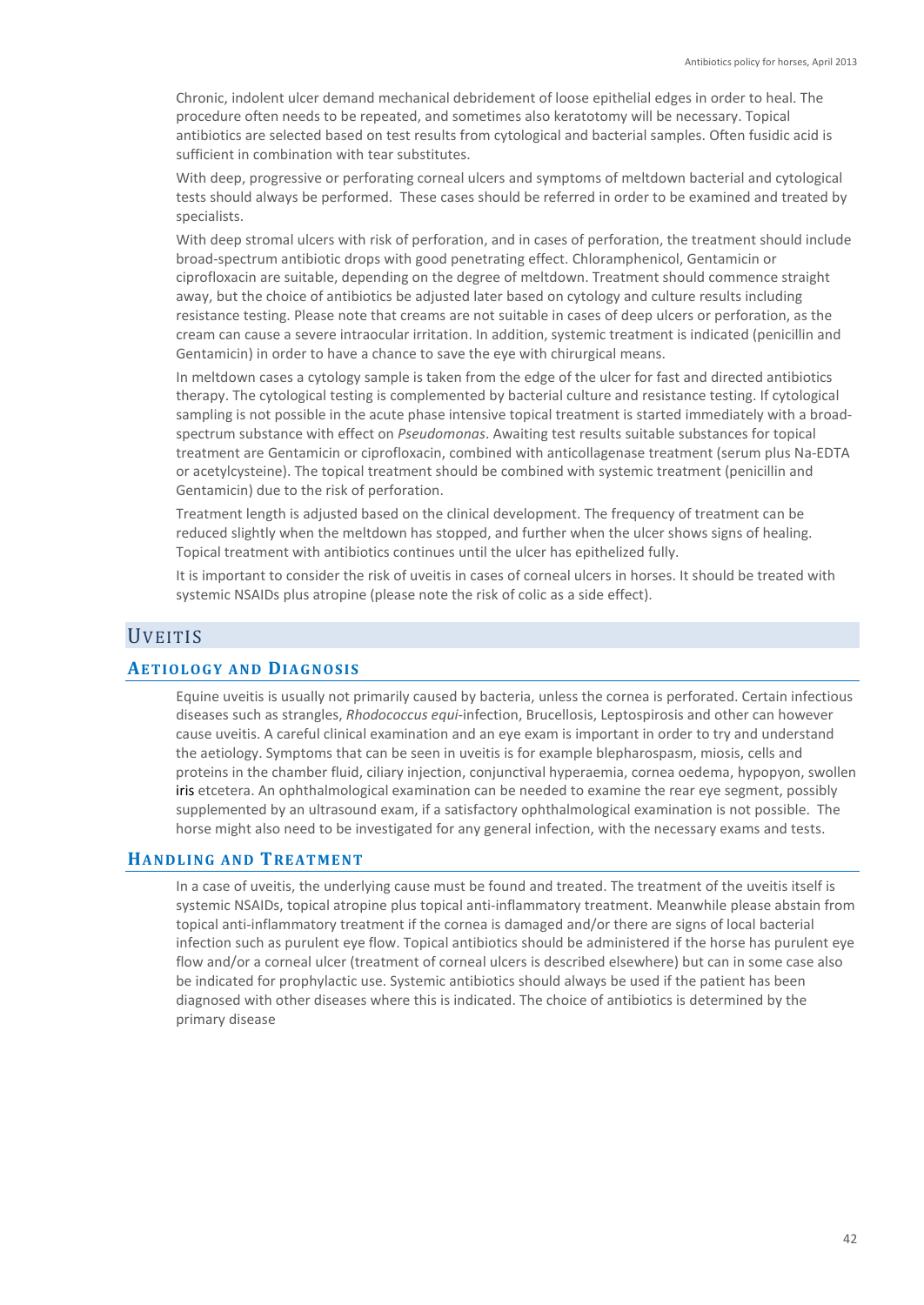Chronic, indolent ulcer demand mechanical debridement of loose epithelial edges in order to heal. The procedure often needs to be repeated, and sometimes also keratotomy will be necessary. Topical antibiotics are selected based on test results from cytological and bacterial samples. Often fusidic acid is sufficient in combination with tear substitutes.

With deep, progressive or perforating corneal ulcers and symptoms of meltdown bacterial and cytological tests should always be performed. These cases should be referred in order to be examined and treated by specialists.

With deep stromal ulcers with risk of perforation, and in cases of perforation, the treatment should include broad-spectrum antibiotic drops with good penetrating effect. Chloramphenicol, Gentamicin or ciprofloxacin are suitable, depending on the degree of meltdown. Treatment should commence straight away, but the choice of antibiotics be adjusted later based on cytology and culture results including resistance testing. Please note that creams are not suitable in cases of deep ulcers or perforation, as the cream can cause a severe intraocular irritation. In addition, systemic treatment is indicated (penicillin and Gentamicin) in order to have a chance to save the eye with chirurgical means.

In meltdown cases a cytology sample is taken from the edge of the ulcer for fast and directed antibiotics therapy. The cytological testing is complemented by bacterial culture and resistance testing. If cytological sampling is not possible in the acute phase intensive topical treatment is started immediately with a broad-spectrum substance with effect on *Pseudomonas*. Awaiting test results suitable substances for topical treatment are Gentamicin or ciprofloxacin, combined with anticollagenase treatment (serum plus Na-EDTA or acetylcysteine). The topical treatment should be combined with systemic treatment (penicillin and Gentamicin) due to the risk of perforation.

Treatment length is adjusted based on the clinical development. The frequency of treatment can be reduced slightly when the meltdown has stopped, and further when the ulcer shows signs of healing. Topical treatment with antibiotics continues until the ulcer has epithelized fully.

It is important to consider the risk of uveitis in cases of corneal ulcers in horses. It should be treated with systemic NSAIDs plus atropine (please note the risk of colic as a side effect).

## Uveitis

### Aetiology and Diagnosis

Equine uveitis is usually not primarily caused by bacteria, unless the cornea is perforated. Certain infectious diseases such as strangles, *Rhodococcus equi*-infection, Brucellosis, Leptospirosis and other can however cause uveitis. A careful clinical examination and an eye exam is important in order to try and understand the aetiology. Symptoms that can be seen in uveitis is for example blepharospasm, miosis, cells and proteins in the chamber fluid, ciliary injection, conjunctival hyperaemia, cornea oedema, hypopyon, swollen iris etcetera. An ophthalmological examination can be needed to examine the rear eye segment, possibly supplemented by an ultrasound exam, if a satisfactory ophthalmological examination is not possible. The horse might also need to be investigated for any general infection, with the necessary exams and tests.

### Handling and Treatment

In a case of uveitis, the underlying cause must be found and treated. The treatment of the uveitis itself is systemic NSAIDs, topical atropine plus topical anti-inflammatory treatment. Meanwhile please abstain from topical anti-inflammatory treatment if the cornea is damaged and/or there are signs of local bacterial infection such as purulent eye flow. Topical antibiotics should be administered if the horse has purulent eye flow and/or a corneal ulcer (treatment of corneal ulcers is described elsewhere) but can in some case also be indicated for prophylactic use. Systemic antibiotics should always be used if the patient has been diagnosed with other diseases where this is indicated. The choice of antibiotics is determined by the primary disease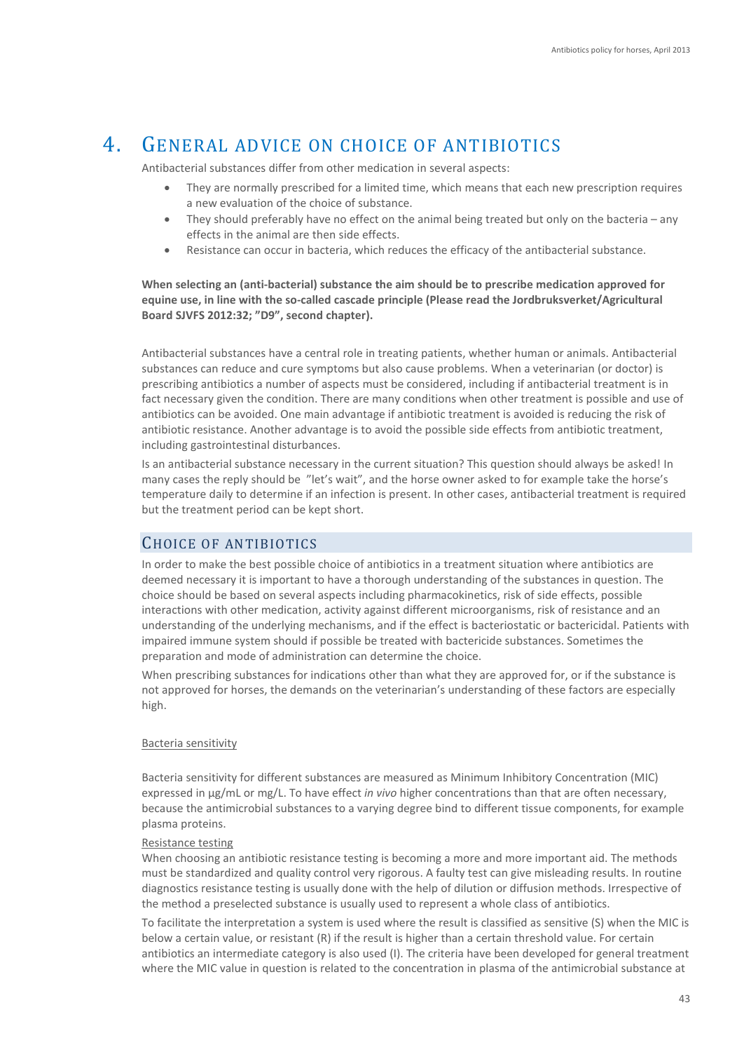# 4. General advice on choice of antibiotics

Antibacterial substances differ from other medication in several aspects:

- They are normally prescribed for a limited time, which means that each new prescription requires a new evaluation of the choice of substance.
- They should preferably have no effect on the animal being treated but only on the bacteria – any effects in the animal are then side effects.
- Resistance can occur in bacteria, which reduces the efficacy of the antibacterial substance.

**When selecting an (anti-bacterial) substance the aim should be to prescribe medication approved for equine use, in line with the so-called cascade principle (Please read the Jordbruksverket/Agricultural Board SJVFS 2012:32; "D9", second chapter).**

Antibacterial substances have a central role in treating patients, whether human or animals. Antibacterial substances can reduce and cure symptoms but also cause problems. When a veterinarian (or doctor) is prescribing antibiotics a number of aspects must be considered, including if antibacterial treatment is in fact necessary given the condition. There are many conditions when other treatment is possible and use of antibiotics can be avoided. One main advantage if antibiotic treatment is avoided is reducing the risk of antibiotic resistance. Another advantage is to avoid the possible side effects from antibiotic treatment, including gastrointestinal disturbances.

Is an antibacterial substance necessary in the current situation? This question should always be asked! In many cases the reply should be "let's wait", and the horse owner asked to for example take the horse's temperature daily to determine if an infection is present. In other cases, antibacterial treatment is required but the treatment period can be kept short.

## Choice of antibiotics

In order to make the best possible choice of antibiotics in a treatment situation where antibiotics are deemed necessary it is important to have a thorough understanding of the substances in question. The choice should be based on several aspects including pharmacokinetics, risk of side effects, possible interactions with other medication, activity against different microorganisms, risk of resistance and an understanding of the underlying mechanisms, and if the effect is bacteriostatic or bactericidal. Patients with impaired immune system should if possible be treated with bactericide substances. Sometimes the preparation and mode of administration can determine the choice.

When prescribing substances for indications other than what they are approved for, or if the substance is not approved for horses, the demands on the veterinarian's understanding of these factors are especially high.

### Bacteria sensitivity

Bacteria sensitivity for different substances are measured as Minimum Inhibitory Concentration (MIC) expressed in µg/mL or mg/L. To have effect *in vivo* higher concentrations than that are often necessary, because the antimicrobial substances to a varying degree bind to different tissue components, for example plasma proteins.

### Resistance testing

When choosing an antibiotic resistance testing is becoming a more and more important aid. The methods must be standardized and quality control very rigorous. A faulty test can give misleading results. In routine diagnostics resistance testing is usually done with the help of dilution or diffusion methods. Irrespective of the method a preselected substance is usually used to represent a whole class of antibiotics.

To facilitate the interpretation a system is used where the result is classified as sensitive (S) when the MIC is below a certain value, or resistant (R) if the result is higher than a certain threshold value. For certain antibiotics an intermediate category is also used (I). The criteria have been developed for general treatment where the MIC value in question is related to the concentration in plasma of the antimicrobial substance at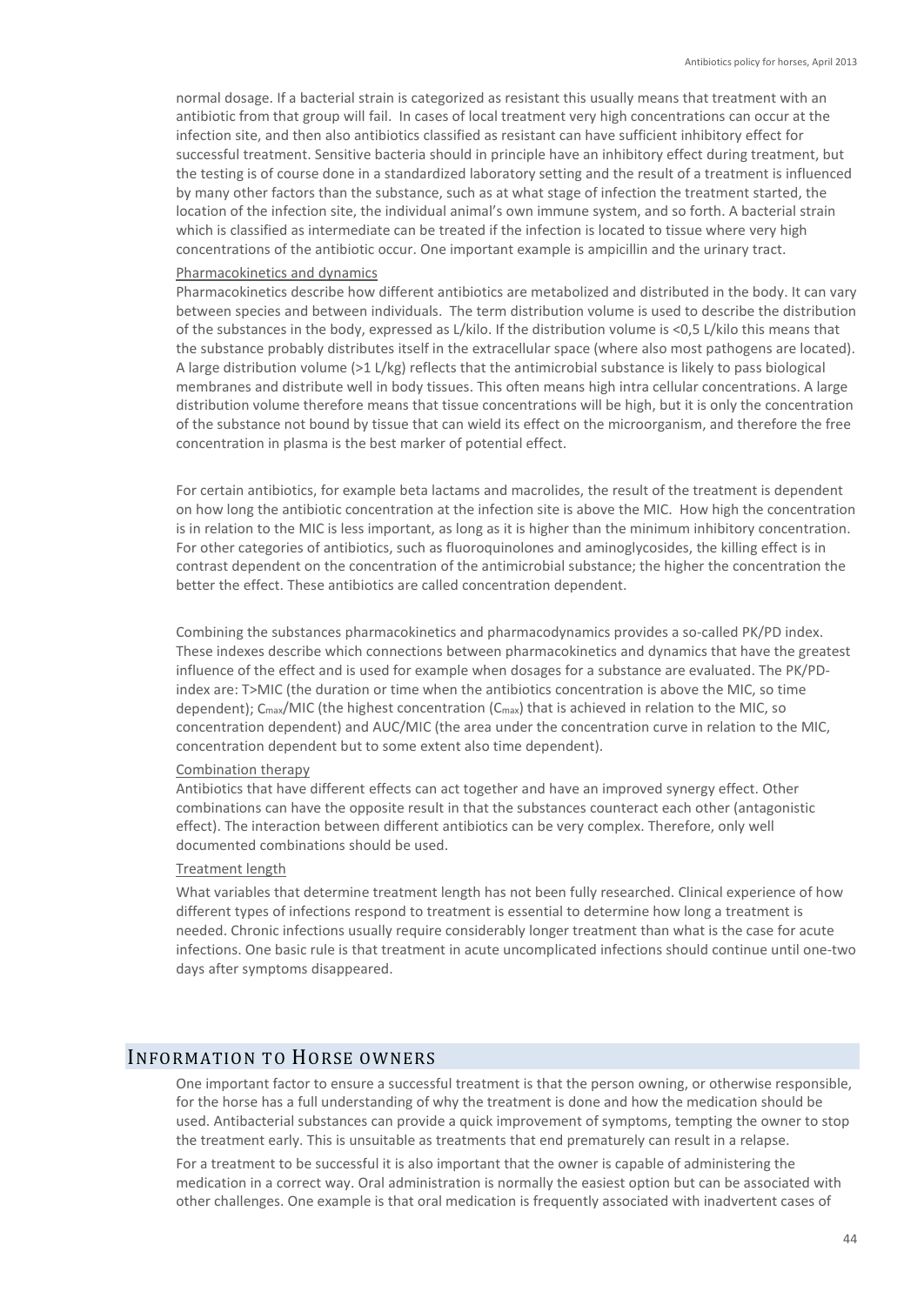normal dosage. If a bacterial strain is categorized as resistant this usually means that treatment with an antibiotic from that group will fail. In cases of local treatment very high concentrations can occur at the infection site, and then also antibiotics classified as resistant can have sufficient inhibitory effect for successful treatment. Sensitive bacteria should in principle have an inhibitory effect during treatment, but the testing is of course done in a standardized laboratory setting and the result of a treatment is influenced by many other factors than the substance, such as at what stage of infection the treatment started, the location of the infection site, the individual animal's own immune system, and so forth. A bacterial strain which is classified as intermediate can be treated if the infection is located to tissue where very high concentrations of the antibiotic occur. One important example is ampicillin and the urinary tract.

Pharmacokinetics and dynamics

Pharmacokinetics describe how different antibiotics are metabolized and distributed in the body. It can vary between species and between individuals. The term distribution volume is used to describe the distribution of the substances in the body, expressed as L/kilo. If the distribution volume is <0,5 L/kilo this means that the substance probably distributes itself in the extracellular space (where also most pathogens are located). A large distribution volume (>1 L/kg) reflects that the antimicrobial substance is likely to pass biological membranes and distribute well in body tissues. This often means high intra cellular concentrations. A large distribution volume therefore means that tissue concentrations will be high, but it is only the concentration of the substance not bound by tissue that can wield its effect on the microorganism, and therefore the free concentration in plasma is the best marker of potential effect.

For certain antibiotics, for example beta lactams and macrolides, the result of the treatment is dependent on how long the antibiotic concentration at the infection site is above the MIC. How high the concentration is in relation to the MIC is less important, as long as it is higher than the minimum inhibitory concentration. For other categories of antibiotics, such as fluoroquinolones and aminoglycosides, the killing effect is in contrast dependent on the concentration of the antimicrobial substance; the higher the concentration the better the effect. These antibiotics are called concentration dependent.

Combining the substances pharmacokinetics and pharmacodynamics provides a so-called PK/PD index. These indexes describe which connections between pharmacokinetics and dynamics that have the greatest influence of the effect and is used for example when dosages for a substance are evaluated. The PK/PD-index are: T>MIC (the duration or time when the antibiotics concentration is above the MIC, so time dependent); $C_{max}$/MIC (the highest concentration ($C_{max}$) that is achieved in relation to the MIC, so concentration dependent) and AUC/MIC (the area under the concentration curve in relation to the MIC, concentration dependent but to some extent also time dependent).

Combination therapy

Antibiotics that have different effects can act together and have an improved synergy effect. Other combinations can have the opposite result in that the substances counteract each other (antagonistic effect). The interaction between different antibiotics can be very complex. Therefore, only well documented combinations should be used.

Treatment length

What variables that determine treatment length has not been fully researched. Clinical experience of how different types of infections respond to treatment is essential to determine how long a treatment is needed. Chronic infections usually require considerably longer treatment than what is the case for acute infections. One basic rule is that treatment in acute uncomplicated infections should continue until one-two days after symptoms disappeared.

## Information to Horse owners

One important factor to ensure a successful treatment is that the person owning, or otherwise responsible, for the horse has a full understanding of why the treatment is done and how the medication should be used. Antibacterial substances can provide a quick improvement of symptoms, tempting the owner to stop the treatment early. This is unsuitable as treatments that end prematurely can result in a relapse.

For a treatment to be successful it is also important that the owner is capable of administering the medication in a correct way. Oral administration is normally the easiest option but can be associated with other challenges. One example is that oral medication is frequently associated with inadvertent cases of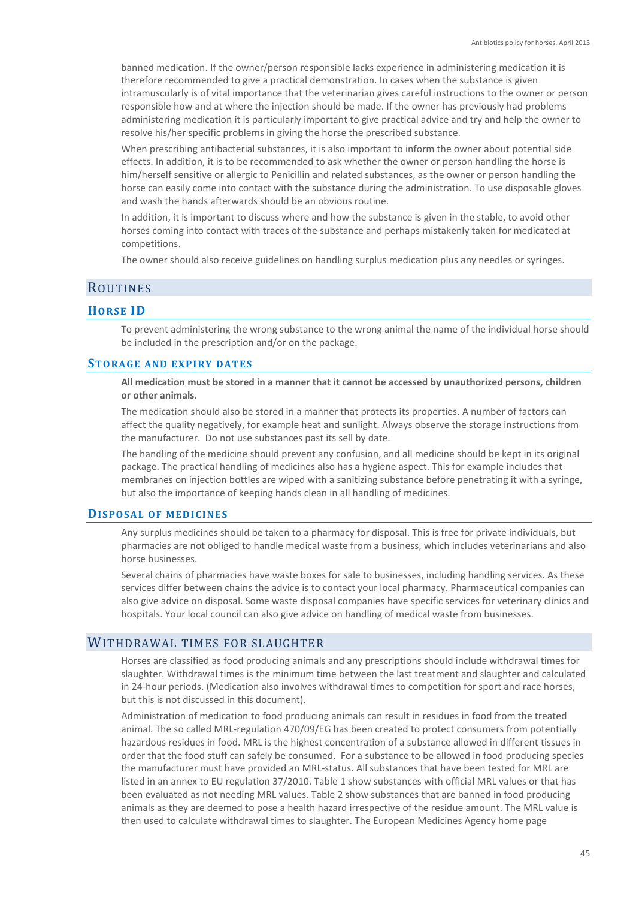banned medication. If the owner/person responsible lacks experience in administering medication it is therefore recommended to give a practical demonstration. In cases when the substance is given intramuscularly is of vital importance that the veterinarian gives careful instructions to the owner or person responsible how and at where the injection should be made. If the owner has previously had problems administering medication it is particularly important to give practical advice and try and help the owner to resolve his/her specific problems in giving the horse the prescribed substance.

When prescribing antibacterial substances, it is also important to inform the owner about potential side effects. In addition, it is to be recommended to ask whether the owner or person handling the horse is him/herself sensitive or allergic to Penicillin and related substances, as the owner or person handling the horse can easily come into contact with the substance during the administration. To use disposable gloves and wash the hands afterwards should be an obvious routine.

In addition, it is important to discuss where and how the substance is given in the stable, to avoid other horses coming into contact with traces of the substance and perhaps mistakenly taken for medicated at competitions.

The owner should also receive guidelines on handling surplus medication plus any needles or syringes.

## Routines

### Horse ID

To prevent administering the wrong substance to the wrong animal the name of the individual horse should be included in the prescription and/or on the package.

### Storage and expiry dates

**All medication must be stored in a manner that it cannot be accessed by unauthorized persons, children or other animals.**

The medication should also be stored in a manner that protects its properties. A number of factors can affect the quality negatively, for example heat and sunlight. Always observe the storage instructions from the manufacturer. Do not use substances past its sell by date.

The handling of the medicine should prevent any confusion, and all medicine should be kept in its original package. The practical handling of medicines also has a hygiene aspect. This for example includes that membranes on injection bottles are wiped with a sanitizing substance before penetrating it with a syringe, but also the importance of keeping hands clean in all handling of medicines.

### Disposal of medicines

Any surplus medicines should be taken to a pharmacy for disposal. This is free for private individuals, but pharmacies are not obliged to handle medical waste from a business, which includes veterinarians and also horse businesses.

Several chains of pharmacies have waste boxes for sale to businesses, including handling services. As these services differ between chains the advice is to contact your local pharmacy. Pharmaceutical companies can also give advice on disposal. Some waste disposal companies have specific services for veterinary clinics and hospitals. Your local council can also give advice on handling of medical waste from businesses.

## Withdrawal times for slaughter

Horses are classified as food producing animals and any prescriptions should include withdrawal times for slaughter. Withdrawal times is the minimum time between the last treatment and slaughter and calculated in 24-hour periods. (Medication also involves withdrawal times to competition for sport and race horses, but this is not discussed in this document).

Administration of medication to food producing animals can result in residues in food from the treated animal. The so called MRL-regulation 470/09/EG has been created to protect consumers from potentially hazardous residues in food. MRL is the highest concentration of a substance allowed in different tissues in order that the food stuff can safely be consumed. For a substance to be allowed in food producing species the manufacturer must have provided an MRL-status. All substances that have been tested for MRL are listed in an annex to EU regulation 37/2010. Table 1 show substances with official MRL values or that has been evaluated as not needing MRL values. Table 2 show substances that are banned in food producing animals as they are deemed to pose a health hazard irrespective of the residue amount. The MRL value is then used to calculate withdrawal times to slaughter. The European Medicines Agency home page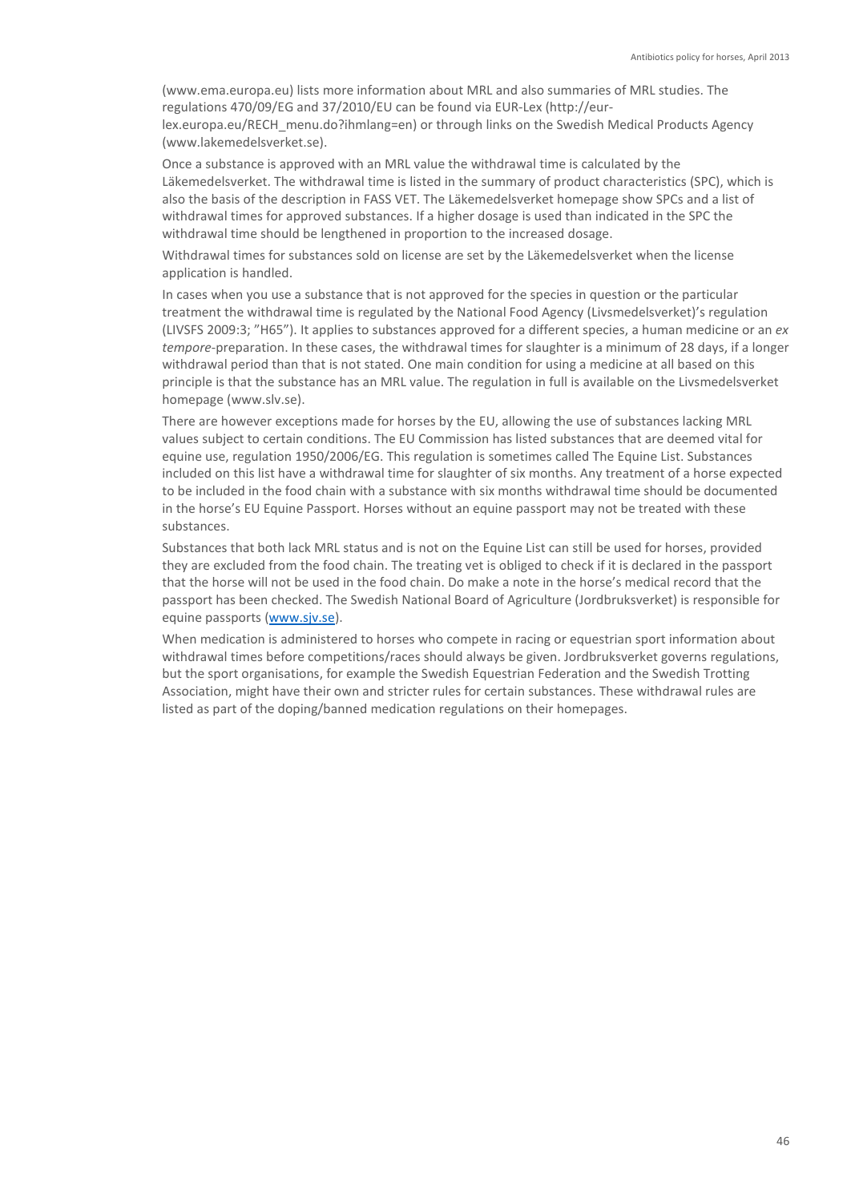(www.ema.europa.eu) lists more information about MRL and also summaries of MRL studies. The regulations 470/09/EG and 37/2010/EU can be found via EUR-Lex (http://eur-lex.europa.eu/RECH_menu.do?ihmlang=en) or through links on the Swedish Medical Products Agency (www.lakemedelsverket.se).

Once a substance is approved with an MRL value the withdrawal time is calculated by the Läkemedelsverket. The withdrawal time is listed in the summary of product characteristics (SPC), which is also the basis of the description in FASS VET. The Läkemedelsverket homepage show SPCs and a list of withdrawal times for approved substances. If a higher dosage is used than indicated in the SPC the withdrawal time should be lengthened in proportion to the increased dosage.

Withdrawal times for substances sold on license are set by the Läkemedelsverket when the license application is handled.

In cases when you use a substance that is not approved for the species in question or the particular treatment the withdrawal time is regulated by the National Food Agency (Livsmedelsverket)'s regulation (LIVSFS 2009:3; "H65"). It applies to substances approved for a different species, a human medicine or an *ex tempore*-preparation. In these cases, the withdrawal times for slaughter is a minimum of 28 days, if a longer withdrawal period than that is not stated. One main condition for using a medicine at all based on this principle is that the substance has an MRL value. The regulation in full is available on the Livsmedelsverket homepage (www.slv.se).

There are however exceptions made for horses by the EU, allowing the use of substances lacking MRL values subject to certain conditions. The EU Commission has listed substances that are deemed vital for equine use, regulation 1950/2006/EG. This regulation is sometimes called The Equine List. Substances included on this list have a withdrawal time for slaughter of six months. Any treatment of a horse expected to be included in the food chain with a substance with six months withdrawal time should be documented in the horse's EU Equine Passport. Horses without an equine passport may not be treated with these substances.

Substances that both lack MRL status and is not on the Equine List can still be used for horses, provided they are excluded from the food chain. The treating vet is obliged to check if it is declared in the passport that the horse will not be used in the food chain. Do make a note in the horse's medical record that the passport has been checked. The Swedish National Board of Agriculture (Jordbruksverket) is responsible for equine passports (www.sjv.se).

When medication is administered to horses who compete in racing or equestrian sport information about withdrawal times before competitions/races should always be given. Jordbruksverket governs regulations, but the sport organisations, for example the Swedish Equestrian Federation and the Swedish Trotting Association, might have their own and stricter rules for certain substances. These withdrawal rules are listed as part of the doping/banned medication regulations on their homepages.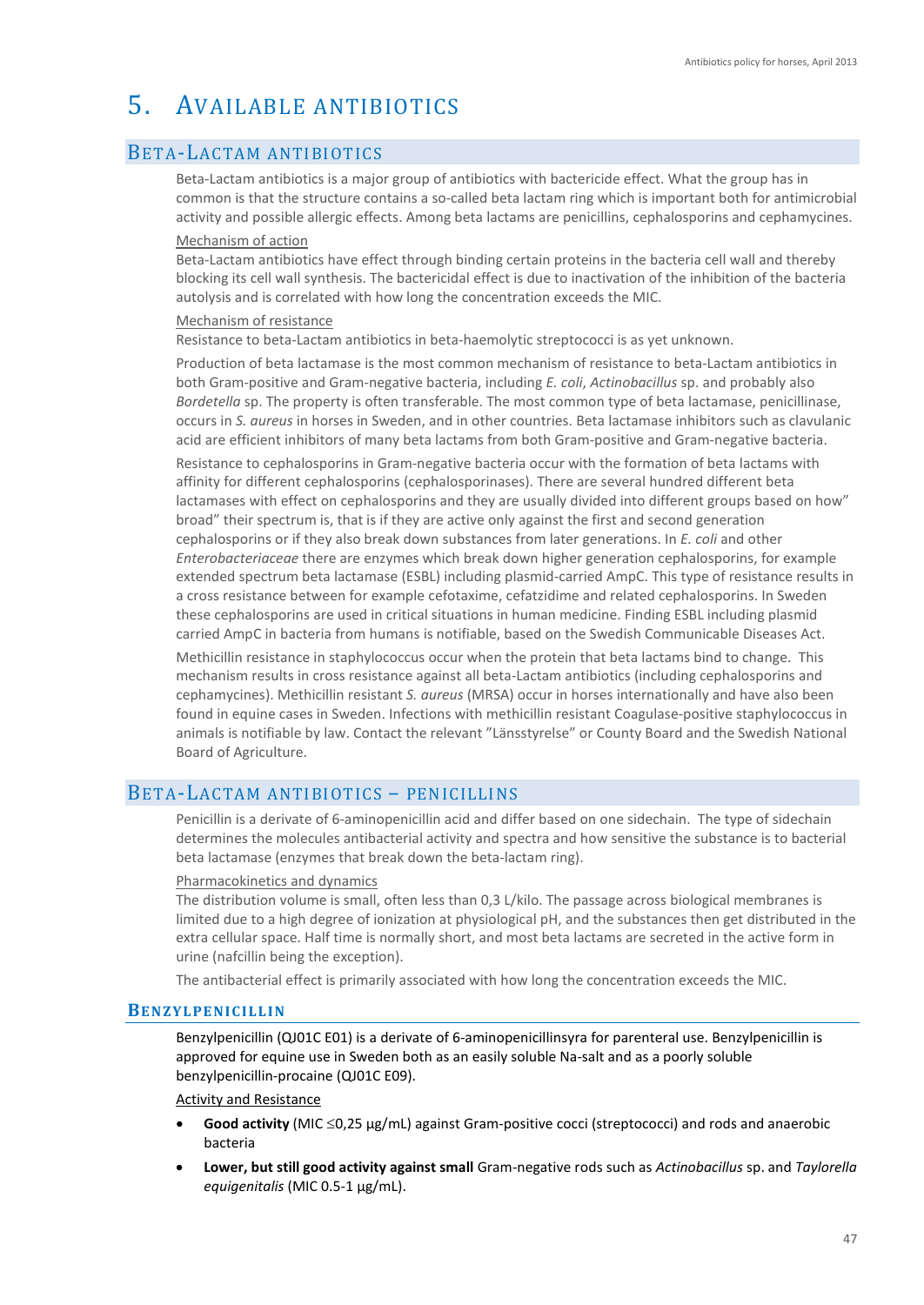# 5. Available antibiotics

## Beta-Lactam antibiotics

Beta-Lactam antibiotics is a major group of antibiotics with bactericide effect. What the group has in common is that the structure contains a so-called beta lactam ring which is important both for antimicrobial activity and possible allergic effects. Among beta lactams are penicillins, cephalosporins and cephamycines.

Mechanism of action

Beta-Lactam antibiotics have effect through binding certain proteins in the bacteria cell wall and thereby blocking its cell wall synthesis. The bactericidal effect is due to inactivation of the inhibition of the bacteria autolysis and is correlated with how long the concentration exceeds the MIC.

Mechanism of resistance

Resistance to beta-Lactam antibiotics in beta-haemolytic streptococci is as yet unknown.

Production of beta lactamase is the most common mechanism of resistance to beta-Lactam antibiotics in both Gram-positive and Gram-negative bacteria, including *E. coli*, *Actinobacillus* sp. and probably also *Bordetella* sp. The property is often transferable. The most common type of beta lactamase, penicillinase, occurs in *S. aureus* in horses in Sweden, and in other countries. Beta lactamase inhibitors such as clavulanic acid are efficient inhibitors of many beta lactams from both Gram-positive and Gram-negative bacteria.

Resistance to cephalosporins in Gram-negative bacteria occur with the formation of beta lactams with affinity for different cephalosporins (cephalosporinases). There are several hundred different beta lactamases with effect on cephalosporins and they are usually divided into different groups based on how" broad" their spectrum is, that is if they are active only against the first and second generation cephalosporins or if they also break down substances from later generations. In *E. coli* and other *Enterobacteriaceae* there are enzymes which break down higher generation cephalosporins, for example extended spectrum beta lactamase (ESBL) including plasmid-carried AmpC. This type of resistance results in a cross resistance between for example cefotaxime, cefatzidime and related cephalosporins. In Sweden these cephalosporins are used in critical situations in human medicine. Finding ESBL including plasmid carried AmpC in bacteria from humans is notifiable, based on the Swedish Communicable Diseases Act.

Methicillin resistance in staphylococcus occur when the protein that beta lactams bind to change. This mechanism results in cross resistance against all beta-Lactam antibiotics (including cephalosporins and cephamycines). Methicillin resistant *S. aureus* (MRSA) occur in horses internationally and have also been found in equine cases in Sweden. Infections with methicillin resistant Coagulase-positive staphylococcus in animals is notifiable by law. Contact the relevant "Länsstyrelse" or County Board and the Swedish National Board of Agriculture.

## Beta-Lactam antibiotics – penicillins

Penicillin is a derivate of 6-aminopenicillin acid and differ based on one sidechain. The type of sidechain determines the molecules antibacterial activity and spectra and how sensitive the substance is to bacterial beta lactamase (enzymes that break down the beta-lactam ring).

Pharmacokinetics and dynamics

The distribution volume is small, often less than 0,3 L/kilo. The passage across biological membranes is limited due to a high degree of ionization at physiological pH, and the substances then get distributed in the extra cellular space. Half time is normally short, and most beta lactams are secreted in the active form in urine (nafcillin being the exception).

The antibacterial effect is primarily associated with how long the concentration exceeds the MIC.

### Benzylpenicillin

Benzylpenicillin (QJ01C E01) is a derivate of 6-aminopenicillinsyra for parenteral use. Benzylpenicillin is approved for equine use in Sweden both as an easily soluble Na-salt and as a poorly soluble benzylpenicillin-procaine (QJ01C E09).

Activity and Resistance

- **Good activity** (MIC ≤0,25 µg/mL) against Gram-positive cocci (streptococci) and rods and anaerobic bacteria
- **Lower, but still good activity against small** Gram-negative rods such as *Actinobacillus* sp. and *Taylorella equigenitalis* (MIC 0.5-1 µg/mL).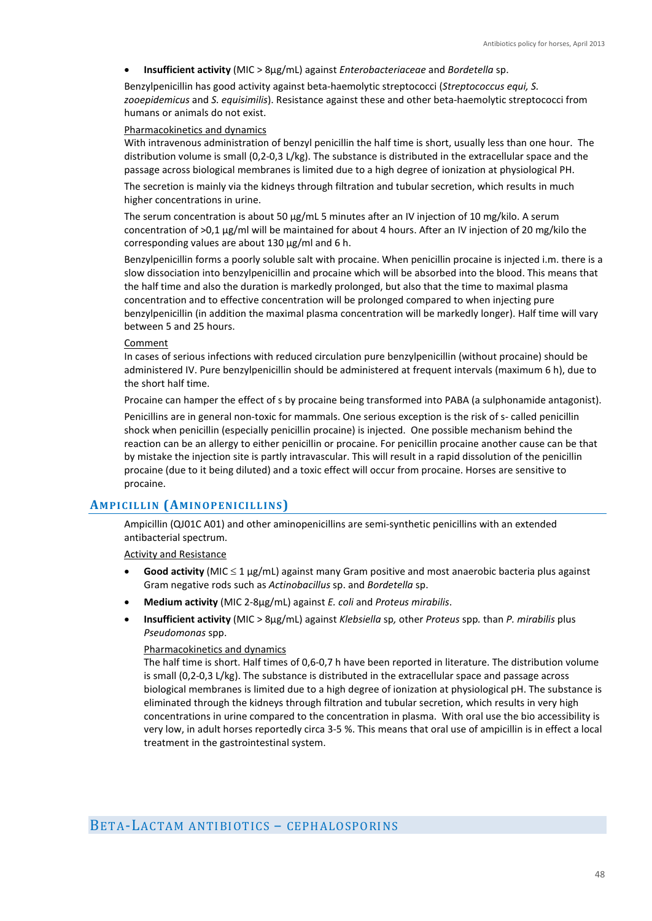- **Insufficient activity** (MIC > 8µg/mL) against *Enterobacteriaceae* and *Bordetella* sp.

Benzylpenicillin has good activity against beta-haemolytic streptococci (*Streptococcus equi, S. zooepidemicus* and *S. equisimilis*). Resistance against these and other beta-haemolytic streptococci from humans or animals do not exist.

Pharmacokinetics and dynamics

With intravenous administration of benzyl penicillin the half time is short, usually less than one hour. The distribution volume is small (0,2-0,3 L/kg). The substance is distributed in the extracellular space and the passage across biological membranes is limited due to a high degree of ionization at physiological PH.

The secretion is mainly via the kidneys through filtration and tubular secretion, which results in much higher concentrations in urine.

The serum concentration is about 50 µg/mL 5 minutes after an IV injection of 10 mg/kilo. A serum concentration of >0,1 µg/ml will be maintained for about 4 hours. After an IV injection of 20 mg/kilo the corresponding values are about 130 µg/ml and 6 h.

Benzylpenicillin forms a poorly soluble salt with procaine. When penicillin procaine is injected i.m. there is a slow dissociation into benzylpenicillin and procaine which will be absorbed into the blood. This means that the half time and also the duration is markedly prolonged, but also that the time to maximal plasma concentration and to effective concentration will be prolonged compared to when injecting pure benzylpenicillin (in addition the maximal plasma concentration will be markedly longer). Half time will vary between 5 and 25 hours.

Comment

In cases of serious infections with reduced circulation pure benzylpenicillin (without procaine) should be administered IV. Pure benzylpenicillin should be administered at frequent intervals (maximum 6 h), due to the short half time.

Procaine can hamper the effect of s by procaine being transformed into PABA (a sulphonamide antagonist).

Penicillins are in general non-toxic for mammals. One serious exception is the risk of s- called penicillin shock when penicillin (especially penicillin procaine) is injected. One possible mechanism behind the reaction can be an allergy to either penicillin or procaine. For penicillin procaine another cause can be that by mistake the injection site is partly intravascular. This will result in a rapid dissolution of the penicillin procaine (due to it being diluted) and a toxic effect will occur from procaine. Horses are sensitive to procaine.

## Ampicillin (Aminopenicillins)

Ampicillin (QJ01C A01) and other aminopenicillins are semi-synthetic penicillins with an extended antibacterial spectrum.

Activity and Resistance

- **Good activity** (MIC ≤ 1 µg/mL) against many Gram positive and most anaerobic bacteria plus against Gram negative rods such as *Actinobacillus* sp. and *Bordetella* sp.
- **Medium activity** (MIC 2-8µg/mL) against *E. coli* and *Proteus mirabilis*.
- **Insufficient activity** (MIC > 8µg/mL) against *Klebsiella* sp*,* other *Proteus* spp*.* than *P. mirabilis* plus *Pseudomonas* spp.

Pharmacokinetics and dynamics

The half time is short. Half times of 0,6-0,7 h have been reported in literature. The distribution volume is small (0,2-0,3 L/kg). The substance is distributed in the extracellular space and passage across biological membranes is limited due to a high degree of ionization at physiological pH. The substance is eliminated through the kidneys through filtration and tubular secretion, which results in very high concentrations in urine compared to the concentration in plasma. With oral use the bio accessibility is very low, in adult horses reportedly circa 3-5 %. This means that oral use of ampicillin is in effect a local treatment in the gastrointestinal system.

# Beta-Lactam Antibiotics – Cephalosporins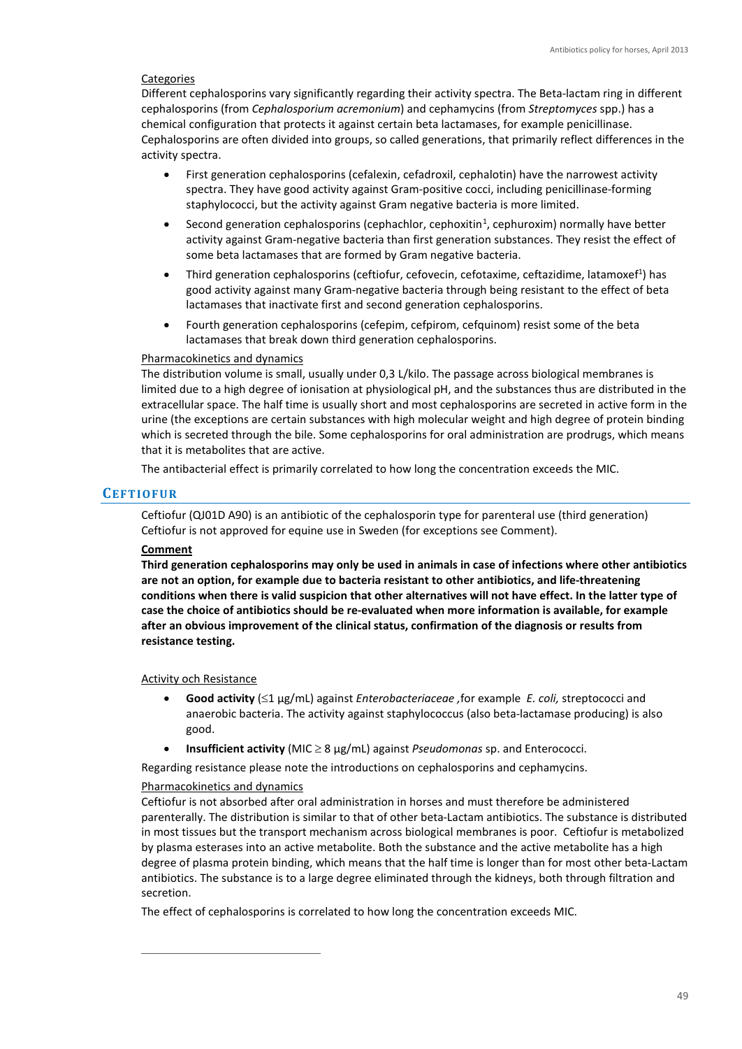Categories

Different cephalosporins vary significantly regarding their activity spectra. The Beta-lactam ring in different cephalosporins (from *Cephalosporium acremonium*) and cephamycins (from *Streptomyces* spp.) has a chemical configuration that protects it against certain beta lactamases, for example penicillinase. Cephalosporins are often divided into groups, so called generations, that primarily reflect differences in the activity spectra.

- First generation cephalosporins (cefalexin, cefadroxil, cephalotin) have the narrowest activity spectra. They have good activity against Gram-positive cocci, including penicillinase-forming staphylococci, but the activity against Gram negative bacteria is more limited.
- Second generation cephalosporins (cephachlor, cephoxitin[1], cephuroxim) normally have better activity against Gram-negative bacteria than first generation substances. They resist the effect of some beta lactamases that are formed by Gram negative bacteria.
- Third generation cephalosporins (ceftiofur, cefovecin, cefotaxime, ceftazidime, latamoxef[1]) has good activity against many Gram-negative bacteria through being resistant to the effect of beta lactamases that inactivate first and second generation cephalosporins.
- Fourth generation cephalosporins (cefepim, cefpirom, cefquinom) resist some of the beta lactamases that break down third generation cephalosporins.

Pharmacokinetics and dynamics

The distribution volume is small, usually under 0,3 L/kilo. The passage across biological membranes is limited due to a high degree of ionisation at physiological pH, and the substances thus are distributed in the extracellular space. The half time is usually short and most cephalosporins are secreted in active form in the urine (the exceptions are certain substances with high molecular weight and high degree of protein binding which is secreted through the bile. Some cephalosporins for oral administration are prodrugs, which means that it is metabolites that are active.

The antibacterial effect is primarily correlated to how long the concentration exceeds the MIC.

## CEFTIOFUR

Ceftiofur (QJ01D A90) is an antibiotic of the cephalosporin type for parenteral use (third generation) Ceftiofur is not approved for equine use in Sweden (for exceptions see Comment).

**Comment**

**Third generation cephalosporins may only be used in animals in case of infections where other antibiotics are not an option, for example due to bacteria resistant to other antibiotics, and life-threatening conditions when there is valid suspicion that other alternatives will not have effect. In the latter type of case the choice of antibiotics should be re-evaluated when more information is available, for example after an obvious improvement of the clinical status, confirmation of the diagnosis or results from resistance testing.**

Activity och Resistance

- **Good activity** (≤1 µg/mL) against *Enterobacteriaceae* ,for example *E. coli,* streptococci and anaerobic bacteria. The activity against staphylococcus (also beta-lactamase producing) is also good.
- **Insufficient activity** (MIC ≥ 8 µg/mL) against *Pseudomonas* sp. and Enterococci.

Regarding resistance please note the introductions on cephalosporins and cephamycins.

Pharmacokinetics and dynamics

Ceftiofur is not absorbed after oral administration in horses and must therefore be administered parenterally. The distribution is similar to that of other beta-Lactam antibiotics. The substance is distributed in most tissues but the transport mechanism across biological membranes is poor. Ceftiofur is metabolized by plasma esterases into an active metabolite. Both the substance and the active metabolite has a high degree of plasma protein binding, which means that the half time is longer than for most other beta-Lactam antibiotics. The substance is to a large degree eliminated through the kidneys, both through filtration and secretion.

The effect of cephalosporins is correlated to how long the concentration exceeds MIC.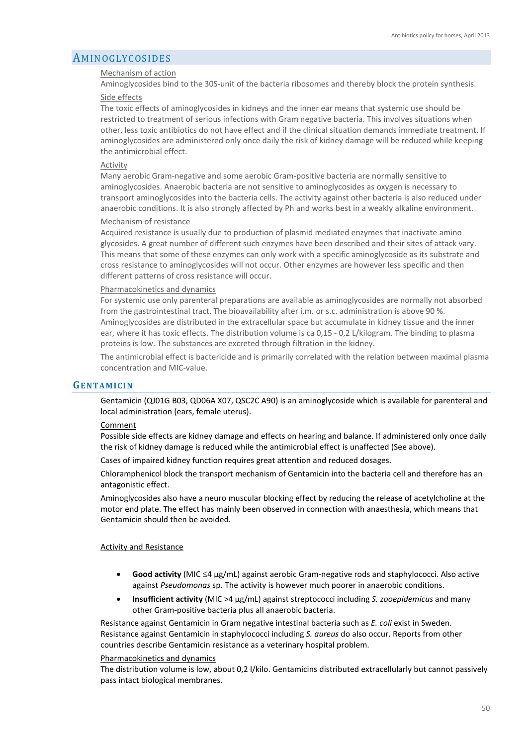## Aminoglycosides

Mechanism of action

Aminoglycosides bind to the 30S-unit of the bacteria ribosomes and thereby block the protein synthesis.

Side effects

The toxic effects of aminoglycosides in kidneys and the inner ear means that systemic use should be restricted to treatment of serious infections with Gram negative bacteria. This involves situations when other, less toxic antibiotics do not have effect and if the clinical situation demands immediate treatment. If aminoglycosides are administered only once daily the risk of kidney damage will be reduced while keeping the antimicrobial effect.

Activity

Many aerobic Gram-negative and some aerobic Gram-positive bacteria are normally sensitive to aminoglycosides. Anaerobic bacteria are not sensitive to aminoglycosides as oxygen is necessary to transport aminoglycosides into the bacteria cells. The activity against other bacteria is also reduced under anaerobic conditions. It is also strongly affected by Ph and works best in a weakly alkaline environment.

Mechanism of resistance

Acquired resistance is usually due to production of plasmid mediated enzymes that inactivate amino glycosides. A great number of different such enzymes have been described and their sites of attack vary. This means that some of these enzymes can only work with a specific aminoglycoside as its substrate and cross resistance to aminoglycosides will not occur. Other enzymes are however less specific and then different patterns of cross resistance will occur.

Pharmacokinetics and dynamics

For systemic use only parenteral preparations are available as aminoglycosides are normally not absorbed from the gastrointestinal tract. The bioavailability after i.m. or s.c. administration is above 90 %. Aminoglycosides are distributed in the extracellular space but accumulate in kidney tissue and the inner ear, where it has toxic effects. The distribution volume is ca 0,15 - 0,2 L/kilogram. The binding to plasma proteins is low. The substances are excreted through filtration in the kidney.

The antimicrobial effect is bactericide and is primarily correlated with the relation between maximal plasma concentration and MIC-value.

### Gentamicin

Gentamicin (QJ01G B03, QD06A X07, QSC2C A90) is an aminoglycoside which is available for parenteral and local administration (ears, female uterus).

Comment

Possible side effects are kidney damage and effects on hearing and balance. If administered only once daily the risk of kidney damage is reduced while the antimicrobial effect is unaffected (See above).

Cases of impaired kidney function requires great attention and reduced dosages.

Chloramphenicol block the transport mechanism of Gentamicin into the bacteria cell and therefore has an antagonistic effect.

Aminoglycosides also have a neuro muscular blocking effect by reducing the release of acetylcholine at the motor end plate. The effect has mainly been observed in connection with anaesthesia, which means that Gentamicin should then be avoided.

Activity and Resistance

- **Good activity** (MIC ≤4 µg/mL) against aerobic Gram-negative rods and staphylococci. Also active against *Pseudomonas* sp. The activity is however much poorer in anaerobic conditions.
- **Insufficient activity** (MIC >4 µg/mL) against streptococci including *S. zooepidemicus* and many other Gram-positive bacteria plus all anaerobic bacteria.

Resistance against Gentamicin in Gram negative intestinal bacteria such as *E. coli* exist in Sweden. Resistance against Gentamicin in staphylococci including *S. aureus* do also occur. Reports from other countries describe Gentamicin resistance as a veterinary hospital problem.

Pharmacokinetics and dynamics

The distribution volume is low, about 0,2 l/kilo. Gentamicins distributed extracellularly but cannot passively pass intact biological membranes.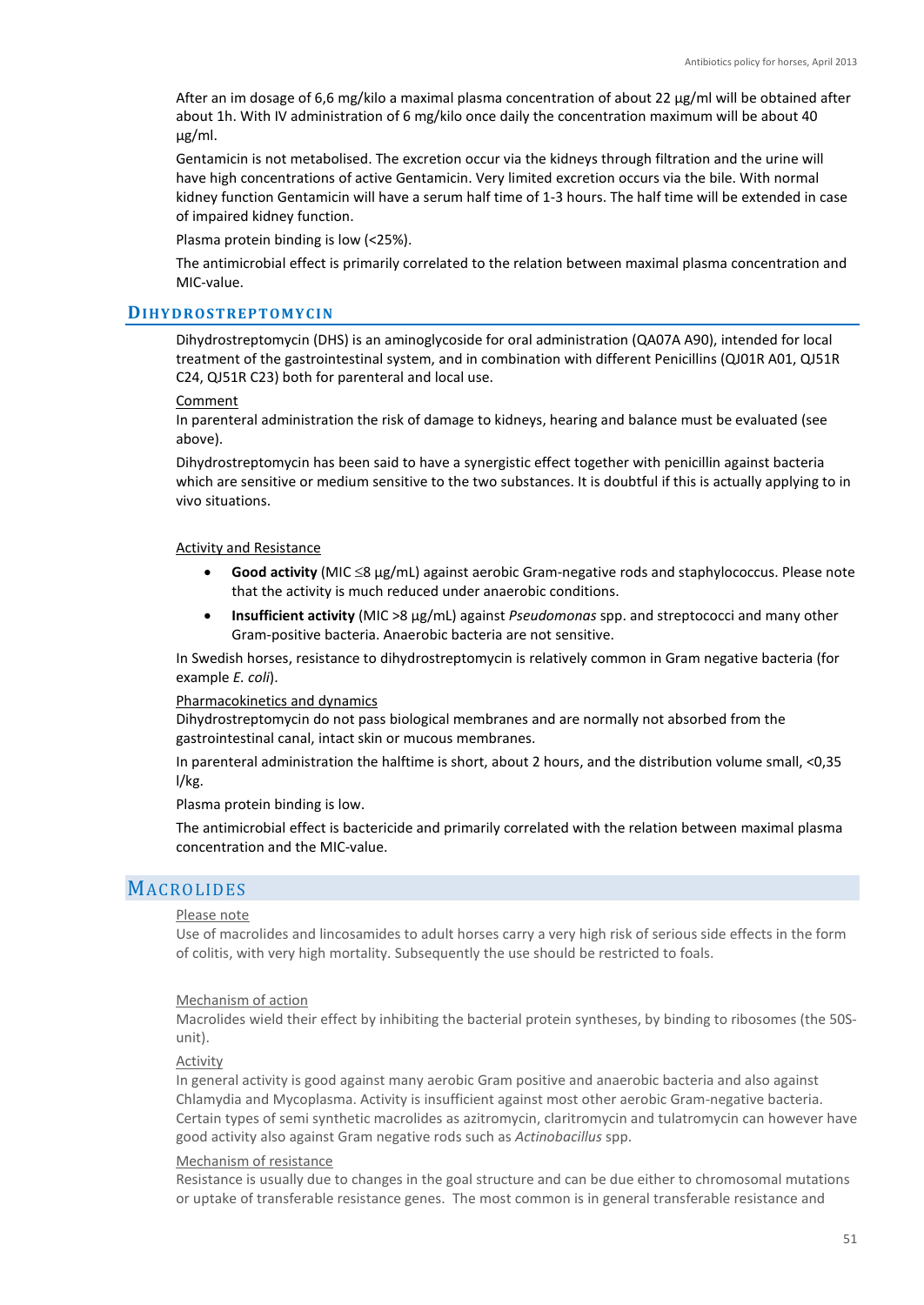After an im dosage of 6,6 mg/kilo a maximal plasma concentration of about 22 µg/ml will be obtained after about 1h. With IV administration of 6 mg/kilo once daily the concentration maximum will be about 40 µg/ml.

Gentamicin is not metabolised. The excretion occur via the kidneys through filtration and the urine will have high concentrations of active Gentamicin. Very limited excretion occurs via the bile. With normal kidney function Gentamicin will have a serum half time of 1-3 hours. The half time will be extended in case of impaired kidney function.

Plasma protein binding is low (<25%).

The antimicrobial effect is primarily correlated to the relation between maximal plasma concentration and MIC-value.

### Dihydrostreptomycin

Dihydrostreptomycin (DHS) is an aminoglycoside for oral administration (QA07A A90), intended for local treatment of the gastrointestinal system, and in combination with different Penicillins (QJ01R A01, QJ51R C24, QJ51R C23) both for parenteral and local use.

Comment

In parenteral administration the risk of damage to kidneys, hearing and balance must be evaluated (see above).

Dihydrostreptomycin has been said to have a synergistic effect together with penicillin against bacteria which are sensitive or medium sensitive to the two substances. It is doubtful if this is actually applying to in vivo situations.

Activity and Resistance

- **Good activity** (MIC ≤8 µg/mL) against aerobic Gram-negative rods and staphylococcus. Please note that the activity is much reduced under anaerobic conditions.
- **Insufficient activity** (MIC >8 µg/mL) against *Pseudomonas* spp. and streptococci and many other Gram-positive bacteria. Anaerobic bacteria are not sensitive.

In Swedish horses, resistance to dihydrostreptomycin is relatively common in Gram negative bacteria (for example *E. coli*).

Pharmacokinetics and dynamics

Dihydrostreptomycin do not pass biological membranes and are normally not absorbed from the gastrointestinal canal, intact skin or mucous membranes.

In parenteral administration the halftime is short, about 2 hours, and the distribution volume small, <0,35 l/kg.

Plasma protein binding is low.

The antimicrobial effect is bactericide and primarily correlated with the relation between maximal plasma concentration and the MIC-value.

## Macrolides

Please note

Use of macrolides and lincosamides to adult horses carry a very high risk of serious side effects in the form of colitis, with very high mortality. Subsequently the use should be restricted to foals.

Mechanism of action

Macrolides wield their effect by inhibiting the bacterial protein syntheses, by binding to ribosomes (the 50S-unit).

Activity

In general activity is good against many aerobic Gram positive and anaerobic bacteria and also against Chlamydia and Mycoplasma. Activity is insufficient against most other aerobic Gram-negative bacteria. Certain types of semi synthetic macrolides as azitromycin, claritromycin and tulatromycin can however have good activity also against Gram negative rods such as *Actinobacillus* spp.

Mechanism of resistance

Resistance is usually due to changes in the goal structure and can be due either to chromosomal mutations or uptake of transferable resistance genes. The most common is in general transferable resistance and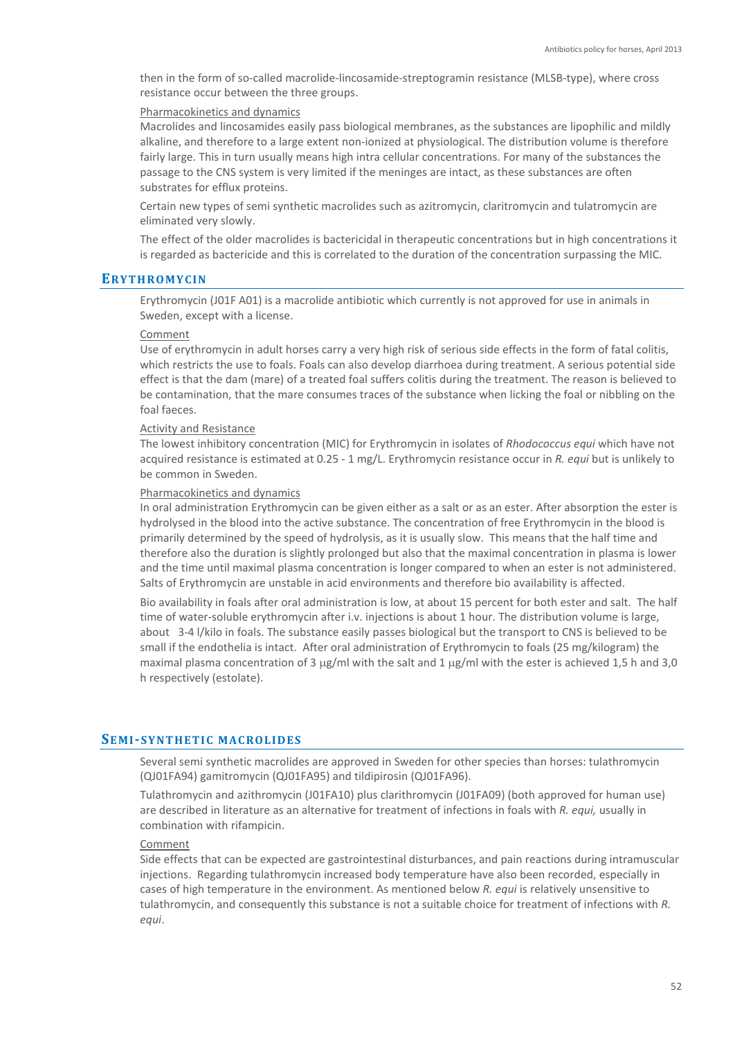then in the form of so-called macrolide-lincosamide-streptogramin resistance (MLSB-type), where cross resistance occur between the three groups.

Pharmacokinetics and dynamics

Macrolides and lincosamides easily pass biological membranes, as the substances are lipophilic and mildly alkaline, and therefore to a large extent non-ionized at physiological. The distribution volume is therefore fairly large. This in turn usually means high intra cellular concentrations. For many of the substances the passage to the CNS system is very limited if the meninges are intact, as these substances are often substrates for efflux proteins.

Certain new types of semi synthetic macrolides such as azitromycin, claritromycin and tulatromycin are eliminated very slowly.

The effect of the older macrolides is bactericidal in therapeutic concentrations but in high concentrations it is regarded as bactericide and this is correlated to the duration of the concentration surpassing the MIC.

## ERYTHROMYCIN

Erythromycin (J01F A01) is a macrolide antibiotic which currently is not approved for use in animals in Sweden, except with a license.

Comment

Use of erythromycin in adult horses carry a very high risk of serious side effects in the form of fatal colitis, which restricts the use to foals. Foals can also develop diarrhoea during treatment. A serious potential side effect is that the dam (mare) of a treated foal suffers colitis during the treatment. The reason is believed to be contamination, that the mare consumes traces of the substance when licking the foal or nibbling on the foal faeces.

Activity and Resistance

The lowest inhibitory concentration (MIC) for Erythromycin in isolates of *Rhodococcus equi* which have not acquired resistance is estimated at 0.25 - 1 mg/L. Erythromycin resistance occur in *R. equi* but is unlikely to be common in Sweden.

Pharmacokinetics and dynamics

In oral administration Erythromycin can be given either as a salt or as an ester. After absorption the ester is hydrolysed in the blood into the active substance. The concentration of free Erythromycin in the blood is primarily determined by the speed of hydrolysis, as it is usually slow. This means that the half time and therefore also the duration is slightly prolonged but also that the maximal concentration in plasma is lower and the time until maximal plasma concentration is longer compared to when an ester is not administered. Salts of Erythromycin are unstable in acid environments and therefore bio availability is affected.

Bio availability in foals after oral administration is low, at about 15 percent for both ester and salt. The half time of water-soluble erythromycin after i.v. injections is about 1 hour. The distribution volume is large, about 3-4 l/kilo in foals. The substance easily passes biological but the transport to CNS is believed to be small if the endothelia is intact. After oral administration of Erythromycin to foals (25 mg/kilogram) the maximal plasma concentration of 3 μg/ml with the salt and 1 μg/ml with the ester is achieved 1,5 h and 3,0 h respectively (estolate).

## SEMI-SYNTHETIC MACROLIDES

Several semi synthetic macrolides are approved in Sweden for other species than horses: tulathromycin (QJ01FA94) gamitromycin (QJ01FA95) and tildipirosin (QJ01FA96).

Tulathromycin and azithromycin (J01FA10) plus clarithromycin (J01FA09) (both approved for human use) are described in literature as an alternative for treatment of infections in foals with *R. equi,* usually in combination with rifampicin.

Comment

Side effects that can be expected are gastrointestinal disturbances, and pain reactions during intramuscular injections. Regarding tulathromycin increased body temperature have also been recorded, especially in cases of high temperature in the environment. As mentioned below *R. equi* is relatively unsensitive to tulathromycin, and consequently this substance is not a suitable choice for treatment of infections with *R. equi*.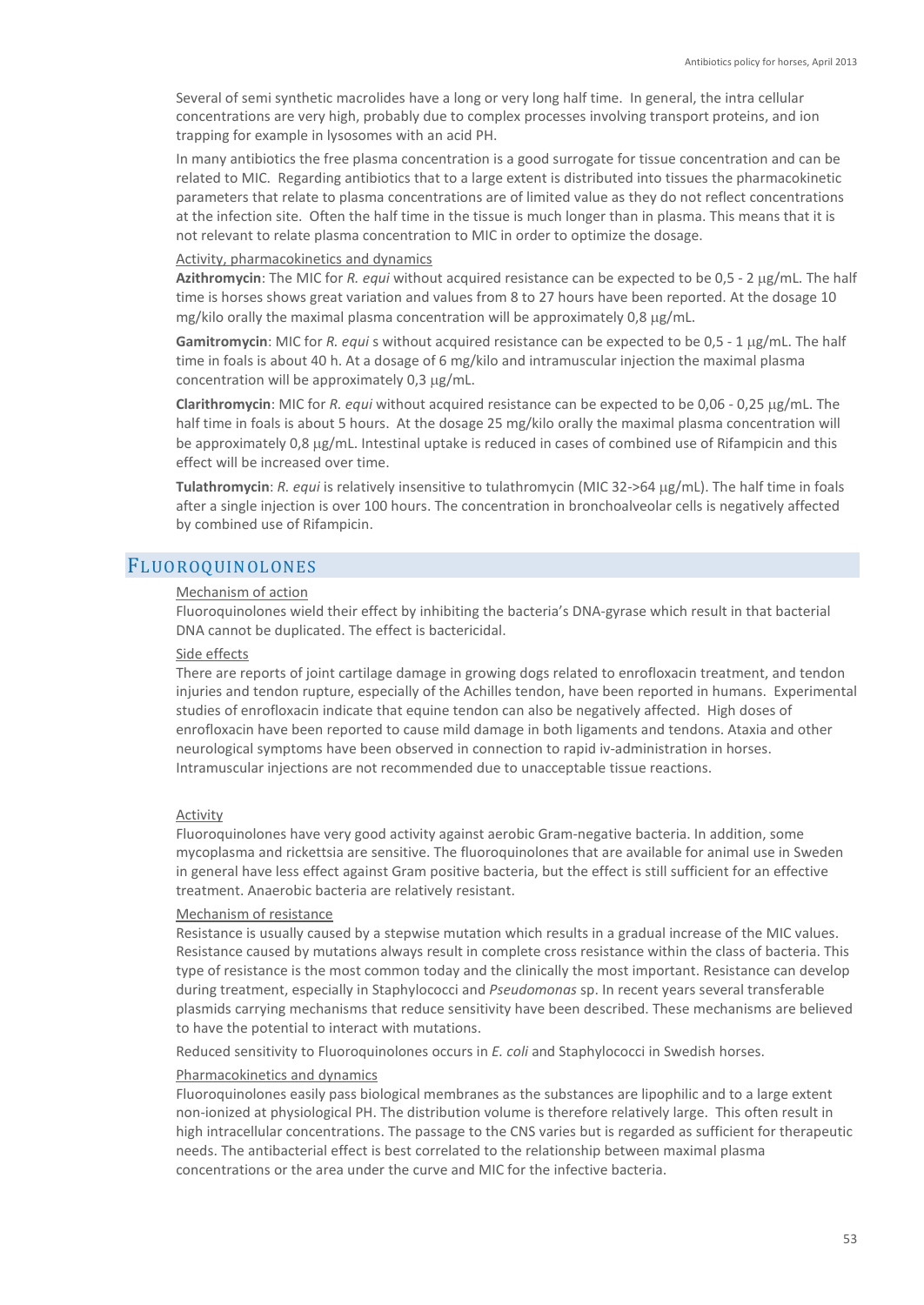Several of semi synthetic macrolides have a long or very long half time. In general, the intra cellular concentrations are very high, probably due to complex processes involving transport proteins, and ion trapping for example in lysosomes with an acid PH.

In many antibiotics the free plasma concentration is a good surrogate for tissue concentration and can be related to MIC. Regarding antibiotics that to a large extent is distributed into tissues the pharmacokinetic parameters that relate to plasma concentrations are of limited value as they do not reflect concentrations at the infection site. Often the half time in the tissue is much longer than in plasma. This means that it is not relevant to relate plasma concentration to MIC in order to optimize the dosage.

Activity, pharmacokinetics and dynamics

**Azithromycin**: The MIC for *R. equi* without acquired resistance can be expected to be 0,5 - 2 μg/mL. The half time is horses shows great variation and values from 8 to 27 hours have been reported. At the dosage 10 mg/kilo orally the maximal plasma concentration will be approximately 0,8 μg/mL.

**Gamitromycin**: MIC for *R. equi* s without acquired resistance can be expected to be 0,5 - 1 μg/mL. The half time in foals is about 40 h. At a dosage of 6 mg/kilo and intramuscular injection the maximal plasma concentration will be approximately 0,3 μg/mL.

**Clarithromycin**: MIC for *R. equi* without acquired resistance can be expected to be 0,06 - 0,25 μg/mL. The half time in foals is about 5 hours. At the dosage 25 mg/kilo orally the maximal plasma concentration will be approximately 0,8 μg/mL. Intestinal uptake is reduced in cases of combined use of Rifampicin and this effect will be increased over time.

**Tulathromycin**: *R. equi* is relatively insensitive to tulathromycin (MIC 32->64 μg/mL). The half time in foals after a single injection is over 100 hours. The concentration in bronchoalveolar cells is negatively affected by combined use of Rifampicin.

## Fluoroquinolones

Mechanism of action

Fluoroquinolones wield their effect by inhibiting the bacteria's DNA-gyrase which result in that bacterial DNA cannot be duplicated. The effect is bactericidal.

Side effects

There are reports of joint cartilage damage in growing dogs related to enrofloxacin treatment, and tendon injuries and tendon rupture, especially of the Achilles tendon, have been reported in humans. Experimental studies of enrofloxacin indicate that equine tendon can also be negatively affected. High doses of enrofloxacin have been reported to cause mild damage in both ligaments and tendons. Ataxia and other neurological symptoms have been observed in connection to rapid iv-administration in horses. Intramuscular injections are not recommended due to unacceptable tissue reactions.

Activity

Fluoroquinolones have very good activity against aerobic Gram-negative bacteria. In addition, some mycoplasma and rickettsia are sensitive. The fluoroquinolones that are available for animal use in Sweden in general have less effect against Gram positive bacteria, but the effect is still sufficient for an effective treatment. Anaerobic bacteria are relatively resistant.

Mechanism of resistance

Resistance is usually caused by a stepwise mutation which results in a gradual increase of the MIC values. Resistance caused by mutations always result in complete cross resistance within the class of bacteria. This type of resistance is the most common today and the clinically the most important. Resistance can develop during treatment, especially in Staphylococci and *Pseudomonas* sp. In recent years several transferable plasmids carrying mechanisms that reduce sensitivity have been described. These mechanisms are believed to have the potential to interact with mutations.

Reduced sensitivity to Fluoroquinolones occurs in *E. coli* and Staphylococci in Swedish horses.

Pharmacokinetics and dynamics

Fluoroquinolones easily pass biological membranes as the substances are lipophilic and to a large extent non-ionized at physiological PH. The distribution volume is therefore relatively large. This often result in high intracellular concentrations. The passage to the CNS varies but is regarded as sufficient for therapeutic needs. The antibacterial effect is best correlated to the relationship between maximal plasma concentrations or the area under the curve and MIC for the infective bacteria.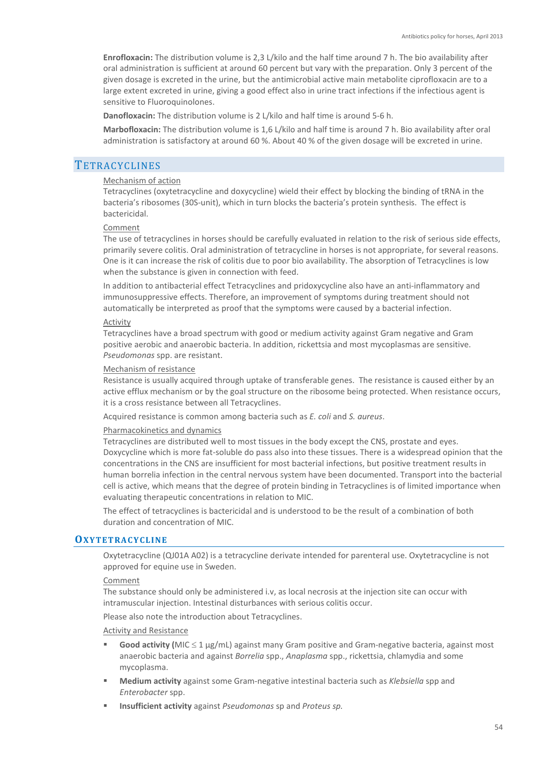**Enrofloxacin:** The distribution volume is 2,3 L/kilo and the half time around 7 h. The bio availability after oral administration is sufficient at around 60 percent but vary with the preparation. Only 3 percent of the given dosage is excreted in the urine, but the antimicrobial active main metabolite ciprofloxacin are to a large extent excreted in urine, giving a good effect also in urine tract infections if the infectious agent is sensitive to Fluoroquinolones.

**Danofloxacin:** The distribution volume is 2 L/kilo and half time is around 5-6 h.

**Marbofloxacin:** The distribution volume is 1,6 L/kilo and half time is around 7 h. Bio availability after oral administration is satisfactory at around 60 %. About 40 % of the given dosage will be excreted in urine.

## Tetracyclines

Mechanism of action

Tetracyclines (oxytetracycline and doxycycline) wield their effect by blocking the binding of tRNA in the bacteria's ribosomes (30S-unit), which in turn blocks the bacteria's protein synthesis. The effect is bactericidal.

Comment

The use of tetracyclines in horses should be carefully evaluated in relation to the risk of serious side effects, primarily severe colitis. Oral administration of tetracycline in horses is not appropriate, for several reasons. One is it can increase the risk of colitis due to poor bio availability. The absorption of Tetracyclines is low when the substance is given in connection with feed.

In addition to antibacterial effect Tetracyclines and pridoxycycline also have an anti-inflammatory and immunosuppressive effects. Therefore, an improvement of symptoms during treatment should not automatically be interpreted as proof that the symptoms were caused by a bacterial infection.

Activity

Tetracyclines have a broad spectrum with good or medium activity against Gram negative and Gram positive aerobic and anaerobic bacteria. In addition, rickettsia and most mycoplasmas are sensitive. *Pseudomonas* spp. are resistant.

Mechanism of resistance

Resistance is usually acquired through uptake of transferable genes. The resistance is caused either by an active efflux mechanism or by the goal structure on the ribosome being protected. When resistance occurs, it is a cross resistance between all Tetracyclines.

Acquired resistance is common among bacteria such as *E. coli* and *S. aureus*.

Pharmacokinetics and dynamics

Tetracyclines are distributed well to most tissues in the body except the CNS, prostate and eyes. Doxycycline which is more fat-soluble do pass also into these tissues. There is a widespread opinion that the concentrations in the CNS are insufficient for most bacterial infections, but positive treatment results in human borrelia infection in the central nervous system have been documented. Transport into the bacterial cell is active, which means that the degree of protein binding in Tetracyclines is of limited importance when evaluating therapeutic concentrations in relation to MIC.

The effect of tetracyclines is bactericidal and is understood to be the result of a combination of both duration and concentration of MIC.

### Oxytetracycline

Oxytetracycline (QJ01A A02) is a tetracycline derivate intended for parenteral use. Oxytetracycline is not approved for equine use in Sweden.

Comment

The substance should only be administered i.v, as local necrosis at the injection site can occur with intramuscular injection. Intestinal disturbances with serious colitis occur.

Please also note the introduction about Tetracyclines.

Activity and Resistance

- **Good activity (**MIC ≤ 1 μg/mL) against many Gram positive and Gram-negative bacteria, against most anaerobic bacteria and against *Borrelia* spp., *Anaplasma* spp., rickettsia, chlamydia and some mycoplasma.
- **Medium activity** against some Gram-negative intestinal bacteria such as *Klebsiella* spp and *Enterobacter* spp.
- **Insufficient activity** against *Pseudomonas* sp and *Proteus sp.*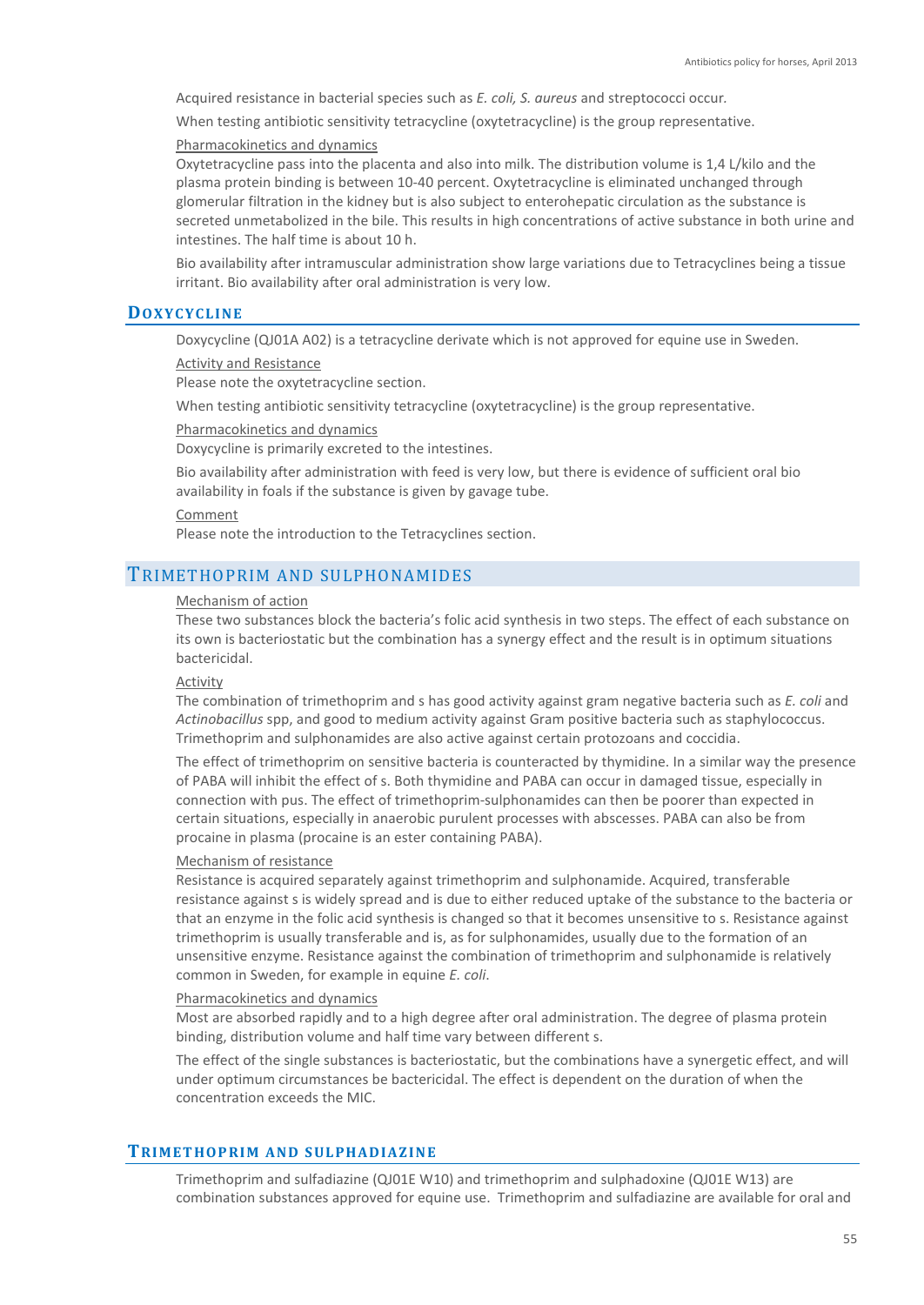Acquired resistance in bacterial species such as *E. coli, S. aureus* and streptococci occur.

When testing antibiotic sensitivity tetracycline (oxytetracycline) is the group representative.

Pharmacokinetics and dynamics

Oxytetracycline pass into the placenta and also into milk. The distribution volume is 1,4 L/kilo and the plasma protein binding is between 10-40 percent. Oxytetracycline is eliminated unchanged through glomerular filtration in the kidney but is also subject to enterohepatic circulation as the substance is secreted unmetabolized in the bile. This results in high concentrations of active substance in both urine and intestines. The half time is about 10 h.

Bio availability after intramuscular administration show large variations due to Tetracyclines being a tissue irritant. Bio availability after oral administration is very low.

### DOXYCYCLINE

Doxycycline (QJ01A A02) is a tetracycline derivate which is not approved for equine use in Sweden.

Activity and Resistance

Please note the oxytetracycline section.

When testing antibiotic sensitivity tetracycline (oxytetracycline) is the group representative.

Pharmacokinetics and dynamics

Doxycycline is primarily excreted to the intestines.

Bio availability after administration with feed is very low, but there is evidence of sufficient oral bio availability in foals if the substance is given by gavage tube.

Comment

Please note the introduction to the Tetracyclines section.

## TRIMETHOPRIM AND SULPHONAMIDES

Mechanism of action

These two substances block the bacteria's folic acid synthesis in two steps. The effect of each substance on its own is bacteriostatic but the combination has a synergy effect and the result is in optimum situations bactericidal.

Activity

The combination of trimethoprim and s has good activity against gram negative bacteria such as *E. coli* and *Actinobacillus* spp, and good to medium activity against Gram positive bacteria such as staphylococcus. Trimethoprim and sulphonamides are also active against certain protozoans and coccidia.

The effect of trimethoprim on sensitive bacteria is counteracted by thymidine. In a similar way the presence of PABA will inhibit the effect of s. Both thymidine and PABA can occur in damaged tissue, especially in connection with pus. The effect of trimethoprim-sulphonamides can then be poorer than expected in certain situations, especially in anaerobic purulent processes with abscesses. PABA can also be from procaine in plasma (procaine is an ester containing PABA).

Mechanism of resistance

Resistance is acquired separately against trimethoprim and sulphonamide. Acquired, transferable resistance against s is widely spread and is due to either reduced uptake of the substance to the bacteria or that an enzyme in the folic acid synthesis is changed so that it becomes unsensitive to s. Resistance against trimethoprim is usually transferable and is, as for sulphonamides, usually due to the formation of an unsensitive enzyme. Resistance against the combination of trimethoprim and sulphonamide is relatively common in Sweden, for example in equine *E. coli*.

Pharmacokinetics and dynamics

Most are absorbed rapidly and to a high degree after oral administration. The degree of plasma protein binding, distribution volume and half time vary between different s.

The effect of the single substances is bacteriostatic, but the combinations have a synergetic effect, and will under optimum circumstances be bactericidal. The effect is dependent on the duration of when the concentration exceeds the MIC.

### TRIMETHOPRIM AND SULPHADIAZINE

Trimethoprim and sulfadiazine (QJ01E W10) and trimethoprim and sulphadoxine (QJ01E W13) are combination substances approved for equine use. Trimethoprim and sulfadiazine are available for oral and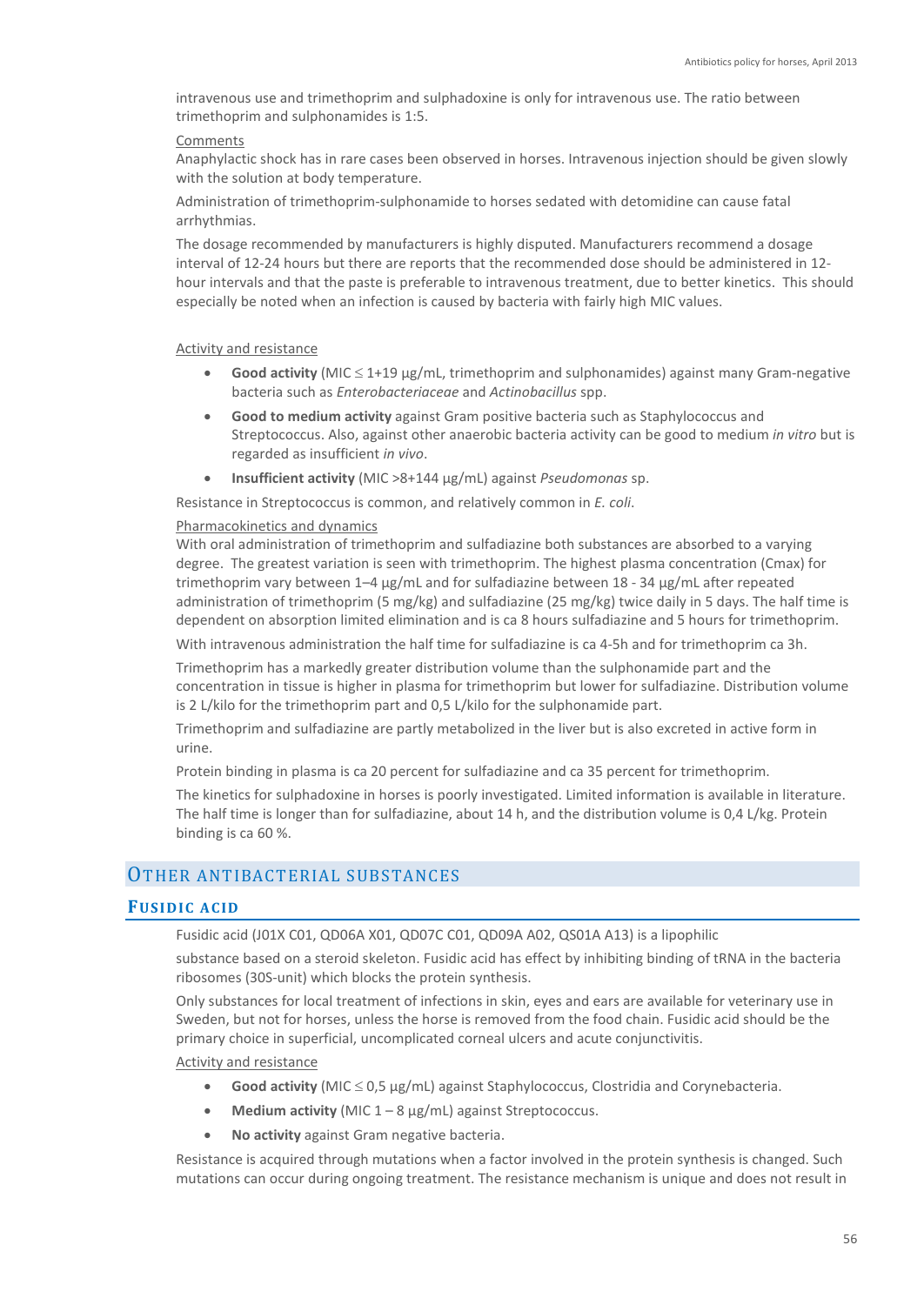intravenous use and trimethoprim and sulphadoxine is only for intravenous use. The ratio between trimethoprim and sulphonamides is 1:5.

Comments

Anaphylactic shock has in rare cases been observed in horses. Intravenous injection should be given slowly with the solution at body temperature.

Administration of trimethoprim-sulphonamide to horses sedated with detomidine can cause fatal arrhythmias.

The dosage recommended by manufacturers is highly disputed. Manufacturers recommend a dosage interval of 12-24 hours but there are reports that the recommended dose should be administered in 12-hour intervals and that the paste is preferable to intravenous treatment, due to better kinetics. This should especially be noted when an infection is caused by bacteria with fairly high MIC values.

Activity and resistance

- **Good activity** (MIC ≤ 1+19 µg/mL, trimethoprim and sulphonamides) against many Gram-negative bacteria such as *Enterobacteriaceae* and *Actinobacillus* spp.
- **Good to medium activity** against Gram positive bacteria such as Staphylococcus and Streptococcus. Also, against other anaerobic bacteria activity can be good to medium *in vitro* but is regarded as insufficient *in vivo*.
- **Insufficient activity** (MIC >8+144 µg/mL) against *Pseudomonas* sp.

Resistance in Streptococcus is common, and relatively common in *E. coli*.

Pharmacokinetics and dynamics

With oral administration of trimethoprim and sulfadiazine both substances are absorbed to a varying degree. The greatest variation is seen with trimethoprim. The highest plasma concentration (Cmax) for trimethoprim vary between 1–4 µg/mL and for sulfadiazine between 18 - 34 µg/mL after repeated administration of trimethoprim (5 mg/kg) and sulfadiazine (25 mg/kg) twice daily in 5 days. The half time is dependent on absorption limited elimination and is ca 8 hours sulfadiazine and 5 hours for trimethoprim.

With intravenous administration the half time for sulfadiazine is ca 4-5h and for trimethoprim ca 3h.

Trimethoprim has a markedly greater distribution volume than the sulphonamide part and the concentration in tissue is higher in plasma for trimethoprim but lower for sulfadiazine. Distribution volume is 2 L/kilo for the trimethoprim part and 0,5 L/kilo for the sulphonamide part.

Trimethoprim and sulfadiazine are partly metabolized in the liver but is also excreted in active form in urine.

Protein binding in plasma is ca 20 percent for sulfadiazine and ca 35 percent for trimethoprim.

The kinetics for sulphadoxine in horses is poorly investigated. Limited information is available in literature. The half time is longer than for sulfadiazine, about 14 h, and the distribution volume is 0,4 L/kg. Protein binding is ca 60 %.

## Other antibacterial substances

### Fusidic acid

Fusidic acid (J01X C01, QD06A X01, QD07C C01, QD09A A02, QS01A A13) is a lipophilic substance based on a steroid skeleton. Fusidic acid has effect by inhibiting binding of tRNA in the bacteria ribosomes (30S-unit) which blocks the protein synthesis.

Only substances for local treatment of infections in skin, eyes and ears are available for veterinary use in Sweden, but not for horses, unless the horse is removed from the food chain. Fusidic acid should be the primary choice in superficial, uncomplicated corneal ulcers and acute conjunctivitis.

Activity and resistance

- **Good activity** (MIC ≤ 0,5 µg/mL) against Staphylococcus, Clostridia and Corynebacteria.
- **Medium activity** (MIC 1 – 8 µg/mL) against Streptococcus.
- **No activity** against Gram negative bacteria.

Resistance is acquired through mutations when a factor involved in the protein synthesis is changed. Such mutations can occur during ongoing treatment. The resistance mechanism is unique and does not result in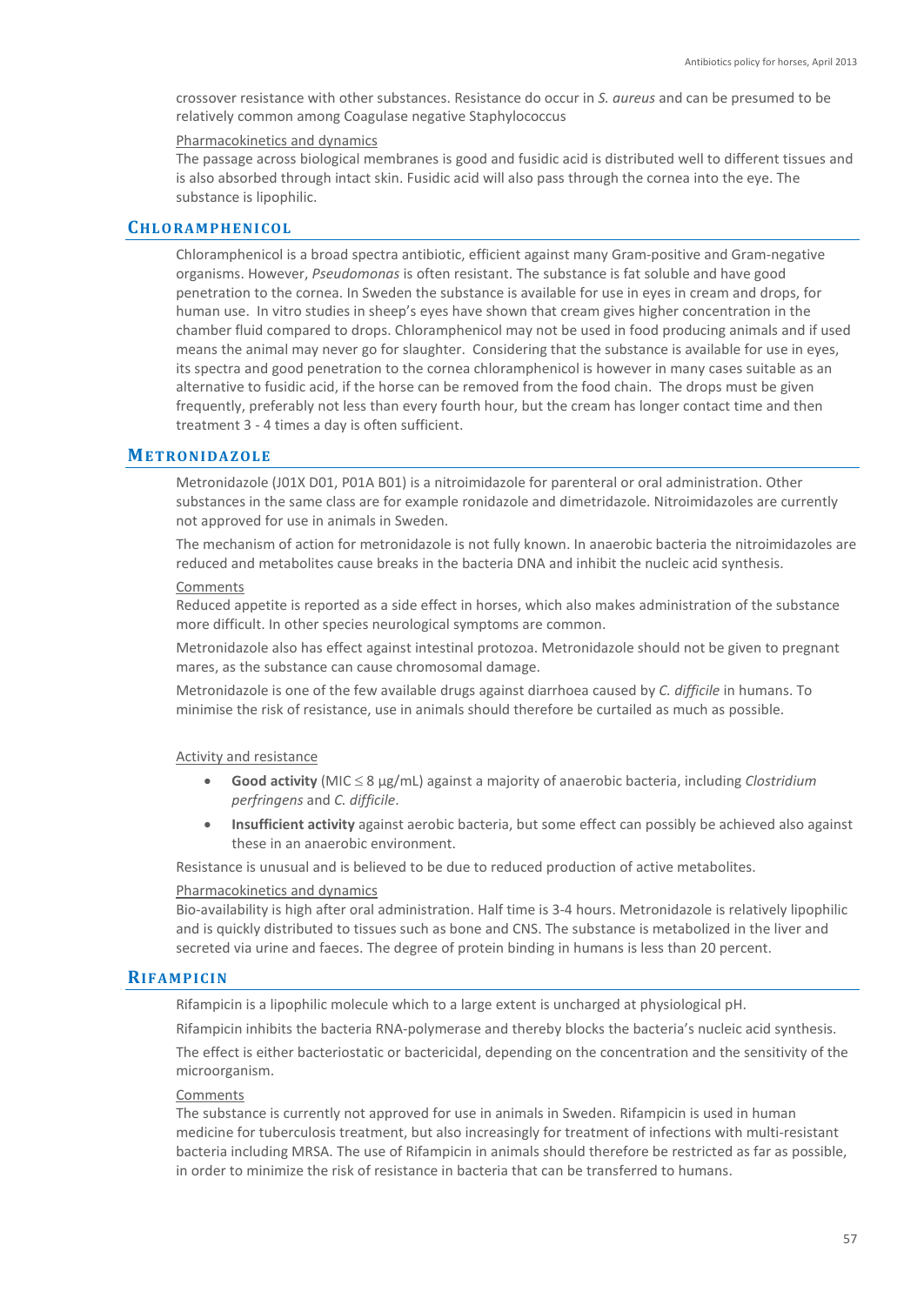crossover resistance with other substances. Resistance do occur in *S. aureus* and can be presumed to be relatively common among Coagulase negative Staphylococcus

Pharmacokinetics and dynamics

The passage across biological membranes is good and fusidic acid is distributed well to different tissues and is also absorbed through intact skin. Fusidic acid will also pass through the cornea into the eye. The substance is lipophilic.

## Chloramphenicol

Chloramphenicol is a broad spectra antibiotic, efficient against many Gram-positive and Gram-negative organisms. However, *Pseudomonas* is often resistant. The substance is fat soluble and have good penetration to the cornea. In Sweden the substance is available for use in eyes in cream and drops, for human use. In vitro studies in sheep's eyes have shown that cream gives higher concentration in the chamber fluid compared to drops. Chloramphenicol may not be used in food producing animals and if used means the animal may never go for slaughter. Considering that the substance is available for use in eyes, its spectra and good penetration to the cornea chloramphenicol is however in many cases suitable as an alternative to fusidic acid, if the horse can be removed from the food chain. The drops must be given frequently, preferably not less than every fourth hour, but the cream has longer contact time and then treatment 3 - 4 times a day is often sufficient.

## Metronidazole

Metronidazole (J01X D01, P01A B01) is a nitroimidazole for parenteral or oral administration. Other substances in the same class are for example ronidazole and dimetridazole. Nitroimidazoles are currently not approved for use in animals in Sweden.

The mechanism of action for metronidazole is not fully known. In anaerobic bacteria the nitroimidazoles are reduced and metabolites cause breaks in the bacteria DNA and inhibit the nucleic acid synthesis.

Comments

Reduced appetite is reported as a side effect in horses, which also makes administration of the substance more difficult. In other species neurological symptoms are common.

Metronidazole also has effect against intestinal protozoa. Metronidazole should not be given to pregnant mares, as the substance can cause chromosomal damage.

Metronidazole is one of the few available drugs against diarrhoea caused by *C. difficile* in humans. To minimise the risk of resistance, use in animals should therefore be curtailed as much as possible.

Activity and resistance

- **Good activity** (MIC ≤ 8 µg/mL) against a majority of anaerobic bacteria, including *Clostridium perfringens* and *C. difficile*.
- **Insufficient activity** against aerobic bacteria, but some effect can possibly be achieved also against these in an anaerobic environment.

Resistance is unusual and is believed to be due to reduced production of active metabolites.

Pharmacokinetics and dynamics

Bio-availability is high after oral administration. Half time is 3-4 hours. Metronidazole is relatively lipophilic and is quickly distributed to tissues such as bone and CNS. The substance is metabolized in the liver and secreted via urine and faeces. The degree of protein binding in humans is less than 20 percent.

## Rifampicin

Rifampicin is a lipophilic molecule which to a large extent is uncharged at physiological pH.

Rifampicin inhibits the bacteria RNA-polymerase and thereby blocks the bacteria's nucleic acid synthesis.

The effect is either bacteriostatic or bactericidal, depending on the concentration and the sensitivity of the microorganism.

Comments

The substance is currently not approved for use in animals in Sweden. Rifampicin is used in human medicine for tuberculosis treatment, but also increasingly for treatment of infections with multi-resistant bacteria including MRSA. The use of Rifampicin in animals should therefore be restricted as far as possible, in order to minimize the risk of resistance in bacteria that can be transferred to humans.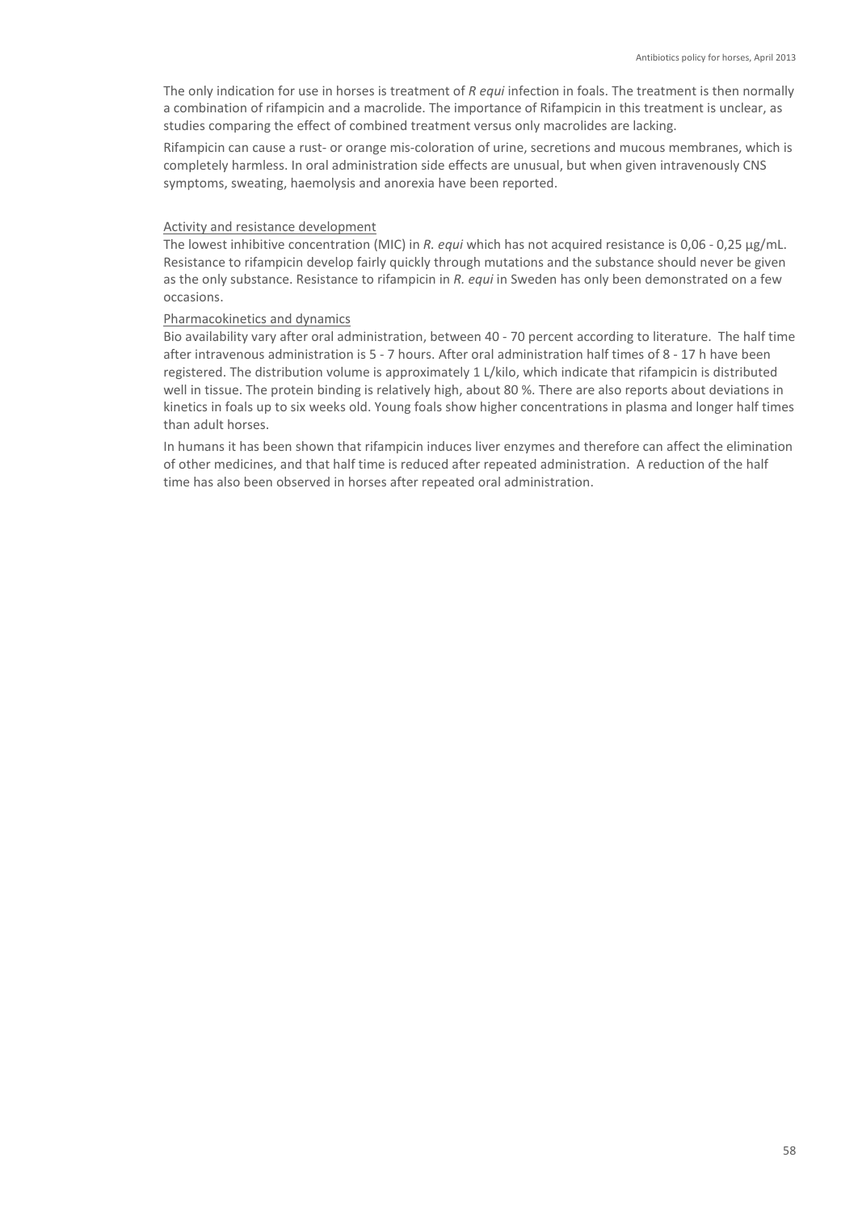The only indication for use in horses is treatment of *R equi* infection in foals. The treatment is then normally a combination of rifampicin and a macrolide. The importance of Rifampicin in this treatment is unclear, as studies comparing the effect of combined treatment versus only macrolides are lacking.

Rifampicin can cause a rust- or orange mis-coloration of urine, secretions and mucous membranes, which is completely harmless. In oral administration side effects are unusual, but when given intravenously CNS symptoms, sweating, haemolysis and anorexia have been reported.

<u>Activity and resistance development</u>

The lowest inhibitive concentration (MIC) in *R. equi* which has not acquired resistance is 0,06 - 0,25 µg/mL. Resistance to rifampicin develop fairly quickly through mutations and the substance should never be given as the only substance. Resistance to rifampicin in *R. equi* in Sweden has only been demonstrated on a few occasions.

<u>Pharmacokinetics and dynamics</u>

Bio availability vary after oral administration, between 40 - 70 percent according to literature. The half time after intravenous administration is 5 - 7 hours. After oral administration half times of 8 - 17 h have been registered. The distribution volume is approximately 1 L/kilo, which indicate that rifampicin is distributed well in tissue. The protein binding is relatively high, about 80 %. There are also reports about deviations in kinetics in foals up to six weeks old. Young foals show higher concentrations in plasma and longer half times than adult horses.

In humans it has been shown that rifampicin induces liver enzymes and therefore can affect the elimination of other medicines, and that half time is reduced after repeated administration. A reduction of the half time has also been observed in horses after repeated oral administration.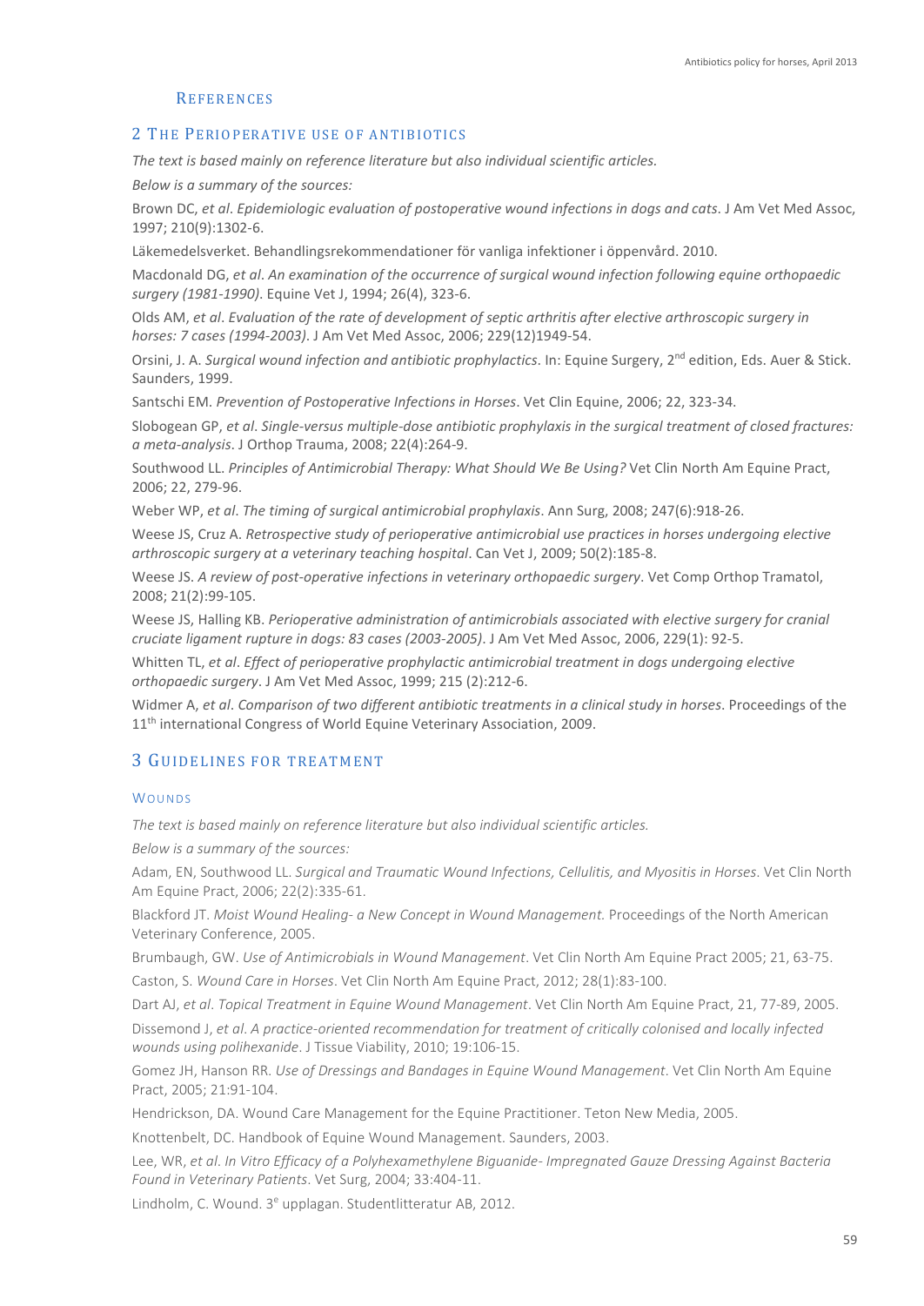## References

## 2 The perioperative use of antibiotics

*The text is based mainly on reference literature but also individual scientific articles.*

*Below is a summary of the sources:*

Brown DC, *et al*. *Epidemiologic evaluation of postoperative wound infections in dogs and cats*. J Am Vet Med Assoc, 1997; 210(9):1302-6.

Läkemedelsverket. Behandlingsrekommendationer för vanliga infektioner i öppenvård. 2010.

Macdonald DG, *et al*. *An examination of the occurrence of surgical wound infection following equine orthopaedic surgery (1981-1990)*. Equine Vet J, 1994; 26(4), 323-6.

Olds AM, *et al*. *Evaluation of the rate of development of septic arthritis after elective arthroscopic surgery in horses: 7 cases (1994-2003)*. J Am Vet Med Assoc, 2006; 229(12)1949-54.

Orsini, J. A. *Surgical wound infection and antibiotic prophylactics*. In: Equine Surgery, 2nd edition, Eds. Auer & Stick. Saunders, 1999.

Santschi EM. *Prevention of Postoperative Infections in Horses*. Vet Clin Equine, 2006; 22, 323-34.

Slobogean GP, *et al*. *Single-versus multiple-dose antibiotic prophylaxis in the surgical treatment of closed fractures: a meta-analysis*. J Orthop Trauma, 2008; 22(4):264-9.

Southwood LL. *Principles of Antimicrobial Therapy: What Should We Be Using?* Vet Clin North Am Equine Pract, 2006; 22, 279-96.

Weber WP, *et al*. *The timing of surgical antimicrobial prophylaxis*. Ann Surg, 2008; 247(6):918-26.

Weese JS, Cruz A. *Retrospective study of perioperative antimicrobial use practices in horses undergoing elective arthroscopic surgery at a veterinary teaching hospital*. Can Vet J, 2009; 50(2):185-8.

Weese JS. *A review of post-operative infections in veterinary orthopaedic surgery*. Vet Comp Orthop Tramatol, 2008; 21(2):99-105.

Weese JS, Halling KB. *Perioperative administration of antimicrobials associated with elective surgery for cranial cruciate ligament rupture in dogs: 83 cases (2003-2005)*. J Am Vet Med Assoc, 2006, 229(1): 92-5.

Whitten TL, *et al*. *Effect of perioperative prophylactic antimicrobial treatment in dogs undergoing elective orthopaedic surgery*. J Am Vet Med Assoc, 1999; 215 (2):212-6.

Widmer A, *et al*. *Comparison of two different antibiotic treatments in a clinical study in horses*. Proceedings of the 11th international Congress of World Equine Veterinary Association, 2009.

## 3 Guidelines for treatment

### Wounds

*The text is based mainly on reference literature but also individual scientific articles.*

*Below is a summary of the sources:*

Adam, EN, Southwood LL. *Surgical and Traumatic Wound Infections, Cellulitis, and Myositis in Horses*. Vet Clin North Am Equine Pract, 2006; 22(2):335-61.

Blackford JT. *Moist Wound Healing- a New Concept in Wound Management.* Proceedings of the North American Veterinary Conference, 2005.

Brumbaugh, GW. *Use of Antimicrobials in Wound Management*. Vet Clin North Am Equine Pract 2005; 21, 63-75.

Caston, S. *Wound Care in Horses*. Vet Clin North Am Equine Pract, 2012; 28(1):83-100.

Dart AJ, *et al*. *Topical Treatment in Equine Wound Management*. Vet Clin North Am Equine Pract, 21, 77-89, 2005.

Dissemond J, *et al*. *A practice-oriented recommendation for treatment of critically colonised and locally infected wounds using polihexanide*. J Tissue Viability, 2010; 19:106-15.

Gomez JH, Hanson RR. *Use of Dressings and Bandages in Equine Wound Management*. Vet Clin North Am Equine Pract, 2005; 21:91-104.

Hendrickson, DA. Wound Care Management for the Equine Practitioner. Teton New Media, 2005.

Knottenbelt, DC. Handbook of Equine Wound Management. Saunders, 2003.

Lee, WR, *et al*. *In Vitro Efficacy of a Polyhexamethylene Biguanide- Impregnated Gauze Dressing Against Bacteria Found in Veterinary Patients*. Vet Surg, 2004; 33:404-11.

Lindholm, C. Wound. 3e upplagan. Studentlitteratur AB, 2012.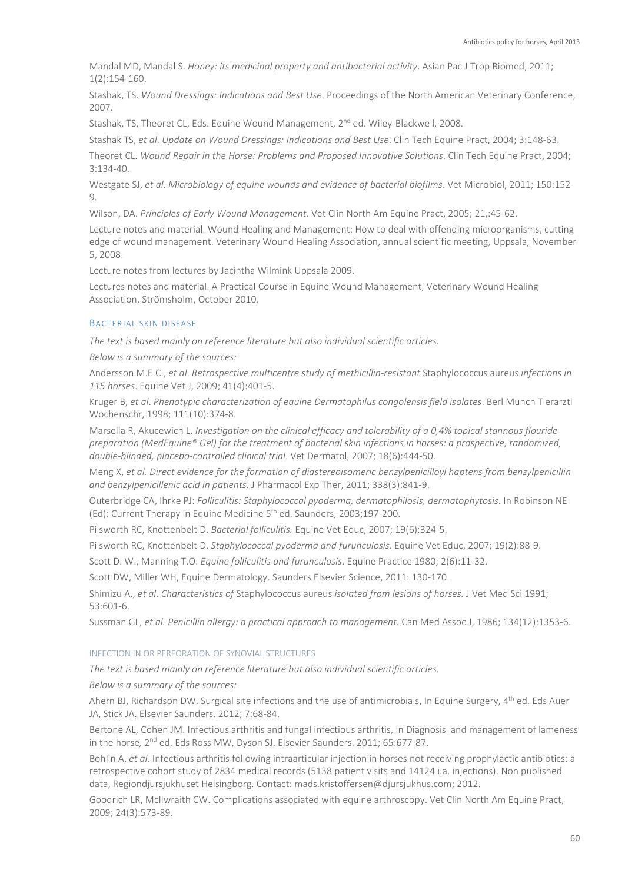Mandal MD, Mandal S. *Honey: its medicinal property and antibacterial activity*. Asian Pac J Trop Biomed, 2011; 1(2):154-160.

Stashak, TS. *Wound Dressings: Indications and Best Use*. Proceedings of the North American Veterinary Conference, 2007.

Stashak, TS, Theoret CL, Eds. Equine Wound Management, 2nd ed. Wiley-Blackwell, 2008.

Stashak TS, *et al*. *Update on Wound Dressings: Indications and Best Use*. Clin Tech Equine Pract, 2004; 3:148-63.

Theoret CL. *Wound Repair in the Horse: Problems and Proposed Innovative Solutions*. Clin Tech Equine Pract, 2004; 3:134-40.

Westgate SJ, *et al*. *Microbiology of equine wounds and evidence of bacterial biofilms*. Vet Microbiol, 2011; 150:152-9.

Wilson, DA. *Principles of Early Wound Management*. Vet Clin North Am Equine Pract, 2005; 21,:45-62.

Lecture notes and material. Wound Healing and Management: How to deal with offending microorganisms, cutting edge of wound management. Veterinary Wound Healing Association, annual scientific meeting, Uppsala, November 5, 2008.

Lecture notes from lectures by Jacintha Wilmink Uppsala 2009.

Lectures notes and material. A Practical Course in Equine Wound Management, Veterinary Wound Healing Association, Strömsholm, October 2010.

### Bacterial skin disease

*The text is based mainly on reference literature but also individual scientific articles.*

*Below is a summary of the sources:*

Andersson M.E.C., *et al*. *Retrospective multicentre study of methicillin-resistant* Staphylococcus aureus *infections in 115 horses*. Equine Vet J, 2009; 41(4):401-5.

Kruger B, *et al*. *Phenotypic characterization of equine Dermatophilus congolensis field isolates*. Berl Munch Tierarztl Wochenschr, 1998; 111(10):374-8.

Marsella R, Akucewich L. *Investigation on the clinical efficacy and tolerability of a 0,4% topical stannous flouride preparation (MedEquine® Gel) for the treatment of bacterial skin infections in horses: a prospective, randomized, double-blinded, placebo-controlled clinical trial*. Vet Dermatol, 2007; 18(6):444-50.

Meng X, *et al. Direct evidence for the formation of diastereoisomeric benzylpenicilloyl haptens from benzylpenicillin and benzylpenicillenic acid in patients.* J Pharmacol Exp Ther, 2011; 338(3):841-9.

Outerbridge CA, Ihrke PJ: *Folliculitis: Staphylococcal pyoderma, dermatophilosis, dermatophytosis.* In Robinson NE (Ed): Current Therapy in Equine Medicine 5th ed. Saunders, 2003;197-200.

Pilsworth RC, Knottenbelt D. *Bacterial folliculitis.* Equine Vet Educ, 2007; 19(6):324-5.

Pilsworth RC, Knottenbelt D. *Staphylococcal pyoderma and furunculosis*. Equine Vet Educ, 2007; 19(2):88-9.

Scott D. W., Manning T.O. *Equine folliculitis and furunculosis*. Equine Practice 1980; 2(6):11-32.

Scott DW, Miller WH, Equine Dermatology. Saunders Elsevier Science, 2011: 130-170.

Shimizu A., *et al*. *Characteristics of* Staphylococcus aureus *isolated from lesions of horses.* J Vet Med Sci 1991; 53:601-6.

Sussman GL, *et al. Penicillin allergy: a practical approach to management.* Can Med Assoc J, 1986; 134(12):1353-6.

#### Infection in or perforation of synovial structures

*The text is based mainly on reference literature but also individual scientific articles.*

*Below is a summary of the sources:*

Ahern BJ, Richardson DW. Surgical site infections and the use of antimicrobials, In Equine Surgery, 4th ed. Eds Auer JA, Stick JA. Elsevier Saunders. 2012; 7:68-84.

Bertone AL, Cohen JM. Infectious arthritis and fungal infectious arthritis, In Diagnosis and management of lameness in the horse, 2nd ed. Eds Ross MW, Dyson SJ. Elsevier Saunders. 2011; 65:677-87.

Bohlin A, *et al*. Infectious arthritis following intraarticular injection in horses not receiving prophylactic antibiotics: a retrospective cohort study of 2834 medical records (5138 patient visits and 14124 i.a. injections). Non published data, Regiondjursjukhuset Helsingborg. Contact: mads.kristoffersen@djursjukhus.com; 2012.

Goodrich LR, McIlwraith CW. Complications associated with equine arthroscopy. Vet Clin North Am Equine Pract, 2009; 24(3):573-89.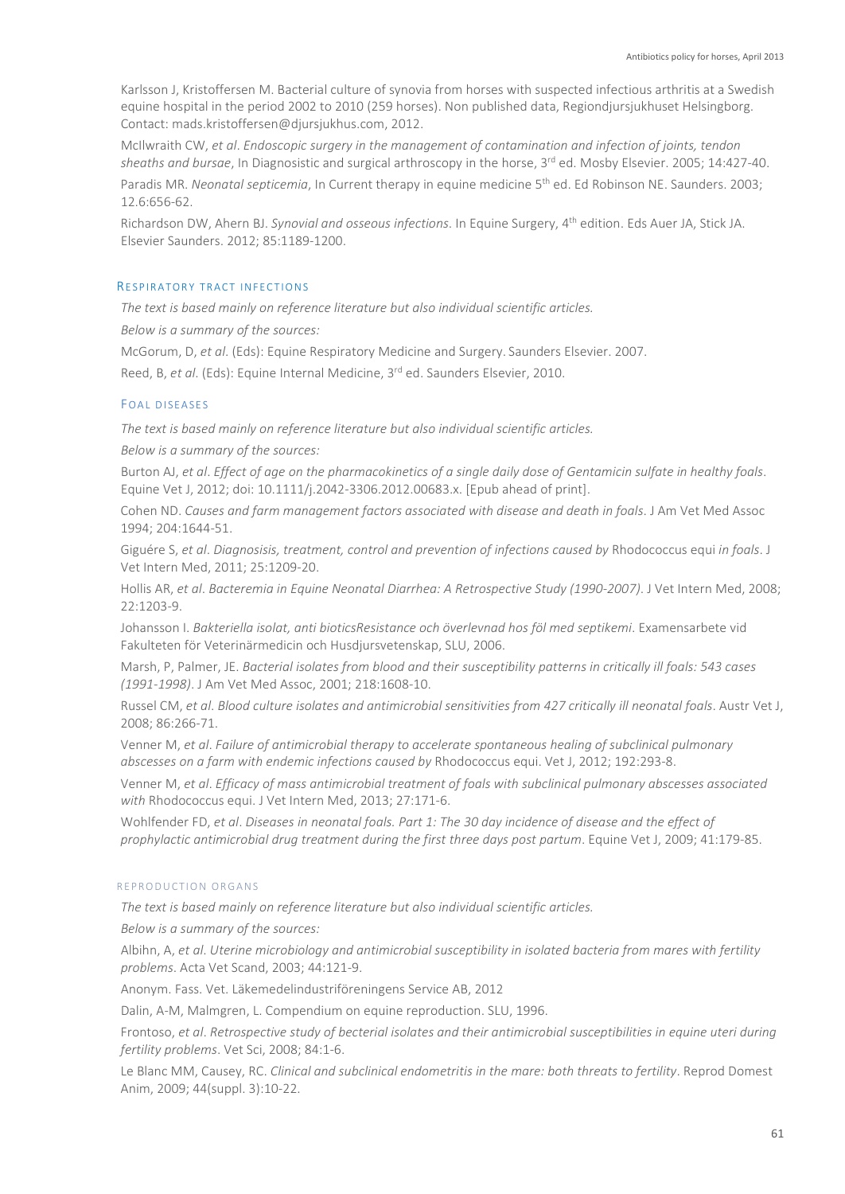Karlsson J, Kristoffersen M. Bacterial culture of synovia from horses with suspected infectious arthritis at a Swedish equine hospital in the period 2002 to 2010 (259 horses). Non published data, Regiondjursjukhuset Helsingborg. Contact: mads.kristoffersen@djursjukhus.com, 2012.

McIlwraith CW, *et al*. *Endoscopic surgery in the management of contamination and infection of joints, tendon sheaths and bursae*, In Diagnosistic and surgical arthroscopy in the horse, 3rd ed. Mosby Elsevier. 2005; 14:427-40.

Paradis MR. *Neonatal septicemia*, In Current therapy in equine medicine 5th ed. Ed Robinson NE. Saunders. 2003; 12.6:656-62.

Richardson DW, Ahern BJ. *Synovial and osseous infections*. In Equine Surgery, 4th edition. Eds Auer JA, Stick JA. Elsevier Saunders. 2012; 85:1189-1200.

## Respiratory tract infections

*The text is based mainly on reference literature but also individual scientific articles.*

*Below is a summary of the sources:*

McGorum, D, *et al*. (Eds): Equine Respiratory Medicine and Surgery. Saunders Elsevier. 2007.

Reed, B, *et al*. (Eds): Equine Internal Medicine, 3rd ed. Saunders Elsevier, 2010.

## Foal diseases

*The text is based mainly on reference literature but also individual scientific articles.*

*Below is a summary of the sources:*

Burton AJ, *et al*. *Effect of age on the pharmacokinetics of a single daily dose of Gentamicin sulfate in healthy foals*. Equine Vet J, 2012; doi: 10.1111/j.2042-3306.2012.00683.x. [Epub ahead of print].

Cohen ND. *Causes and farm management factors associated with disease and death in foals*. J Am Vet Med Assoc 1994; 204:1644-51.

Giguére S, *et al*. *Diagnosisis, treatment, control and prevention of infections caused by* Rhodococcus equi *in foals*. J Vet Intern Med, 2011; 25:1209-20.

Hollis AR, *et al*. *Bacteremia in Equine Neonatal Diarrhea: A Retrospective Study (1990-2007)*. J Vet Intern Med, 2008; 22:1203-9.

Johansson I. *Bakteriella isolat, anti bioticsResistance och överlevnad hos föl med septikemi*. Examensarbete vid Fakulteten för Veterinärmedicin och Husdjursvetenskap, SLU, 2006.

Marsh, P, Palmer, JE. *Bacterial isolates from blood and their susceptibility patterns in critically ill foals: 543 cases (1991-1998)*. J Am Vet Med Assoc, 2001; 218:1608-10.

Russel CM, *et al*. *Blood culture isolates and antimicrobial sensitivities from 427 critically ill neonatal foals*. Austr Vet J, 2008; 86:266-71.

Venner M, *et al*. *Failure of antimicrobial therapy to accelerate spontaneous healing of subclinical pulmonary abscesses on a farm with endemic infections caused by* Rhodococcus equi. Vet J, 2012; 192:293-8.

Venner M, *et al*. *Efficacy of mass antimicrobial treatment of foals with subclinical pulmonary abscesses associated with* Rhodococcus equi. J Vet Intern Med, 2013; 27:171-6.

Wohlfender FD, *et al*. *Diseases in neonatal foals. Part 1: The 30 day incidence of disease and the effect of prophylactic antimicrobial drug treatment during the first three days post partum*. Equine Vet J, 2009; 41:179-85.

### Reproduction organs

*The text is based mainly on reference literature but also individual scientific articles.*

*Below is a summary of the sources:*

Albihn, A, *et al*. *Uterine microbiology and antimicrobial susceptibility in isolated bacteria from mares with fertility problems*. Acta Vet Scand, 2003; 44:121-9.

Anonym. Fass. Vet. Läkemedelindustriföreningens Service AB, 2012

Dalin, A-M, Malmgren, L. Compendium on equine reproduction. SLU, 1996.

Frontoso, *et al*. *Retrospective study of becterial isolates and their antimicrobial susceptibilities in equine uteri during fertility problems*. Vet Sci, 2008; 84:1-6.

Le Blanc MM, Causey, RC. *Clinical and subclinical endometritis in the mare: both threats to fertility*. Reprod Domest Anim, 2009; 44(suppl. 3):10-22.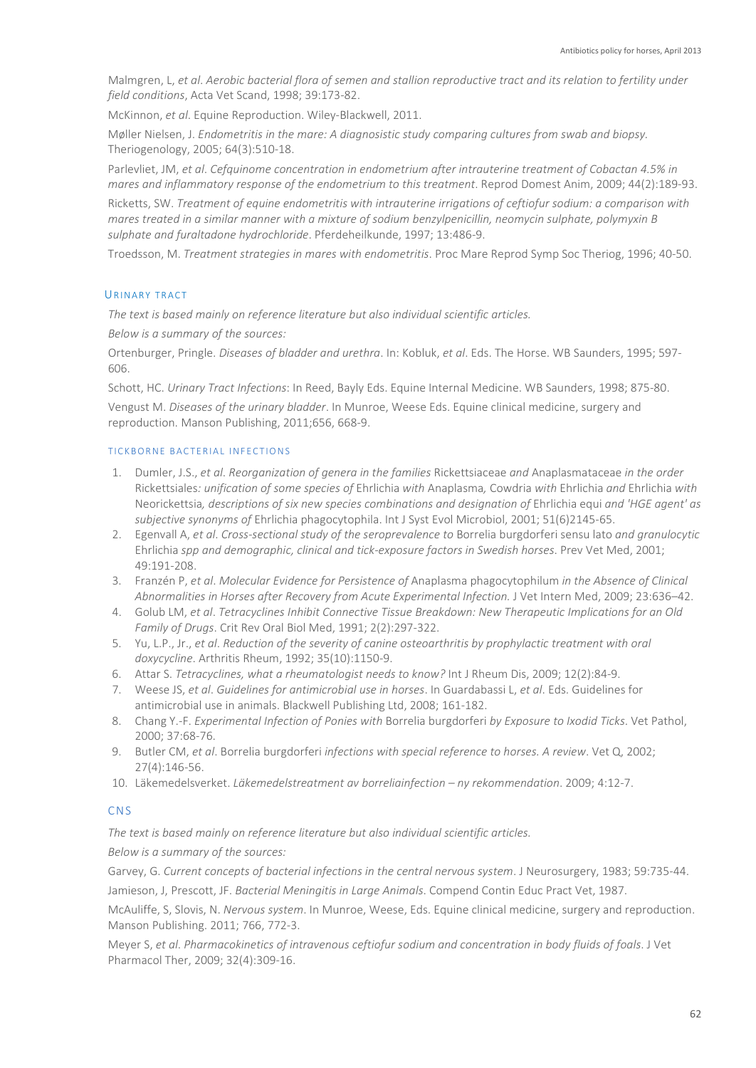Malmgren, L, *et al*. *Aerobic bacterial flora of semen and stallion reproductive tract and its relation to fertility under field conditions*, Acta Vet Scand, 1998; 39:173-82.

McKinnon, *et al*. Equine Reproduction. Wiley-Blackwell, 2011.

Møller Nielsen, J. *Endometritis in the mare: A diagnosistic study comparing cultures from swab and biopsy*. Theriogenology, 2005; 64(3):510-18.

Parlevliet, JM, *et al*. *Cefquinome concentration in endometrium after intrauterine treatment of Cobactan 4.5% in mares and inflammatory response of the endometrium to this treatment*. Reprod Domest Anim, 2009; 44(2):189-93.

Ricketts, SW. *Treatment of equine endometritis with intrauterine irrigations of ceftiofur sodium: a comparison with mares treated in a similar manner with a mixture of sodium benzylpenicillin, neomycin sulphate, polymyxin B sulphate and furaltadone hydrochloride*. Pferdeheilkunde, 1997; 13:486-9.

Troedsson, M. *Treatment strategies in mares with endometritis*. Proc Mare Reprod Symp Soc Theriog, 1996; 40-50.

## Urinary tract

*The text is based mainly on reference literature but also individual scientific articles.*

*Below is a summary of the sources:*

Ortenburger, Pringle. *Diseases of bladder and urethra*. In: Kobluk, *et al*. Eds. The Horse. WB Saunders, 1995; 597-606.

Schott, HC. *Urinary Tract Infections*: In Reed, Bayly Eds. Equine Internal Medicine. WB Saunders, 1998; 875-80.

Vengust M. *Diseases of the urinary bladder*. In Munroe, Weese Eds. Equine clinical medicine, surgery and reproduction. Manson Publishing, 2011;656, 668-9.

### Tickborne bacterial infections

1. Dumler, J.S., *et al*. *Reorganization of genera in the families* Rickettsiaceae *and* Anaplasmataceae *in the order* Rickettsiales*: unification of some species of* Ehrlichia *with* Anaplasma*,* Cowdria *with* Ehrlichia *and* Ehrlichia *with* Neorickettsia*, descriptions of six new species combinations and designation of* Ehrlichia equi *and 'HGE agent' as subjective synonyms of* Ehrlichia phagocytophila. Int J Syst Evol Microbiol, 2001; 51(6)2145-65.
2. Egenvall A, *et al*. *Cross-sectional study of the seroprevalence to* Borrelia burgdorferi sensu lato *and granulocytic* Ehrlichia *spp and demographic, clinical and tick-exposure factors in Swedish horses*. Prev Vet Med, 2001; 49:191-208.
3. Franzén P, *et al*. *Molecular Evidence for Persistence of* Anaplasma phagocytophilum *in the Absence of Clinical Abnormalities in Horses after Recovery from Acute Experimental Infection.* J Vet Intern Med, 2009; 23:636–42.
4. Golub LM, *et al*. *Tetracyclines Inhibit Connective Tissue Breakdown: New Therapeutic Implications for an Old Family of Drugs*. Crit Rev Oral Biol Med, 1991; 2(2):297-322.
5. Yu, L.P., Jr., *et al*. *Reduction of the severity of canine osteoarthritis by prophylactic treatment with oral doxycycline*. Arthritis Rheum, 1992; 35(10):1150-9.
6. Attar S. *Tetracyclines, what a rheumatologist needs to know?* Int J Rheum Dis, 2009; 12(2):84-9.
7. Weese JS, *et al*. *Guidelines for antimicrobial use in horses*. In Guardabassi L, *et al*. Eds. Guidelines for antimicrobial use in animals. Blackwell Publishing Ltd, 2008; 161-182.
8. Chang Y.-F. *Experimental Infection of Ponies with* Borrelia burgdorferi *by Exposure to Ixodid Ticks*. Vet Pathol, 2000; 37:68-76.
9. Butler CM, *et al*. Borrelia burgdorferi *infections with special reference to horses. A review*. Vet Q, 2002; 27(4):146-56.
10. Läkemedelsverket. *Läkemedelstreatment av borreliainfection – ny rekommendation*. 2009; 4:12-7.

## CNS

*The text is based mainly on reference literature but also individual scientific articles.*

*Below is a summary of the sources:*

Garvey, G. *Current concepts of bacterial infections in the central nervous system*. J Neurosurgery, 1983; 59:735-44.

Jamieson, J, Prescott, JF. *Bacterial Meningitis in Large Animals*. Compend Contin Educ Pract Vet, 1987.

McAuliffe, S, Slovis, N. *Nervous system*. In Munroe, Weese, Eds. Equine clinical medicine, surgery and reproduction. Manson Publishing. 2011; 766, 772-3.

Meyer S, *et al*. *Pharmacokinetics of intravenous ceftiofur sodium and concentration in body fluids of foals*. J Vet Pharmacol Ther, 2009; 32(4):309-16.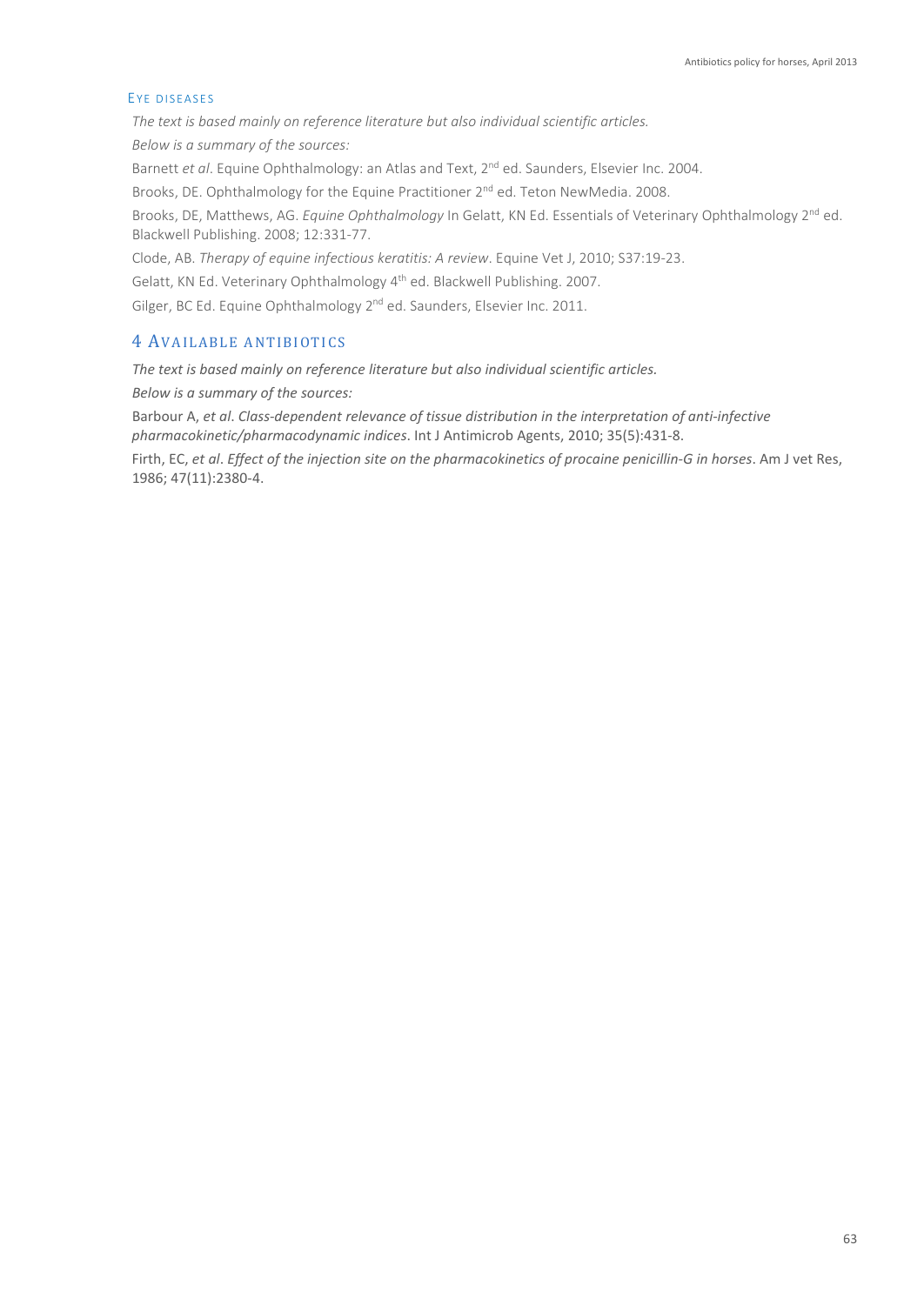### Eye diseases

*The text is based mainly on reference literature but also individual scientific articles.*

*Below is a summary of the sources:*

Barnett *et al*. Equine Ophthalmology: an Atlas and Text, 2nd ed. Saunders, Elsevier Inc. 2004.

Brooks, DE. Ophthalmology for the Equine Practitioner 2nd ed. Teton NewMedia. 2008.

Brooks, DE, Matthews, AG. *Equine Ophthalmology* In Gelatt, KN Ed. Essentials of Veterinary Ophthalmology 2nd ed. Blackwell Publishing. 2008; 12:331-77.

Clode, AB. *Therapy of equine infectious keratitis: A review*. Equine Vet J, 2010; S37:19-23.

Gelatt, KN Ed. Veterinary Ophthalmology 4th ed. Blackwell Publishing. 2007.

Gilger, BC Ed. Equine Ophthalmology 2nd ed. Saunders, Elsevier Inc. 2011.

## 4 Available antibiotics

*The text is based mainly on reference literature but also individual scientific articles.*

*Below is a summary of the sources:*

Barbour A, *et al*. *Class-dependent relevance of tissue distribution in the interpretation of anti-infective pharmacokinetic/pharmacodynamic indices*. Int J Antimicrob Agents, 2010; 35(5):431-8.

Firth, EC, *et al*. *Effect of the injection site on the pharmacokinetics of procaine penicillin-G in horses*. Am J vet Res, 1986; 47(11):2380-4.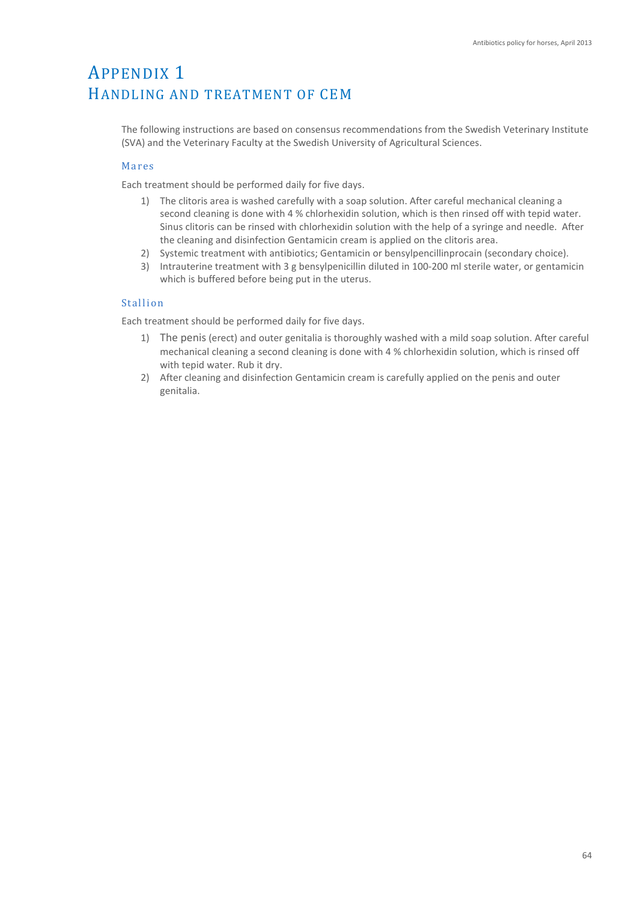# Appendix 1
## Handling and treatment of CEM

The following instructions are based on consensus recommendations from the Swedish Veterinary Institute (SVA) and the Veterinary Faculty at the Swedish University of Agricultural Sciences.

### Mares

Each treatment should be performed daily for five days.

1) The clitoris area is washed carefully with a soap solution. After careful mechanical cleaning a second cleaning is done with 4 % chlorhexidin solution, which is then rinsed off with tepid water. Sinus clitoris can be rinsed with chlorhexidin solution with the help of a syringe and needle. After the cleaning and disinfection Gentamicin cream is applied on the clitoris area.
2) Systemic treatment with antibiotics; Gentamicin or bensylpencillinprocain (secondary choice).
3) Intrauterine treatment with 3 g bensylpenicillin diluted in 100-200 ml sterile water, or gentamicin which is buffered before being put in the uterus.

### Stallion

Each treatment should be performed daily for five days.

1) The penis (erect) and outer genitalia is thoroughly washed with a mild soap solution. After careful mechanical cleaning a second cleaning is done with 4 % chlorhexidin solution, which is rinsed off with tepid water. Rub it dry.
2) After cleaning and disinfection Gentamicin cream is carefully applied on the penis and outer genitalia.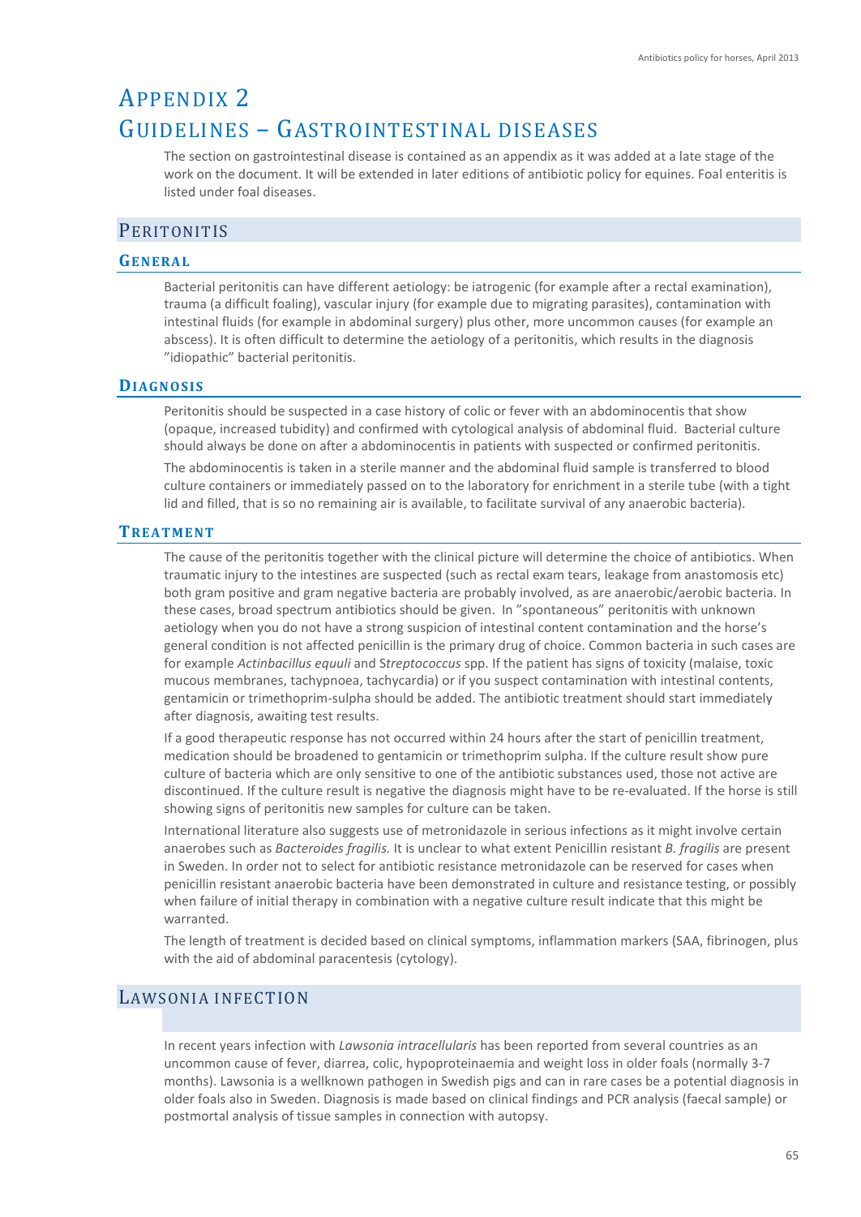# Appendix 2
# Guidelines – Gastrointestinal diseases

The section on gastrointestinal disease is contained as an appendix as it was added at a late stage of the work on the document. It will be extended in later editions of antibiotic policy for equines. Foal enteritis is listed under foal diseases.

## Peritonitis

### General

Bacterial peritonitis can have different aetiology: be iatrogenic (for example after a rectal examination), trauma (a difficult foaling), vascular injury (for example due to migrating parasites), contamination with intestinal fluids (for example in abdominal surgery) plus other, more uncommon causes (for example an abscess). It is often difficult to determine the aetiology of a peritonitis, which results in the diagnosis ”idiopathic” bacterial peritonitis.

### Diagnosis

Peritonitis should be suspected in a case history of colic or fever with an abdominocentis that show (opaque, increased tubidity) and confirmed with cytological analysis of abdominal fluid. Bacterial culture should always be done on after a abdominocentis in patients with suspected or confirmed peritonitis.

The abdominocentis is taken in a sterile manner and the abdominal fluid sample is transferred to blood culture containers or immediately passed on to the laboratory for enrichment in a sterile tube (with a tight lid and filled, that is so no remaining air is available, to facilitate survival of any anaerobic bacteria).

### Treatment

The cause of the peritonitis together with the clinical picture will determine the choice of antibiotics. When traumatic injury to the intestines are suspected (such as rectal exam tears, leakage from anastomosis etc) both gram positive and gram negative bacteria are probably involved, as are anaerobic/aerobic bacteria. In these cases, broad spectrum antibiotics should be given. In ”spontaneous” peritonitis with unknown aetiology when you do not have a strong suspicion of intestinal content contamination and the horse's general condition is not affected penicillin is the primary drug of choice. Common bacteria in such cases are for example *Actinbacillus equuli* and S*treptococcus* spp. If the patient has signs of toxicity (malaise, toxic mucous membranes, tachypnoea, tachycardia) or if you suspect contamination with intestinal contents, gentamicin or trimethoprim-sulpha should be added. The antibiotic treatment should start immediately after diagnosis, awaiting test results.

If a good therapeutic response has not occurred within 24 hours after the start of penicillin treatment, medication should be broadened to gentamicin or trimethoprim sulpha. If the culture result show pure culture of bacteria which are only sensitive to one of the antibiotic substances used, those not active are discontinued. If the culture result is negative the diagnosis might have to be re-evaluated. If the horse is still showing signs of peritonitis new samples for culture can be taken.

International literature also suggests use of metronidazole in serious infections as it might involve certain anaerobes such as *Bacteroides fragilis.* It is unclear to what extent Penicillin resistant *B. fragilis* are present in Sweden. In order not to select for antibiotic resistance metronidazole can be reserved for cases when penicillin resistant anaerobic bacteria have been demonstrated in culture and resistance testing, or possibly when failure of initial therapy in combination with a negative culture result indicate that this might be warranted.

The length of treatment is decided based on clinical symptoms, inflammation markers (SAA, fibrinogen, plus with the aid of abdominal paracentesis (cytology).

## Lawsonia infection

In recent years infection with *Lawsonia intracellularis* has been reported from several countries as an uncommon cause of fever, diarrea, colic, hypoproteinaemia and weight loss in older foals (normally 3-7 months). Lawsonia is a wellknown pathogen in Swedish pigs and can in rare cases be a potential diagnosis in older foals also in Sweden. Diagnosis is made based on clinical findings and PCR analysis (faecal sample) or postmortal analysis of tissue samples in connection with autopsy.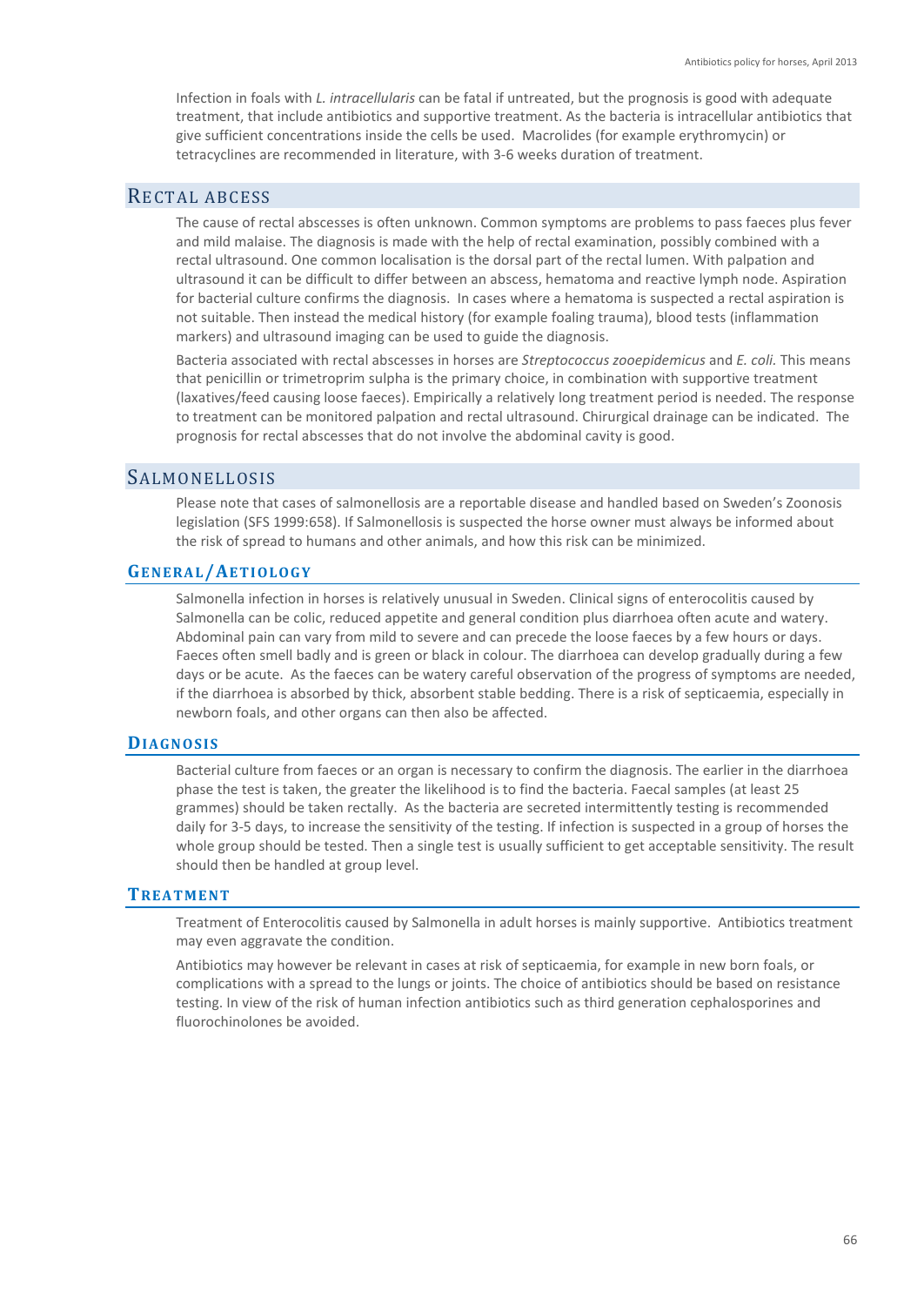Infection in foals with *L. intracellularis* can be fatal if untreated, but the prognosis is good with adequate treatment, that include antibiotics and supportive treatment. As the bacteria is intracellular antibiotics that give sufficient concentrations inside the cells be used. Macrolides (for example erythromycin) or tetracyclines are recommended in literature, with 3-6 weeks duration of treatment.

## Rectal abcess

The cause of rectal abscesses is often unknown. Common symptoms are problems to pass faeces plus fever and mild malaise. The diagnosis is made with the help of rectal examination, possibly combined with a rectal ultrasound. One common localisation is the dorsal part of the rectal lumen. With palpation and ultrasound it can be difficult to differ between an abscess, hematoma and reactive lymph node. Aspiration for bacterial culture confirms the diagnosis. In cases where a hematoma is suspected a rectal aspiration is not suitable. Then instead the medical history (for example foaling trauma), blood tests (inflammation markers) and ultrasound imaging can be used to guide the diagnosis.

Bacteria associated with rectal abscesses in horses are *Streptococcus zooepidemicus* and *E. coli.* This means that penicillin or trimetroprim sulpha is the primary choice, in combination with supportive treatment (laxatives/feed causing loose faeces). Empirically a relatively long treatment period is needed. The response to treatment can be monitored palpation and rectal ultrasound. Chirurgical drainage can be indicated. The prognosis for rectal abscesses that do not involve the abdominal cavity is good.

## Salmonellosis

Please note that cases of salmonellosis are a reportable disease and handled based on Sweden's Zoonosis legislation (SFS 1999:658). If Salmonellosis is suspected the horse owner must always be informed about the risk of spread to humans and other animals, and how this risk can be minimized.

### General/Aetiology

Salmonella infection in horses is relatively unusual in Sweden. Clinical signs of enterocolitis caused by Salmonella can be colic, reduced appetite and general condition plus diarrhoea often acute and watery. Abdominal pain can vary from mild to severe and can precede the loose faeces by a few hours or days. Faeces often smell badly and is green or black in colour. The diarrhoea can develop gradually during a few days or be acute. As the faeces can be watery careful observation of the progress of symptoms are needed, if the diarrhoea is absorbed by thick, absorbent stable bedding. There is a risk of septicaemia, especially in newborn foals, and other organs can then also be affected.

### Diagnosis

Bacterial culture from faeces or an organ is necessary to confirm the diagnosis. The earlier in the diarrhoea phase the test is taken, the greater the likelihood is to find the bacteria. Faecal samples (at least 25 grammes) should be taken rectally. As the bacteria are secreted intermittently testing is recommended daily for 3-5 days, to increase the sensitivity of the testing. If infection is suspected in a group of horses the whole group should be tested. Then a single test is usually sufficient to get acceptable sensitivity. The result should then be handled at group level.

### Treatment

Treatment of Enterocolitis caused by Salmonella in adult horses is mainly supportive. Antibiotics treatment may even aggravate the condition.

Antibiotics may however be relevant in cases at risk of septicaemia, for example in new born foals, or complications with a spread to the lungs or joints. The choice of antibiotics should be based on resistance testing. In view of the risk of human infection antibiotics such as third generation cephalosporines and fluorochinolones be avoided.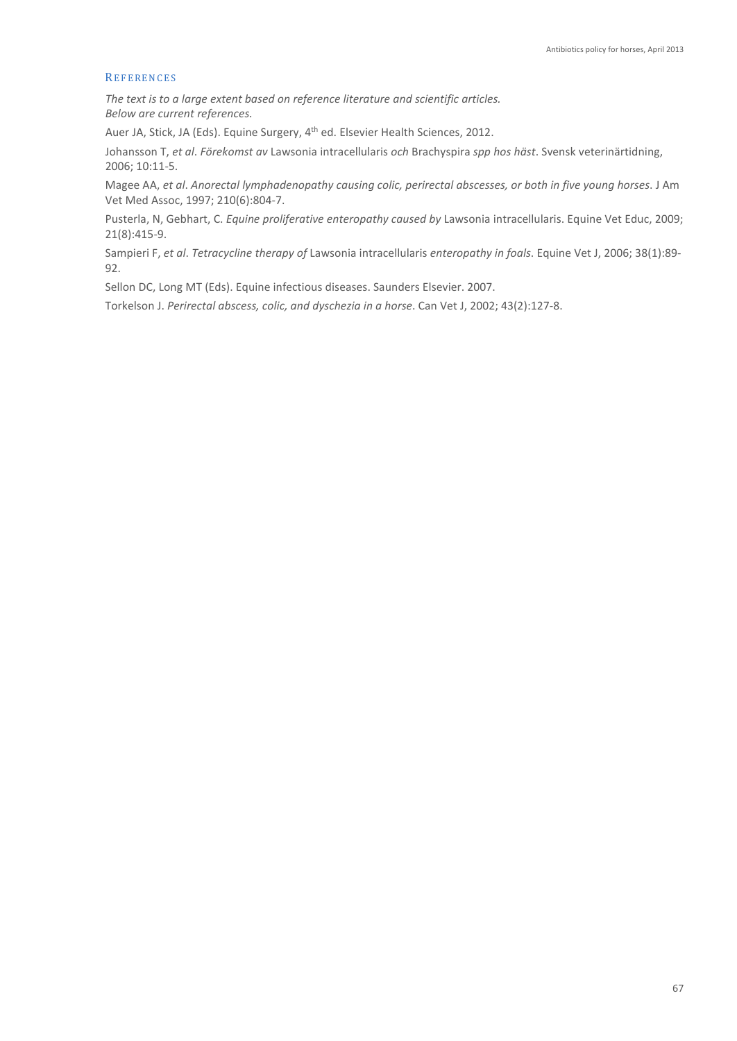## References

*The text is to a large extent based on reference literature and scientific articles.*
*Below are current references.*

Auer JA, Stick, JA (Eds). Equine Surgery, 4th ed. Elsevier Health Sciences, 2012.

Johansson T, *et al*. *Förekomst av* Lawsonia intracellularis *och* Brachyspira *spp hos häst*. Svensk veterinärtidning, 2006; 10:11-5.

Magee AA, *et al*. *Anorectal lymphadenopathy causing colic, perirectal abscesses, or both in five young horses*. J Am Vet Med Assoc, 1997; 210(6):804-7.

Pusterla, N, Gebhart, C. *Equine proliferative enteropathy caused by* Lawsonia intracellularis. Equine Vet Educ, 2009; 21(8):415-9.

Sampieri F, *et al*. *Tetracycline therapy of* Lawsonia intracellularis *enteropathy in foals*. Equine Vet J, 2006; 38(1):89-92.

Sellon DC, Long MT (Eds). Equine infectious diseases. Saunders Elsevier. 2007.

Torkelson J. *Perirectal abscess, colic, and dyschezia in a horse*. Can Vet J, 2002; 43(2):127-8.